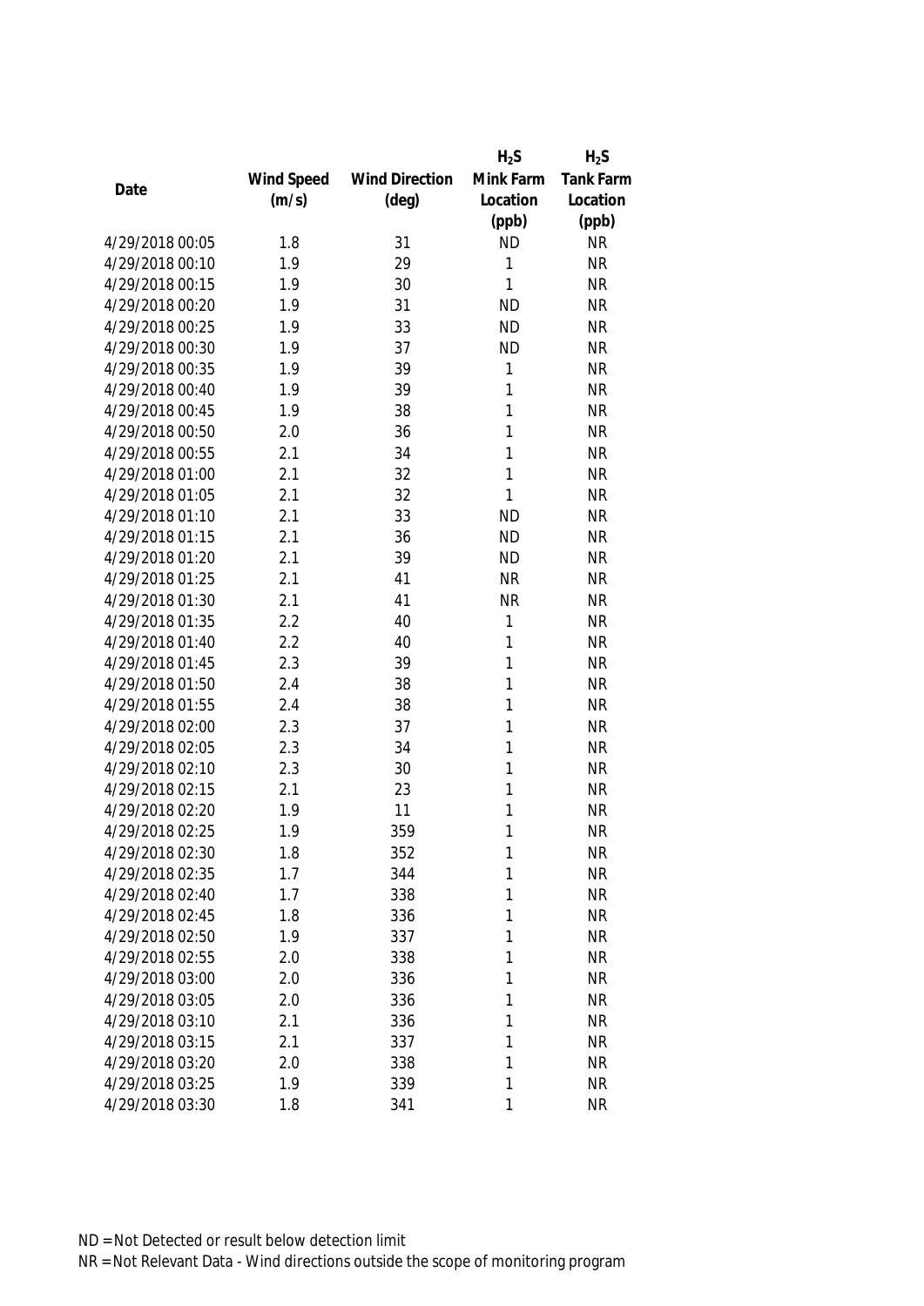| Date | Wind Speed (m/s) | Wind Direction (deg) | $H_2S$ Mink Farm Location (ppb) | $H_2S$ Tank Farm Location (ppb) |
|---|---|---|---|---|
| 4/29/2018 00:05 | 1.8 | 31 | ND | NR |
| 4/29/2018 00:10 | 1.9 | 29 | 1 | NR |
| 4/29/2018 00:15 | 1.9 | 30 | 1 | NR |
| 4/29/2018 00:20 | 1.9 | 31 | ND | NR |
| 4/29/2018 00:25 | 1.9 | 33 | ND | NR |
| 4/29/2018 00:30 | 1.9 | 37 | ND | NR |
| 4/29/2018 00:35 | 1.9 | 39 | 1 | NR |
| 4/29/2018 00:40 | 1.9 | 39 | 1 | NR |
| 4/29/2018 00:45 | 1.9 | 38 | 1 | NR |
| 4/29/2018 00:50 | 2.0 | 36 | 1 | NR |
| 4/29/2018 00:55 | 2.1 | 34 | 1 | NR |
| 4/29/2018 01:00 | 2.1 | 32 | 1 | NR |
| 4/29/2018 01:05 | 2.1 | 32 | 1 | NR |
| 4/29/2018 01:10 | 2.1 | 33 | ND | NR |
| 4/29/2018 01:15 | 2.1 | 36 | ND | NR |
| 4/29/2018 01:20 | 2.1 | 39 | ND | NR |
| 4/29/2018 01:25 | 2.1 | 41 | NR | NR |
| 4/29/2018 01:30 | 2.1 | 41 | NR | NR |
| 4/29/2018 01:35 | 2.2 | 40 | 1 | NR |
| 4/29/2018 01:40 | 2.2 | 40 | 1 | NR |
| 4/29/2018 01:45 | 2.3 | 39 | 1 | NR |
| 4/29/2018 01:50 | 2.4 | 38 | 1 | NR |
| 4/29/2018 01:55 | 2.4 | 38 | 1 | NR |
| 4/29/2018 02:00 | 2.3 | 37 | 1 | NR |
| 4/29/2018 02:05 | 2.3 | 34 | 1 | NR |
| 4/29/2018 02:10 | 2.3 | 30 | 1 | NR |
| 4/29/2018 02:15 | 2.1 | 23 | 1 | NR |
| 4/29/2018 02:20 | 1.9 | 11 | 1 | NR |
| 4/29/2018 02:25 | 1.9 | 359 | 1 | NR |
| 4/29/2018 02:30 | 1.8 | 352 | 1 | NR |
| 4/29/2018 02:35 | 1.7 | 344 | 1 | NR |
| 4/29/2018 02:40 | 1.7 | 338 | 1 | NR |
| 4/29/2018 02:45 | 1.8 | 336 | 1 | NR |
| 4/29/2018 02:50 | 1.9 | 337 | 1 | NR |
| 4/29/2018 02:55 | 2.0 | 338 | 1 | NR |
| 4/29/2018 03:00 | 2.0 | 336 | 1 | NR |
| 4/29/2018 03:05 | 2.0 | 336 | 1 | NR |
| 4/29/2018 03:10 | 2.1 | 336 | 1 | NR |
| 4/29/2018 03:15 | 2.1 | 337 | 1 | NR |
| 4/29/2018 03:20 | 2.0 | 338 | 1 | NR |
| 4/29/2018 03:25 | 1.9 | 339 | 1 | NR |
| 4/29/2018 03:30 | 1.8 | 341 | 1 | NR |

ND = Not Detected or result below detection limit

NR = Not Relevant Data - Wind directions outside the scope of monitoring program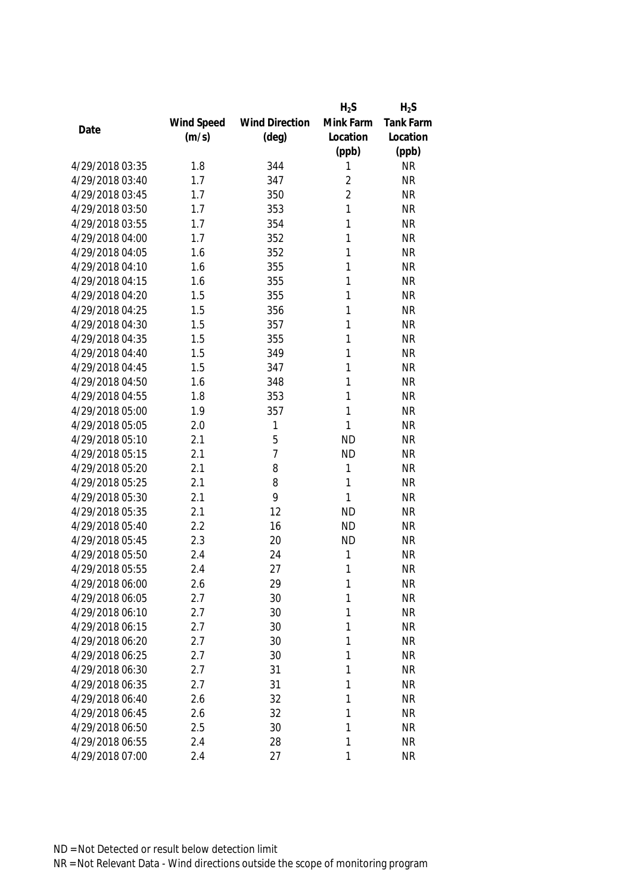| Date | Wind Speed (m/s) | Wind Direction (deg) | $H_2S$ Mink Farm Location (ppb) | $H_2S$ Tank Farm Location (ppb) |
|---|---|---|---|---|
| 4/29/2018 03:35 | 1.8 | 344 | 1 | NR |
| 4/29/2018 03:40 | 1.7 | 347 | 2 | NR |
| 4/29/2018 03:45 | 1.7 | 350 | 2 | NR |
| 4/29/2018 03:50 | 1.7 | 353 | 1 | NR |
| 4/29/2018 03:55 | 1.7 | 354 | 1 | NR |
| 4/29/2018 04:00 | 1.7 | 352 | 1 | NR |
| 4/29/2018 04:05 | 1.6 | 352 | 1 | NR |
| 4/29/2018 04:10 | 1.6 | 355 | 1 | NR |
| 4/29/2018 04:15 | 1.6 | 355 | 1 | NR |
| 4/29/2018 04:20 | 1.5 | 355 | 1 | NR |
| 4/29/2018 04:25 | 1.5 | 356 | 1 | NR |
| 4/29/2018 04:30 | 1.5 | 357 | 1 | NR |
| 4/29/2018 04:35 | 1.5 | 355 | 1 | NR |
| 4/29/2018 04:40 | 1.5 | 349 | 1 | NR |
| 4/29/2018 04:45 | 1.5 | 347 | 1 | NR |
| 4/29/2018 04:50 | 1.6 | 348 | 1 | NR |
| 4/29/2018 04:55 | 1.8 | 353 | 1 | NR |
| 4/29/2018 05:00 | 1.9 | 357 | 1 | NR |
| 4/29/2018 05:05 | 2.0 | 1 | 1 | NR |
| 4/29/2018 05:10 | 2.1 | 5 | ND | NR |
| 4/29/2018 05:15 | 2.1 | 7 | ND | NR |
| 4/29/2018 05:20 | 2.1 | 8 | 1 | NR |
| 4/29/2018 05:25 | 2.1 | 8 | 1 | NR |
| 4/29/2018 05:30 | 2.1 | 9 | 1 | NR |
| 4/29/2018 05:35 | 2.1 | 12 | ND | NR |
| 4/29/2018 05:40 | 2.2 | 16 | ND | NR |
| 4/29/2018 05:45 | 2.3 | 20 | ND | NR |
| 4/29/2018 05:50 | 2.4 | 24 | 1 | NR |
| 4/29/2018 05:55 | 2.4 | 27 | 1 | NR |
| 4/29/2018 06:00 | 2.6 | 29 | 1 | NR |
| 4/29/2018 06:05 | 2.7 | 30 | 1 | NR |
| 4/29/2018 06:10 | 2.7 | 30 | 1 | NR |
| 4/29/2018 06:15 | 2.7 | 30 | 1 | NR |
| 4/29/2018 06:20 | 2.7 | 30 | 1 | NR |
| 4/29/2018 06:25 | 2.7 | 30 | 1 | NR |
| 4/29/2018 06:30 | 2.7 | 31 | 1 | NR |
| 4/29/2018 06:35 | 2.7 | 31 | 1 | NR |
| 4/29/2018 06:40 | 2.6 | 32 | 1 | NR |
| 4/29/2018 06:45 | 2.6 | 32 | 1 | NR |
| 4/29/2018 06:50 | 2.5 | 30 | 1 | NR |
| 4/29/2018 06:55 | 2.4 | 28 | 1 | NR |
| 4/29/2018 07:00 | 2.4 | 27 | 1 | NR |

ND = Not Detected or result below detection limit

NR = Not Relevant Data - Wind directions outside the scope of monitoring program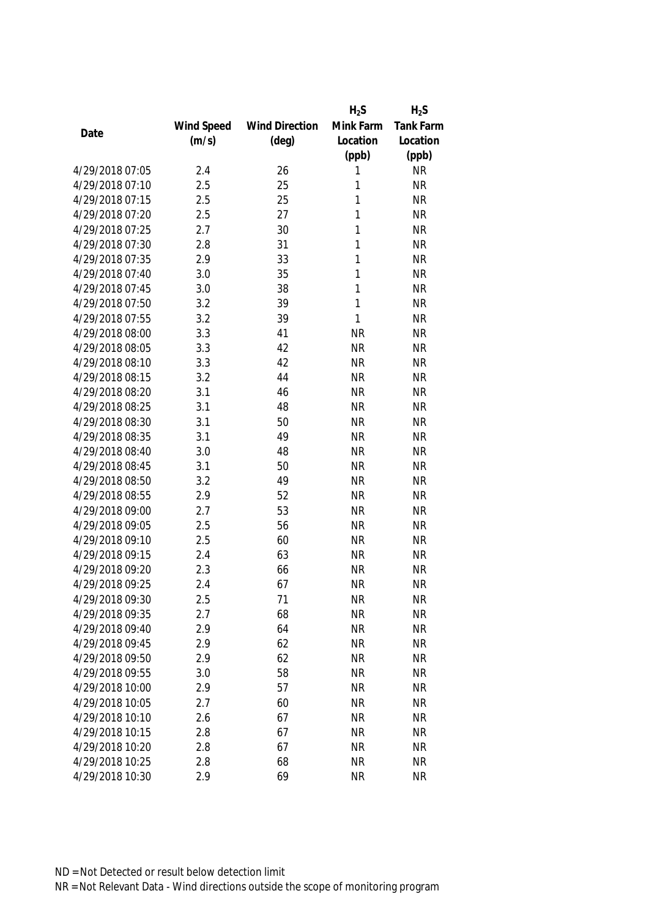| Date | Wind Speed (m/s) | Wind Direction (deg) | $H_2S$ Mink Farm Location (ppb) | $H_2S$ Tank Farm Location (ppb) |
|---|---|---|---|---|
| 4/29/2018 07:05 | 2.4 | 26 | 1 | NR |
| 4/29/2018 07:10 | 2.5 | 25 | 1 | NR |
| 4/29/2018 07:15 | 2.5 | 25 | 1 | NR |
| 4/29/2018 07:20 | 2.5 | 27 | 1 | NR |
| 4/29/2018 07:25 | 2.7 | 30 | 1 | NR |
| 4/29/2018 07:30 | 2.8 | 31 | 1 | NR |
| 4/29/2018 07:35 | 2.9 | 33 | 1 | NR |
| 4/29/2018 07:40 | 3.0 | 35 | 1 | NR |
| 4/29/2018 07:45 | 3.0 | 38 | 1 | NR |
| 4/29/2018 07:50 | 3.2 | 39 | 1 | NR |
| 4/29/2018 07:55 | 3.2 | 39 | 1 | NR |
| 4/29/2018 08:00 | 3.3 | 41 | NR | NR |
| 4/29/2018 08:05 | 3.3 | 42 | NR | NR |
| 4/29/2018 08:10 | 3.3 | 42 | NR | NR |
| 4/29/2018 08:15 | 3.2 | 44 | NR | NR |
| 4/29/2018 08:20 | 3.1 | 46 | NR | NR |
| 4/29/2018 08:25 | 3.1 | 48 | NR | NR |
| 4/29/2018 08:30 | 3.1 | 50 | NR | NR |
| 4/29/2018 08:35 | 3.1 | 49 | NR | NR |
| 4/29/2018 08:40 | 3.0 | 48 | NR | NR |
| 4/29/2018 08:45 | 3.1 | 50 | NR | NR |
| 4/29/2018 08:50 | 3.2 | 49 | NR | NR |
| 4/29/2018 08:55 | 2.9 | 52 | NR | NR |
| 4/29/2018 09:00 | 2.7 | 53 | NR | NR |
| 4/29/2018 09:05 | 2.5 | 56 | NR | NR |
| 4/29/2018 09:10 | 2.5 | 60 | NR | NR |
| 4/29/2018 09:15 | 2.4 | 63 | NR | NR |
| 4/29/2018 09:20 | 2.3 | 66 | NR | NR |
| 4/29/2018 09:25 | 2.4 | 67 | NR | NR |
| 4/29/2018 09:30 | 2.5 | 71 | NR | NR |
| 4/29/2018 09:35 | 2.7 | 68 | NR | NR |
| 4/29/2018 09:40 | 2.9 | 64 | NR | NR |
| 4/29/2018 09:45 | 2.9 | 62 | NR | NR |
| 4/29/2018 09:50 | 2.9 | 62 | NR | NR |
| 4/29/2018 09:55 | 3.0 | 58 | NR | NR |
| 4/29/2018 10:00 | 2.9 | 57 | NR | NR |
| 4/29/2018 10:05 | 2.7 | 60 | NR | NR |
| 4/29/2018 10:10 | 2.6 | 67 | NR | NR |
| 4/29/2018 10:15 | 2.8 | 67 | NR | NR |
| 4/29/2018 10:20 | 2.8 | 67 | NR | NR |
| 4/29/2018 10:25 | 2.8 | 68 | NR | NR |
| 4/29/2018 10:30 | 2.9 | 69 | NR | NR |

ND = Not Detected or result below detection limit

NR = Not Relevant Data - Wind directions outside the scope of monitoring program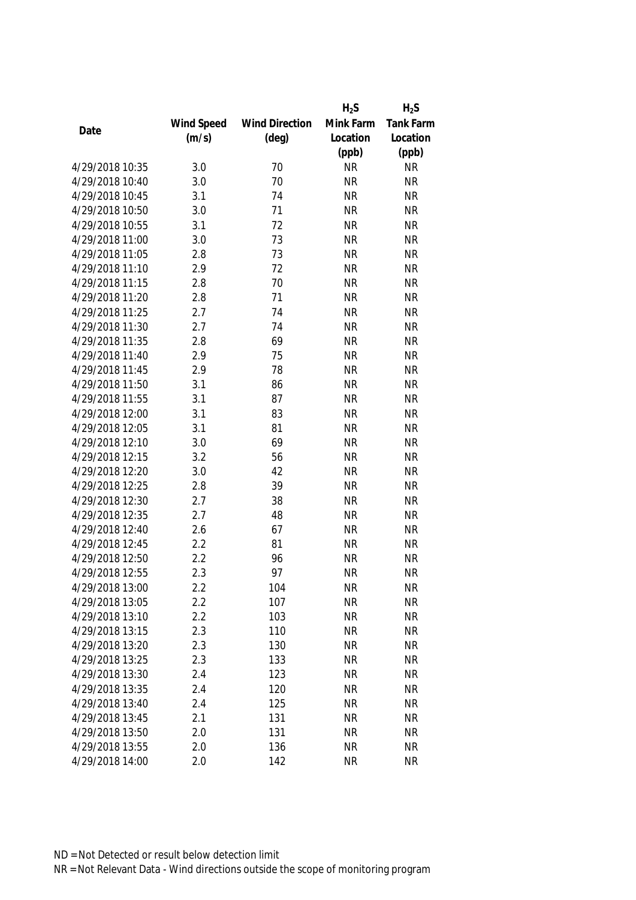| Date | Wind Speed (m/s) | Wind Direction (deg) | $H_2S$ Mink Farm Location (ppb) | $H_2S$ Tank Farm Location (ppb) |
|---|---|---|---|---|
| 4/29/2018 10:35 | 3.0 | 70 | NR | NR |
| 4/29/2018 10:40 | 3.0 | 70 | NR | NR |
| 4/29/2018 10:45 | 3.1 | 74 | NR | NR |
| 4/29/2018 10:50 | 3.0 | 71 | NR | NR |
| 4/29/2018 10:55 | 3.1 | 72 | NR | NR |
| 4/29/2018 11:00 | 3.0 | 73 | NR | NR |
| 4/29/2018 11:05 | 2.8 | 73 | NR | NR |
| 4/29/2018 11:10 | 2.9 | 72 | NR | NR |
| 4/29/2018 11:15 | 2.8 | 70 | NR | NR |
| 4/29/2018 11:20 | 2.8 | 71 | NR | NR |
| 4/29/2018 11:25 | 2.7 | 74 | NR | NR |
| 4/29/2018 11:30 | 2.7 | 74 | NR | NR |
| 4/29/2018 11:35 | 2.8 | 69 | NR | NR |
| 4/29/2018 11:40 | 2.9 | 75 | NR | NR |
| 4/29/2018 11:45 | 2.9 | 78 | NR | NR |
| 4/29/2018 11:50 | 3.1 | 86 | NR | NR |
| 4/29/2018 11:55 | 3.1 | 87 | NR | NR |
| 4/29/2018 12:00 | 3.1 | 83 | NR | NR |
| 4/29/2018 12:05 | 3.1 | 81 | NR | NR |
| 4/29/2018 12:10 | 3.0 | 69 | NR | NR |
| 4/29/2018 12:15 | 3.2 | 56 | NR | NR |
| 4/29/2018 12:20 | 3.0 | 42 | NR | NR |
| 4/29/2018 12:25 | 2.8 | 39 | NR | NR |
| 4/29/2018 12:30 | 2.7 | 38 | NR | NR |
| 4/29/2018 12:35 | 2.7 | 48 | NR | NR |
| 4/29/2018 12:40 | 2.6 | 67 | NR | NR |
| 4/29/2018 12:45 | 2.2 | 81 | NR | NR |
| 4/29/2018 12:50 | 2.2 | 96 | NR | NR |
| 4/29/2018 12:55 | 2.3 | 97 | NR | NR |
| 4/29/2018 13:00 | 2.2 | 104 | NR | NR |
| 4/29/2018 13:05 | 2.2 | 107 | NR | NR |
| 4/29/2018 13:10 | 2.2 | 103 | NR | NR |
| 4/29/2018 13:15 | 2.3 | 110 | NR | NR |
| 4/29/2018 13:20 | 2.3 | 130 | NR | NR |
| 4/29/2018 13:25 | 2.3 | 133 | NR | NR |
| 4/29/2018 13:30 | 2.4 | 123 | NR | NR |
| 4/29/2018 13:35 | 2.4 | 120 | NR | NR |
| 4/29/2018 13:40 | 2.4 | 125 | NR | NR |
| 4/29/2018 13:45 | 2.1 | 131 | NR | NR |
| 4/29/2018 13:50 | 2.0 | 131 | NR | NR |
| 4/29/2018 13:55 | 2.0 | 136 | NR | NR |
| 4/29/2018 14:00 | 2.0 | 142 | NR | NR |

ND = Not Detected or result below detection limit

NR = Not Relevant Data - Wind directions outside the scope of monitoring program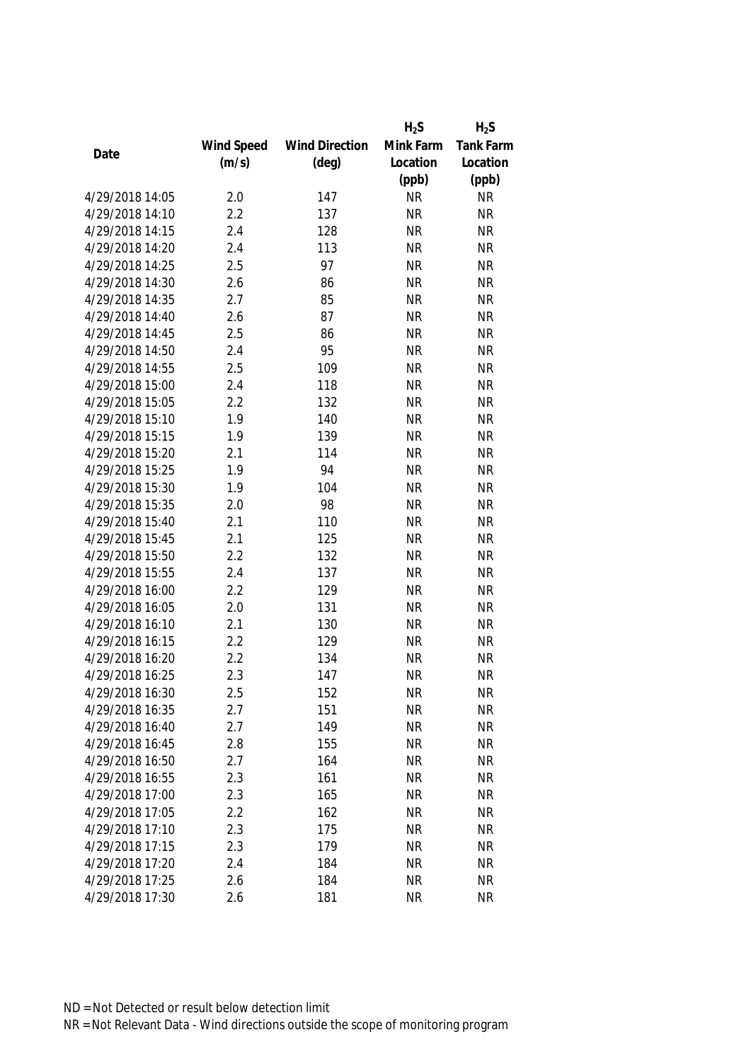| Date | Wind Speed (m/s) | Wind Direction (deg) | $H_2S$ Mink Farm Location (ppb) | $H_2S$ Tank Farm Location (ppb) |
|---|---|---|---|---|
| 4/29/2018 14:05 | 2.0 | 147 | NR | NR |
| 4/29/2018 14:10 | 2.2 | 137 | NR | NR |
| 4/29/2018 14:15 | 2.4 | 128 | NR | NR |
| 4/29/2018 14:20 | 2.4 | 113 | NR | NR |
| 4/29/2018 14:25 | 2.5 | 97 | NR | NR |
| 4/29/2018 14:30 | 2.6 | 86 | NR | NR |
| 4/29/2018 14:35 | 2.7 | 85 | NR | NR |
| 4/29/2018 14:40 | 2.6 | 87 | NR | NR |
| 4/29/2018 14:45 | 2.5 | 86 | NR | NR |
| 4/29/2018 14:50 | 2.4 | 95 | NR | NR |
| 4/29/2018 14:55 | 2.5 | 109 | NR | NR |
| 4/29/2018 15:00 | 2.4 | 118 | NR | NR |
| 4/29/2018 15:05 | 2.2 | 132 | NR | NR |
| 4/29/2018 15:10 | 1.9 | 140 | NR | NR |
| 4/29/2018 15:15 | 1.9 | 139 | NR | NR |
| 4/29/2018 15:20 | 2.1 | 114 | NR | NR |
| 4/29/2018 15:25 | 1.9 | 94 | NR | NR |
| 4/29/2018 15:30 | 1.9 | 104 | NR | NR |
| 4/29/2018 15:35 | 2.0 | 98 | NR | NR |
| 4/29/2018 15:40 | 2.1 | 110 | NR | NR |
| 4/29/2018 15:45 | 2.1 | 125 | NR | NR |
| 4/29/2018 15:50 | 2.2 | 132 | NR | NR |
| 4/29/2018 15:55 | 2.4 | 137 | NR | NR |
| 4/29/2018 16:00 | 2.2 | 129 | NR | NR |
| 4/29/2018 16:05 | 2.0 | 131 | NR | NR |
| 4/29/2018 16:10 | 2.1 | 130 | NR | NR |
| 4/29/2018 16:15 | 2.2 | 129 | NR | NR |
| 4/29/2018 16:20 | 2.2 | 134 | NR | NR |
| 4/29/2018 16:25 | 2.3 | 147 | NR | NR |
| 4/29/2018 16:30 | 2.5 | 152 | NR | NR |
| 4/29/2018 16:35 | 2.7 | 151 | NR | NR |
| 4/29/2018 16:40 | 2.7 | 149 | NR | NR |
| 4/29/2018 16:45 | 2.8 | 155 | NR | NR |
| 4/29/2018 16:50 | 2.7 | 164 | NR | NR |
| 4/29/2018 16:55 | 2.3 | 161 | NR | NR |
| 4/29/2018 17:00 | 2.3 | 165 | NR | NR |
| 4/29/2018 17:05 | 2.2 | 162 | NR | NR |
| 4/29/2018 17:10 | 2.3 | 175 | NR | NR |
| 4/29/2018 17:15 | 2.3 | 179 | NR | NR |
| 4/29/2018 17:20 | 2.4 | 184 | NR | NR |
| 4/29/2018 17:25 | 2.6 | 184 | NR | NR |
| 4/29/2018 17:30 | 2.6 | 181 | NR | NR |

ND = Not Detected or result below detection limit

NR = Not Relevant Data - Wind directions outside the scope of monitoring program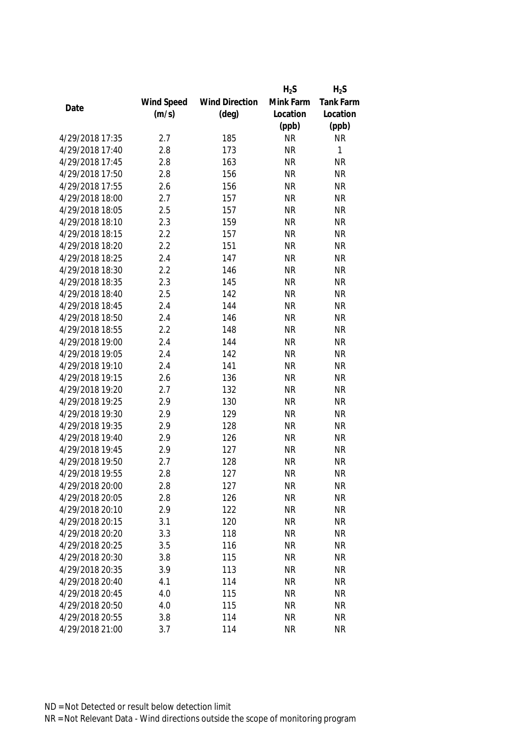| Date | Wind Speed (m/s) | Wind Direction (deg) | $H_2S$ Mink Farm Location (ppb) | $H_2S$ Tank Farm Location (ppb) |
|---|---|---|---|---|
| 4/29/2018 17:35 | 2.7 | 185 | NR | NR |
| 4/29/2018 17:40 | 2.8 | 173 | NR | 1 |
| 4/29/2018 17:45 | 2.8 | 163 | NR | NR |
| 4/29/2018 17:50 | 2.8 | 156 | NR | NR |
| 4/29/2018 17:55 | 2.6 | 156 | NR | NR |
| 4/29/2018 18:00 | 2.7 | 157 | NR | NR |
| 4/29/2018 18:05 | 2.5 | 157 | NR | NR |
| 4/29/2018 18:10 | 2.3 | 159 | NR | NR |
| 4/29/2018 18:15 | 2.2 | 157 | NR | NR |
| 4/29/2018 18:20 | 2.2 | 151 | NR | NR |
| 4/29/2018 18:25 | 2.4 | 147 | NR | NR |
| 4/29/2018 18:30 | 2.2 | 146 | NR | NR |
| 4/29/2018 18:35 | 2.3 | 145 | NR | NR |
| 4/29/2018 18:40 | 2.5 | 142 | NR | NR |
| 4/29/2018 18:45 | 2.4 | 144 | NR | NR |
| 4/29/2018 18:50 | 2.4 | 146 | NR | NR |
| 4/29/2018 18:55 | 2.2 | 148 | NR | NR |
| 4/29/2018 19:00 | 2.4 | 144 | NR | NR |
| 4/29/2018 19:05 | 2.4 | 142 | NR | NR |
| 4/29/2018 19:10 | 2.4 | 141 | NR | NR |
| 4/29/2018 19:15 | 2.6 | 136 | NR | NR |
| 4/29/2018 19:20 | 2.7 | 132 | NR | NR |
| 4/29/2018 19:25 | 2.9 | 130 | NR | NR |
| 4/29/2018 19:30 | 2.9 | 129 | NR | NR |
| 4/29/2018 19:35 | 2.9 | 128 | NR | NR |
| 4/29/2018 19:40 | 2.9 | 126 | NR | NR |
| 4/29/2018 19:45 | 2.9 | 127 | NR | NR |
| 4/29/2018 19:50 | 2.7 | 128 | NR | NR |
| 4/29/2018 19:55 | 2.8 | 127 | NR | NR |
| 4/29/2018 20:00 | 2.8 | 127 | NR | NR |
| 4/29/2018 20:05 | 2.8 | 126 | NR | NR |
| 4/29/2018 20:10 | 2.9 | 122 | NR | NR |
| 4/29/2018 20:15 | 3.1 | 120 | NR | NR |
| 4/29/2018 20:20 | 3.3 | 118 | NR | NR |
| 4/29/2018 20:25 | 3.5 | 116 | NR | NR |
| 4/29/2018 20:30 | 3.8 | 115 | NR | NR |
| 4/29/2018 20:35 | 3.9 | 113 | NR | NR |
| 4/29/2018 20:40 | 4.1 | 114 | NR | NR |
| 4/29/2018 20:45 | 4.0 | 115 | NR | NR |
| 4/29/2018 20:50 | 4.0 | 115 | NR | NR |
| 4/29/2018 20:55 | 3.8 | 114 | NR | NR |
| 4/29/2018 21:00 | 3.7 | 114 | NR | NR |

ND = Not Detected or result below detection limit

NR = Not Relevant Data - Wind directions outside the scope of monitoring program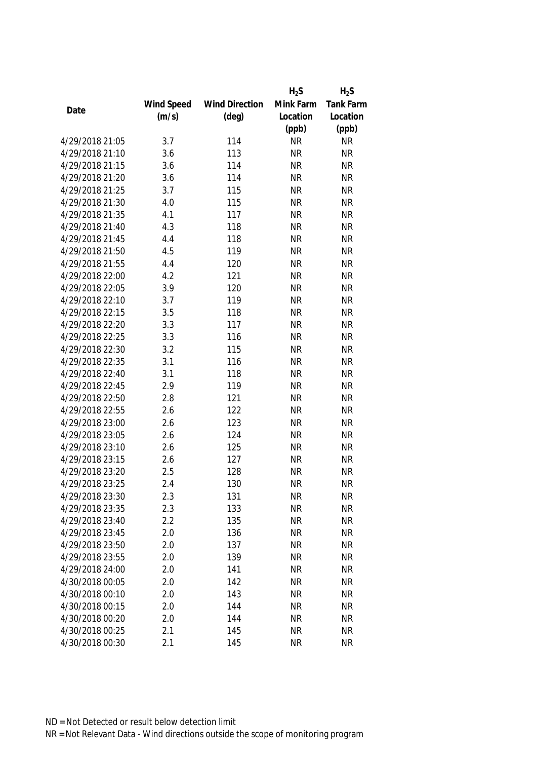| Date | Wind Speed (m/s) | Wind Direction (deg) | $H_2S$ Mink Farm Location (ppb) | $H_2S$ Tank Farm Location (ppb) |
|---|---|---|---|---|
| 4/29/2018 21:05 | 3.7 | 114 | NR | NR |
| 4/29/2018 21:10 | 3.6 | 113 | NR | NR |
| 4/29/2018 21:15 | 3.6 | 114 | NR | NR |
| 4/29/2018 21:20 | 3.6 | 114 | NR | NR |
| 4/29/2018 21:25 | 3.7 | 115 | NR | NR |
| 4/29/2018 21:30 | 4.0 | 115 | NR | NR |
| 4/29/2018 21:35 | 4.1 | 117 | NR | NR |
| 4/29/2018 21:40 | 4.3 | 118 | NR | NR |
| 4/29/2018 21:45 | 4.4 | 118 | NR | NR |
| 4/29/2018 21:50 | 4.5 | 119 | NR | NR |
| 4/29/2018 21:55 | 4.4 | 120 | NR | NR |
| 4/29/2018 22:00 | 4.2 | 121 | NR | NR |
| 4/29/2018 22:05 | 3.9 | 120 | NR | NR |
| 4/29/2018 22:10 | 3.7 | 119 | NR | NR |
| 4/29/2018 22:15 | 3.5 | 118 | NR | NR |
| 4/29/2018 22:20 | 3.3 | 117 | NR | NR |
| 4/29/2018 22:25 | 3.3 | 116 | NR | NR |
| 4/29/2018 22:30 | 3.2 | 115 | NR | NR |
| 4/29/2018 22:35 | 3.1 | 116 | NR | NR |
| 4/29/2018 22:40 | 3.1 | 118 | NR | NR |
| 4/29/2018 22:45 | 2.9 | 119 | NR | NR |
| 4/29/2018 22:50 | 2.8 | 121 | NR | NR |
| 4/29/2018 22:55 | 2.6 | 122 | NR | NR |
| 4/29/2018 23:00 | 2.6 | 123 | NR | NR |
| 4/29/2018 23:05 | 2.6 | 124 | NR | NR |
| 4/29/2018 23:10 | 2.6 | 125 | NR | NR |
| 4/29/2018 23:15 | 2.6 | 127 | NR | NR |
| 4/29/2018 23:20 | 2.5 | 128 | NR | NR |
| 4/29/2018 23:25 | 2.4 | 130 | NR | NR |
| 4/29/2018 23:30 | 2.3 | 131 | NR | NR |
| 4/29/2018 23:35 | 2.3 | 133 | NR | NR |
| 4/29/2018 23:40 | 2.2 | 135 | NR | NR |
| 4/29/2018 23:45 | 2.0 | 136 | NR | NR |
| 4/29/2018 23:50 | 2.0 | 137 | NR | NR |
| 4/29/2018 23:55 | 2.0 | 139 | NR | NR |
| 4/29/2018 24:00 | 2.0 | 141 | NR | NR |
| 4/30/2018 00:05 | 2.0 | 142 | NR | NR |
| 4/30/2018 00:10 | 2.0 | 143 | NR | NR |
| 4/30/2018 00:15 | 2.0 | 144 | NR | NR |
| 4/30/2018 00:20 | 2.0 | 144 | NR | NR |
| 4/30/2018 00:25 | 2.1 | 145 | NR | NR |
| 4/30/2018 00:30 | 2.1 | 145 | NR | NR |

ND = Not Detected or result below detection limit
NR = Not Relevant Data - Wind directions outside the scope of monitoring program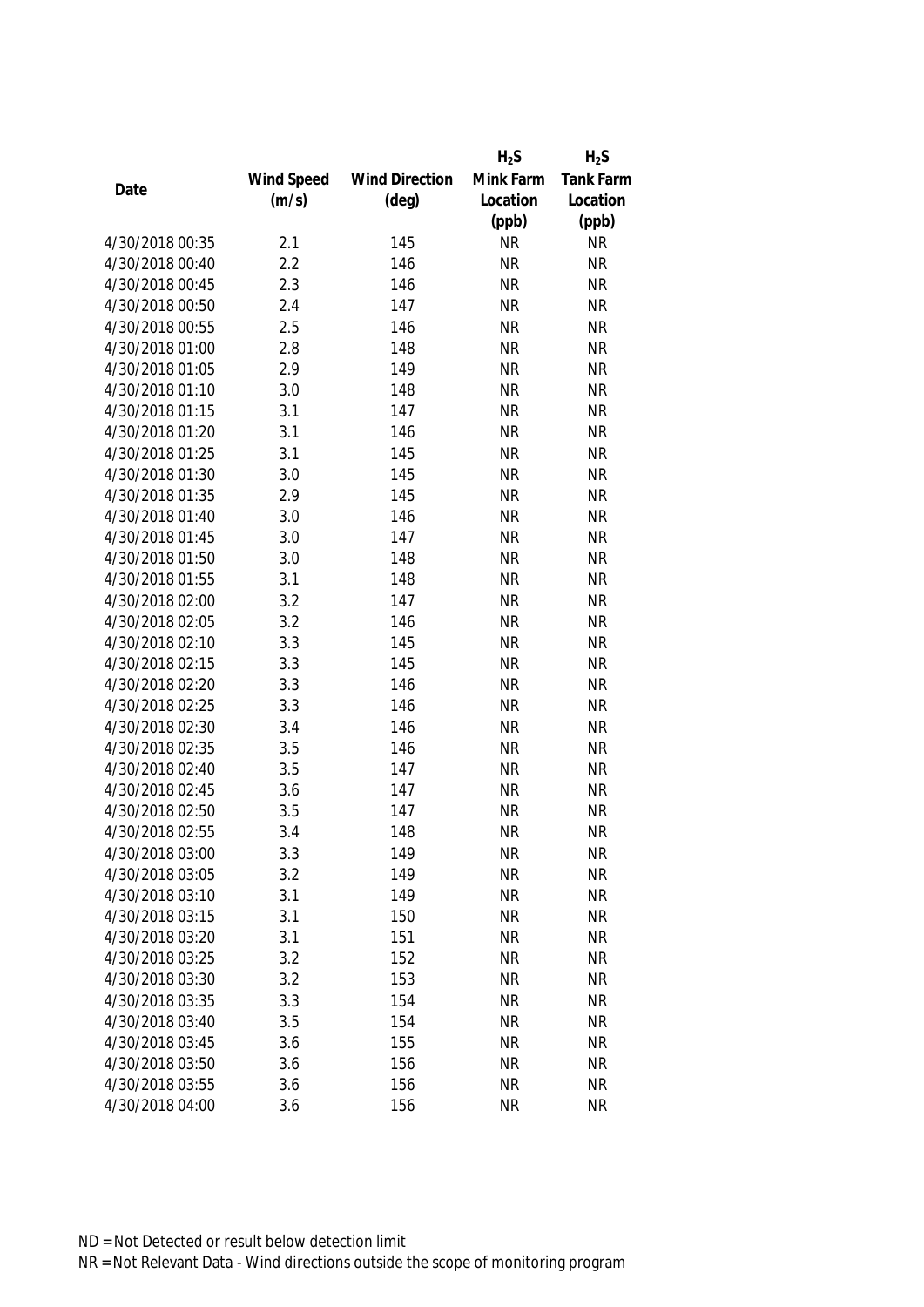| Date | Wind Speed (m/s) | Wind Direction (deg) | $H_2S$ Mink Farm Location (ppb) | $H_2S$ Tank Farm Location (ppb) |
|---|---|---|---|---|
| 4/30/2018 00:35 | 2.1 | 145 | NR | NR |
| 4/30/2018 00:40 | 2.2 | 146 | NR | NR |
| 4/30/2018 00:45 | 2.3 | 146 | NR | NR |
| 4/30/2018 00:50 | 2.4 | 147 | NR | NR |
| 4/30/2018 00:55 | 2.5 | 146 | NR | NR |
| 4/30/2018 01:00 | 2.8 | 148 | NR | NR |
| 4/30/2018 01:05 | 2.9 | 149 | NR | NR |
| 4/30/2018 01:10 | 3.0 | 148 | NR | NR |
| 4/30/2018 01:15 | 3.1 | 147 | NR | NR |
| 4/30/2018 01:20 | 3.1 | 146 | NR | NR |
| 4/30/2018 01:25 | 3.1 | 145 | NR | NR |
| 4/30/2018 01:30 | 3.0 | 145 | NR | NR |
| 4/30/2018 01:35 | 2.9 | 145 | NR | NR |
| 4/30/2018 01:40 | 3.0 | 146 | NR | NR |
| 4/30/2018 01:45 | 3.0 | 147 | NR | NR |
| 4/30/2018 01:50 | 3.0 | 148 | NR | NR |
| 4/30/2018 01:55 | 3.1 | 148 | NR | NR |
| 4/30/2018 02:00 | 3.2 | 147 | NR | NR |
| 4/30/2018 02:05 | 3.2 | 146 | NR | NR |
| 4/30/2018 02:10 | 3.3 | 145 | NR | NR |
| 4/30/2018 02:15 | 3.3 | 145 | NR | NR |
| 4/30/2018 02:20 | 3.3 | 146 | NR | NR |
| 4/30/2018 02:25 | 3.3 | 146 | NR | NR |
| 4/30/2018 02:30 | 3.4 | 146 | NR | NR |
| 4/30/2018 02:35 | 3.5 | 146 | NR | NR |
| 4/30/2018 02:40 | 3.5 | 147 | NR | NR |
| 4/30/2018 02:45 | 3.6 | 147 | NR | NR |
| 4/30/2018 02:50 | 3.5 | 147 | NR | NR |
| 4/30/2018 02:55 | 3.4 | 148 | NR | NR |
| 4/30/2018 03:00 | 3.3 | 149 | NR | NR |
| 4/30/2018 03:05 | 3.2 | 149 | NR | NR |
| 4/30/2018 03:10 | 3.1 | 149 | NR | NR |
| 4/30/2018 03:15 | 3.1 | 150 | NR | NR |
| 4/30/2018 03:20 | 3.1 | 151 | NR | NR |
| 4/30/2018 03:25 | 3.2 | 152 | NR | NR |
| 4/30/2018 03:30 | 3.2 | 153 | NR | NR |
| 4/30/2018 03:35 | 3.3 | 154 | NR | NR |
| 4/30/2018 03:40 | 3.5 | 154 | NR | NR |
| 4/30/2018 03:45 | 3.6 | 155 | NR | NR |
| 4/30/2018 03:50 | 3.6 | 156 | NR | NR |
| 4/30/2018 03:55 | 3.6 | 156 | NR | NR |
| 4/30/2018 04:00 | 3.6 | 156 | NR | NR |

ND = Not Detected or result below detection limit
NR = Not Relevant Data - Wind directions outside the scope of monitoring program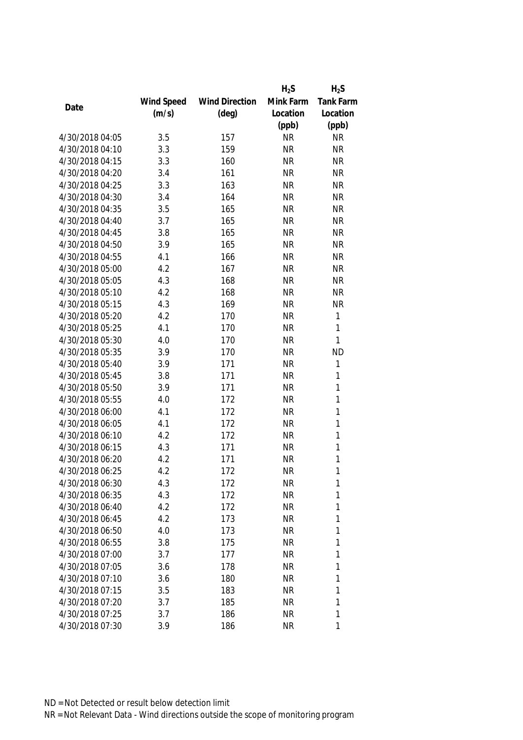| Date | Wind Speed (m/s) | Wind Direction (deg) | $H_2S$ Mink Farm Location (ppb) | $H_2S$ Tank Farm Location (ppb) |
|---|---|---|---|---|
| 4/30/2018 04:05 | 3.5 | 157 | NR | NR |
| 4/30/2018 04:10 | 3.3 | 159 | NR | NR |
| 4/30/2018 04:15 | 3.3 | 160 | NR | NR |
| 4/30/2018 04:20 | 3.4 | 161 | NR | NR |
| 4/30/2018 04:25 | 3.3 | 163 | NR | NR |
| 4/30/2018 04:30 | 3.4 | 164 | NR | NR |
| 4/30/2018 04:35 | 3.5 | 165 | NR | NR |
| 4/30/2018 04:40 | 3.7 | 165 | NR | NR |
| 4/30/2018 04:45 | 3.8 | 165 | NR | NR |
| 4/30/2018 04:50 | 3.9 | 165 | NR | NR |
| 4/30/2018 04:55 | 4.1 | 166 | NR | NR |
| 4/30/2018 05:00 | 4.2 | 167 | NR | NR |
| 4/30/2018 05:05 | 4.3 | 168 | NR | NR |
| 4/30/2018 05:10 | 4.2 | 168 | NR | NR |
| 4/30/2018 05:15 | 4.3 | 169 | NR | NR |
| 4/30/2018 05:20 | 4.2 | 170 | NR | 1 |
| 4/30/2018 05:25 | 4.1 | 170 | NR | 1 |
| 4/30/2018 05:30 | 4.0 | 170 | NR | 1 |
| 4/30/2018 05:35 | 3.9 | 170 | NR | ND |
| 4/30/2018 05:40 | 3.9 | 171 | NR | 1 |
| 4/30/2018 05:45 | 3.8 | 171 | NR | 1 |
| 4/30/2018 05:50 | 3.9 | 171 | NR | 1 |
| 4/30/2018 05:55 | 4.0 | 172 | NR | 1 |
| 4/30/2018 06:00 | 4.1 | 172 | NR | 1 |
| 4/30/2018 06:05 | 4.1 | 172 | NR | 1 |
| 4/30/2018 06:10 | 4.2 | 172 | NR | 1 |
| 4/30/2018 06:15 | 4.3 | 171 | NR | 1 |
| 4/30/2018 06:20 | 4.2 | 171 | NR | 1 |
| 4/30/2018 06:25 | 4.2 | 172 | NR | 1 |
| 4/30/2018 06:30 | 4.3 | 172 | NR | 1 |
| 4/30/2018 06:35 | 4.3 | 172 | NR | 1 |
| 4/30/2018 06:40 | 4.2 | 172 | NR | 1 |
| 4/30/2018 06:45 | 4.2 | 173 | NR | 1 |
| 4/30/2018 06:50 | 4.0 | 173 | NR | 1 |
| 4/30/2018 06:55 | 3.8 | 175 | NR | 1 |
| 4/30/2018 07:00 | 3.7 | 177 | NR | 1 |
| 4/30/2018 07:05 | 3.6 | 178 | NR | 1 |
| 4/30/2018 07:10 | 3.6 | 180 | NR | 1 |
| 4/30/2018 07:15 | 3.5 | 183 | NR | 1 |
| 4/30/2018 07:20 | 3.7 | 185 | NR | 1 |
| 4/30/2018 07:25 | 3.7 | 186 | NR | 1 |
| 4/30/2018 07:30 | 3.9 | 186 | NR | 1 |

ND = Not Detected or result below detection limit

NR = Not Relevant Data - Wind directions outside the scope of monitoring program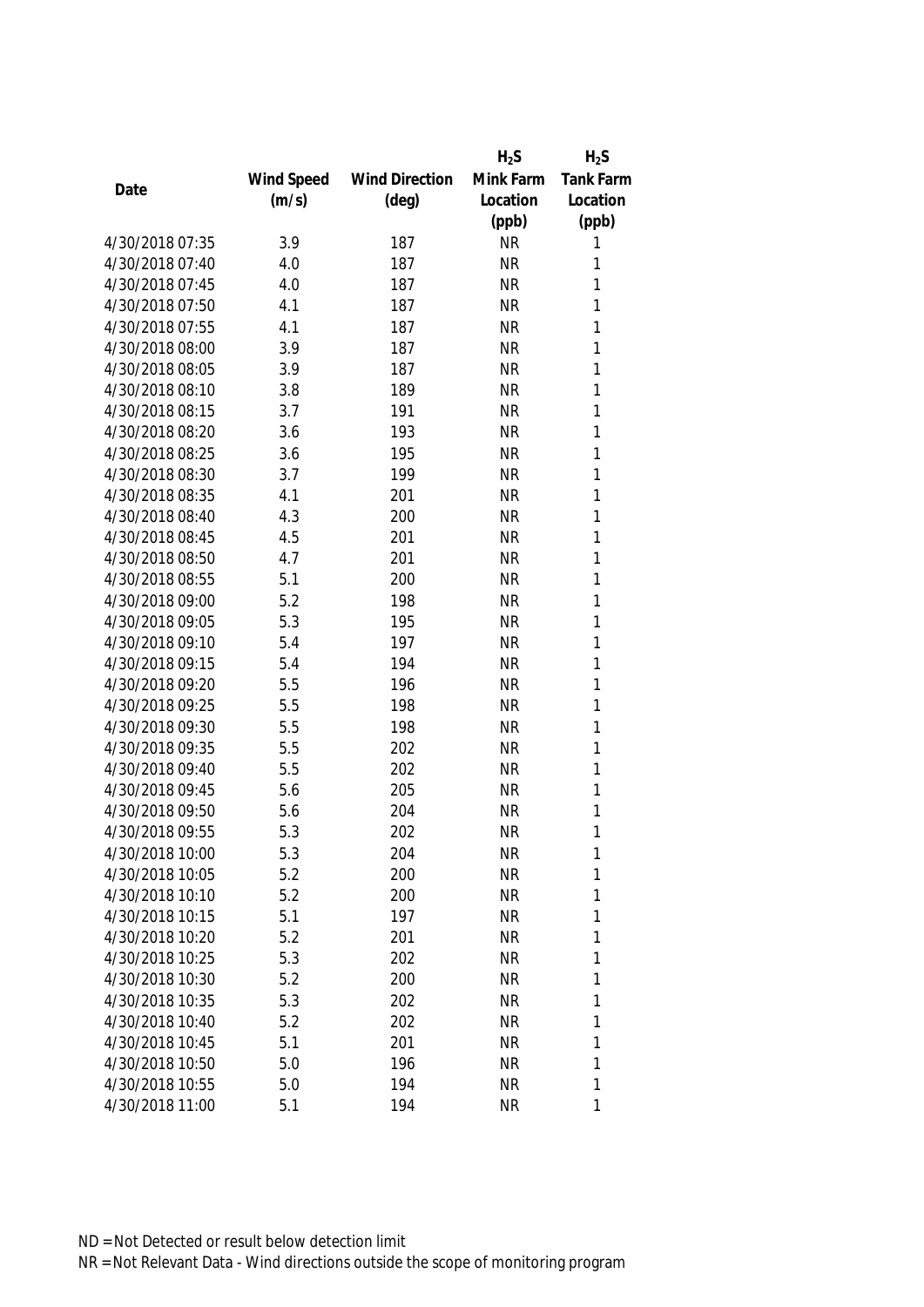| Date | Wind Speed (m/s) | Wind Direction (deg) | $H_2S$ Mink Farm Location (ppb) | $H_2S$ Tank Farm Location (ppb) |
|---|---|---|---|---|
| 4/30/2018 07:35 | 3.9 | 187 | NR | 1 |
| 4/30/2018 07:40 | 4.0 | 187 | NR | 1 |
| 4/30/2018 07:45 | 4.0 | 187 | NR | 1 |
| 4/30/2018 07:50 | 4.1 | 187 | NR | 1 |
| 4/30/2018 07:55 | 4.1 | 187 | NR | 1 |
| 4/30/2018 08:00 | 3.9 | 187 | NR | 1 |
| 4/30/2018 08:05 | 3.9 | 187 | NR | 1 |
| 4/30/2018 08:10 | 3.8 | 189 | NR | 1 |
| 4/30/2018 08:15 | 3.7 | 191 | NR | 1 |
| 4/30/2018 08:20 | 3.6 | 193 | NR | 1 |
| 4/30/2018 08:25 | 3.6 | 195 | NR | 1 |
| 4/30/2018 08:30 | 3.7 | 199 | NR | 1 |
| 4/30/2018 08:35 | 4.1 | 201 | NR | 1 |
| 4/30/2018 08:40 | 4.3 | 200 | NR | 1 |
| 4/30/2018 08:45 | 4.5 | 201 | NR | 1 |
| 4/30/2018 08:50 | 4.7 | 201 | NR | 1 |
| 4/30/2018 08:55 | 5.1 | 200 | NR | 1 |
| 4/30/2018 09:00 | 5.2 | 198 | NR | 1 |
| 4/30/2018 09:05 | 5.3 | 195 | NR | 1 |
| 4/30/2018 09:10 | 5.4 | 197 | NR | 1 |
| 4/30/2018 09:15 | 5.4 | 194 | NR | 1 |
| 4/30/2018 09:20 | 5.5 | 196 | NR | 1 |
| 4/30/2018 09:25 | 5.5 | 198 | NR | 1 |
| 4/30/2018 09:30 | 5.5 | 198 | NR | 1 |
| 4/30/2018 09:35 | 5.5 | 202 | NR | 1 |
| 4/30/2018 09:40 | 5.5 | 202 | NR | 1 |
| 4/30/2018 09:45 | 5.6 | 205 | NR | 1 |
| 4/30/2018 09:50 | 5.6 | 204 | NR | 1 |
| 4/30/2018 09:55 | 5.3 | 202 | NR | 1 |
| 4/30/2018 10:00 | 5.3 | 204 | NR | 1 |
| 4/30/2018 10:05 | 5.2 | 200 | NR | 1 |
| 4/30/2018 10:10 | 5.2 | 200 | NR | 1 |
| 4/30/2018 10:15 | 5.1 | 197 | NR | 1 |
| 4/30/2018 10:20 | 5.2 | 201 | NR | 1 |
| 4/30/2018 10:25 | 5.3 | 202 | NR | 1 |
| 4/30/2018 10:30 | 5.2 | 200 | NR | 1 |
| 4/30/2018 10:35 | 5.3 | 202 | NR | 1 |
| 4/30/2018 10:40 | 5.2 | 202 | NR | 1 |
| 4/30/2018 10:45 | 5.1 | 201 | NR | 1 |
| 4/30/2018 10:50 | 5.0 | 196 | NR | 1 |
| 4/30/2018 10:55 | 5.0 | 194 | NR | 1 |
| 4/30/2018 11:00 | 5.1 | 194 | NR | 1 |

ND = Not Detected or result below detection limit

NR = Not Relevant Data - Wind directions outside the scope of monitoring program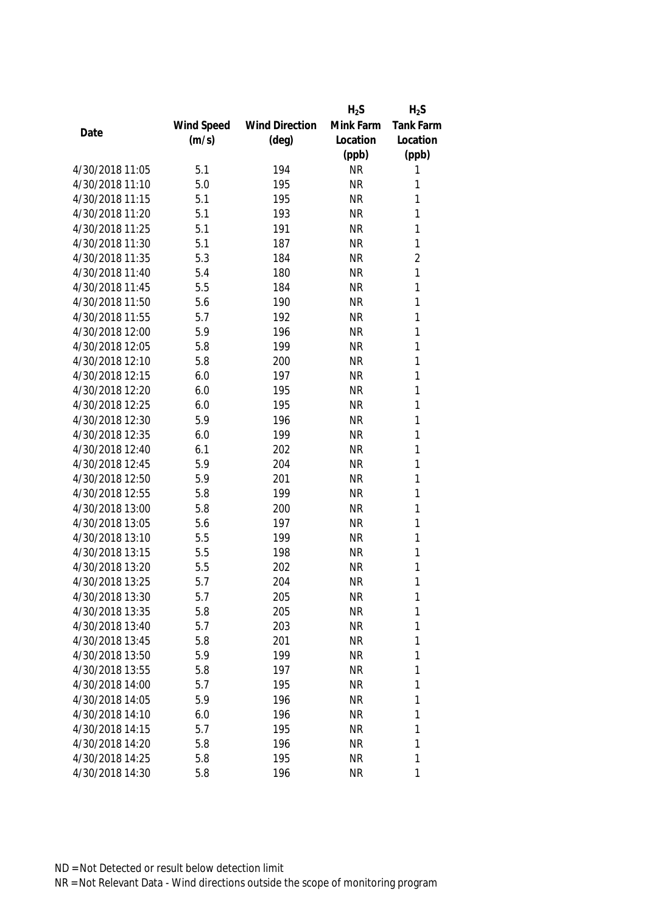| Date | Wind Speed (m/s) | Wind Direction (deg) | $H_2S$ Mink Farm Location (ppb) | $H_2S$ Tank Farm Location (ppb) |
|---|---|---|---|---|
| 4/30/2018 11:05 | 5.1 | 194 | NR | 1 |
| 4/30/2018 11:10 | 5.0 | 195 | NR | 1 |
| 4/30/2018 11:15 | 5.1 | 195 | NR | 1 |
| 4/30/2018 11:20 | 5.1 | 193 | NR | 1 |
| 4/30/2018 11:25 | 5.1 | 191 | NR | 1 |
| 4/30/2018 11:30 | 5.1 | 187 | NR | 1 |
| 4/30/2018 11:35 | 5.3 | 184 | NR | 2 |
| 4/30/2018 11:40 | 5.4 | 180 | NR | 1 |
| 4/30/2018 11:45 | 5.5 | 184 | NR | 1 |
| 4/30/2018 11:50 | 5.6 | 190 | NR | 1 |
| 4/30/2018 11:55 | 5.7 | 192 | NR | 1 |
| 4/30/2018 12:00 | 5.9 | 196 | NR | 1 |
| 4/30/2018 12:05 | 5.8 | 199 | NR | 1 |
| 4/30/2018 12:10 | 5.8 | 200 | NR | 1 |
| 4/30/2018 12:15 | 6.0 | 197 | NR | 1 |
| 4/30/2018 12:20 | 6.0 | 195 | NR | 1 |
| 4/30/2018 12:25 | 6.0 | 195 | NR | 1 |
| 4/30/2018 12:30 | 5.9 | 196 | NR | 1 |
| 4/30/2018 12:35 | 6.0 | 199 | NR | 1 |
| 4/30/2018 12:40 | 6.1 | 202 | NR | 1 |
| 4/30/2018 12:45 | 5.9 | 204 | NR | 1 |
| 4/30/2018 12:50 | 5.9 | 201 | NR | 1 |
| 4/30/2018 12:55 | 5.8 | 199 | NR | 1 |
| 4/30/2018 13:00 | 5.8 | 200 | NR | 1 |
| 4/30/2018 13:05 | 5.6 | 197 | NR | 1 |
| 4/30/2018 13:10 | 5.5 | 199 | NR | 1 |
| 4/30/2018 13:15 | 5.5 | 198 | NR | 1 |
| 4/30/2018 13:20 | 5.5 | 202 | NR | 1 |
| 4/30/2018 13:25 | 5.7 | 204 | NR | 1 |
| 4/30/2018 13:30 | 5.7 | 205 | NR | 1 |
| 4/30/2018 13:35 | 5.8 | 205 | NR | 1 |
| 4/30/2018 13:40 | 5.7 | 203 | NR | 1 |
| 4/30/2018 13:45 | 5.8 | 201 | NR | 1 |
| 4/30/2018 13:50 | 5.9 | 199 | NR | 1 |
| 4/30/2018 13:55 | 5.8 | 197 | NR | 1 |
| 4/30/2018 14:00 | 5.7 | 195 | NR | 1 |
| 4/30/2018 14:05 | 5.9 | 196 | NR | 1 |
| 4/30/2018 14:10 | 6.0 | 196 | NR | 1 |
| 4/30/2018 14:15 | 5.7 | 195 | NR | 1 |
| 4/30/2018 14:20 | 5.8 | 196 | NR | 1 |
| 4/30/2018 14:25 | 5.8 | 195 | NR | 1 |
| 4/30/2018 14:30 | 5.8 | 196 | NR | 1 |

ND = Not Detected or result below detection limit

NR = Not Relevant Data - Wind directions outside the scope of monitoring program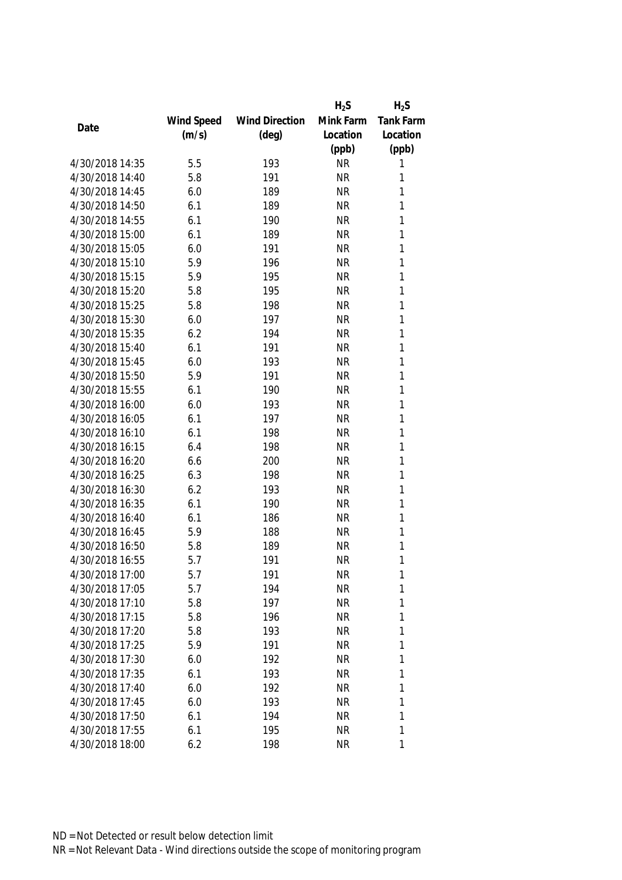| Date | Wind Speed (m/s) | Wind Direction (deg) | $H_2S$ Mink Farm Location (ppb) | $H_2S$ Tank Farm Location (ppb) |
|---|---|---|---|---|
| 4/30/2018 14:35 | 5.5 | 193 | NR | 1 |
| 4/30/2018 14:40 | 5.8 | 191 | NR | 1 |
| 4/30/2018 14:45 | 6.0 | 189 | NR | 1 |
| 4/30/2018 14:50 | 6.1 | 189 | NR | 1 |
| 4/30/2018 14:55 | 6.1 | 190 | NR | 1 |
| 4/30/2018 15:00 | 6.1 | 189 | NR | 1 |
| 4/30/2018 15:05 | 6.0 | 191 | NR | 1 |
| 4/30/2018 15:10 | 5.9 | 196 | NR | 1 |
| 4/30/2018 15:15 | 5.9 | 195 | NR | 1 |
| 4/30/2018 15:20 | 5.8 | 195 | NR | 1 |
| 4/30/2018 15:25 | 5.8 | 198 | NR | 1 |
| 4/30/2018 15:30 | 6.0 | 197 | NR | 1 |
| 4/30/2018 15:35 | 6.2 | 194 | NR | 1 |
| 4/30/2018 15:40 | 6.1 | 191 | NR | 1 |
| 4/30/2018 15:45 | 6.0 | 193 | NR | 1 |
| 4/30/2018 15:50 | 5.9 | 191 | NR | 1 |
| 4/30/2018 15:55 | 6.1 | 190 | NR | 1 |
| 4/30/2018 16:00 | 6.0 | 193 | NR | 1 |
| 4/30/2018 16:05 | 6.1 | 197 | NR | 1 |
| 4/30/2018 16:10 | 6.1 | 198 | NR | 1 |
| 4/30/2018 16:15 | 6.4 | 198 | NR | 1 |
| 4/30/2018 16:20 | 6.6 | 200 | NR | 1 |
| 4/30/2018 16:25 | 6.3 | 198 | NR | 1 |
| 4/30/2018 16:30 | 6.2 | 193 | NR | 1 |
| 4/30/2018 16:35 | 6.1 | 190 | NR | 1 |
| 4/30/2018 16:40 | 6.1 | 186 | NR | 1 |
| 4/30/2018 16:45 | 5.9 | 188 | NR | 1 |
| 4/30/2018 16:50 | 5.8 | 189 | NR | 1 |
| 4/30/2018 16:55 | 5.7 | 191 | NR | 1 |
| 4/30/2018 17:00 | 5.7 | 191 | NR | 1 |
| 4/30/2018 17:05 | 5.7 | 194 | NR | 1 |
| 4/30/2018 17:10 | 5.8 | 197 | NR | 1 |
| 4/30/2018 17:15 | 5.8 | 196 | NR | 1 |
| 4/30/2018 17:20 | 5.8 | 193 | NR | 1 |
| 4/30/2018 17:25 | 5.9 | 191 | NR | 1 |
| 4/30/2018 17:30 | 6.0 | 192 | NR | 1 |
| 4/30/2018 17:35 | 6.1 | 193 | NR | 1 |
| 4/30/2018 17:40 | 6.0 | 192 | NR | 1 |
| 4/30/2018 17:45 | 6.0 | 193 | NR | 1 |
| 4/30/2018 17:50 | 6.1 | 194 | NR | 1 |
| 4/30/2018 17:55 | 6.1 | 195 | NR | 1 |
| 4/30/2018 18:00 | 6.2 | 198 | NR | 1 |

ND = Not Detected or result below detection limit
NR = Not Relevant Data - Wind directions outside the scope of monitoring program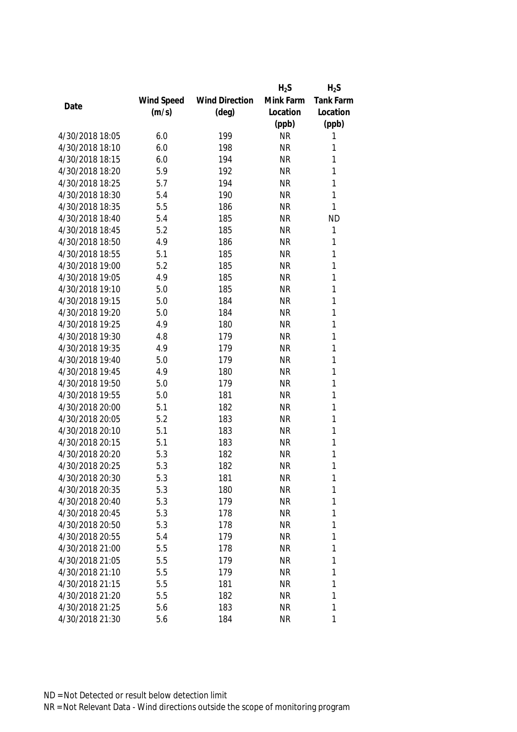| Date | Wind Speed (m/s) | Wind Direction (deg) | $H_2S$ Mink Farm Location (ppb) | $H_2S$ Tank Farm Location (ppb) |
|---|---|---|---|---|
| 4/30/2018 18:05 | 6.0 | 199 | NR | 1 |
| 4/30/2018 18:10 | 6.0 | 198 | NR | 1 |
| 4/30/2018 18:15 | 6.0 | 194 | NR | 1 |
| 4/30/2018 18:20 | 5.9 | 192 | NR | 1 |
| 4/30/2018 18:25 | 5.7 | 194 | NR | 1 |
| 4/30/2018 18:30 | 5.4 | 190 | NR | 1 |
| 4/30/2018 18:35 | 5.5 | 186 | NR | 1 |
| 4/30/2018 18:40 | 5.4 | 185 | NR | ND |
| 4/30/2018 18:45 | 5.2 | 185 | NR | 1 |
| 4/30/2018 18:50 | 4.9 | 186 | NR | 1 |
| 4/30/2018 18:55 | 5.1 | 185 | NR | 1 |
| 4/30/2018 19:00 | 5.2 | 185 | NR | 1 |
| 4/30/2018 19:05 | 4.9 | 185 | NR | 1 |
| 4/30/2018 19:10 | 5.0 | 185 | NR | 1 |
| 4/30/2018 19:15 | 5.0 | 184 | NR | 1 |
| 4/30/2018 19:20 | 5.0 | 184 | NR | 1 |
| 4/30/2018 19:25 | 4.9 | 180 | NR | 1 |
| 4/30/2018 19:30 | 4.8 | 179 | NR | 1 |
| 4/30/2018 19:35 | 4.9 | 179 | NR | 1 |
| 4/30/2018 19:40 | 5.0 | 179 | NR | 1 |
| 4/30/2018 19:45 | 4.9 | 180 | NR | 1 |
| 4/30/2018 19:50 | 5.0 | 179 | NR | 1 |
| 4/30/2018 19:55 | 5.0 | 181 | NR | 1 |
| 4/30/2018 20:00 | 5.1 | 182 | NR | 1 |
| 4/30/2018 20:05 | 5.2 | 183 | NR | 1 |
| 4/30/2018 20:10 | 5.1 | 183 | NR | 1 |
| 4/30/2018 20:15 | 5.1 | 183 | NR | 1 |
| 4/30/2018 20:20 | 5.3 | 182 | NR | 1 |
| 4/30/2018 20:25 | 5.3 | 182 | NR | 1 |
| 4/30/2018 20:30 | 5.3 | 181 | NR | 1 |
| 4/30/2018 20:35 | 5.3 | 180 | NR | 1 |
| 4/30/2018 20:40 | 5.3 | 179 | NR | 1 |
| 4/30/2018 20:45 | 5.3 | 178 | NR | 1 |
| 4/30/2018 20:50 | 5.3 | 178 | NR | 1 |
| 4/30/2018 20:55 | 5.4 | 179 | NR | 1 |
| 4/30/2018 21:00 | 5.5 | 178 | NR | 1 |
| 4/30/2018 21:05 | 5.5 | 179 | NR | 1 |
| 4/30/2018 21:10 | 5.5 | 179 | NR | 1 |
| 4/30/2018 21:15 | 5.5 | 181 | NR | 1 |
| 4/30/2018 21:20 | 5.5 | 182 | NR | 1 |
| 4/30/2018 21:25 | 5.6 | 183 | NR | 1 |
| 4/30/2018 21:30 | 5.6 | 184 | NR | 1 |

ND = Not Detected or result below detection limit

NR = Not Relevant Data - Wind directions outside the scope of monitoring program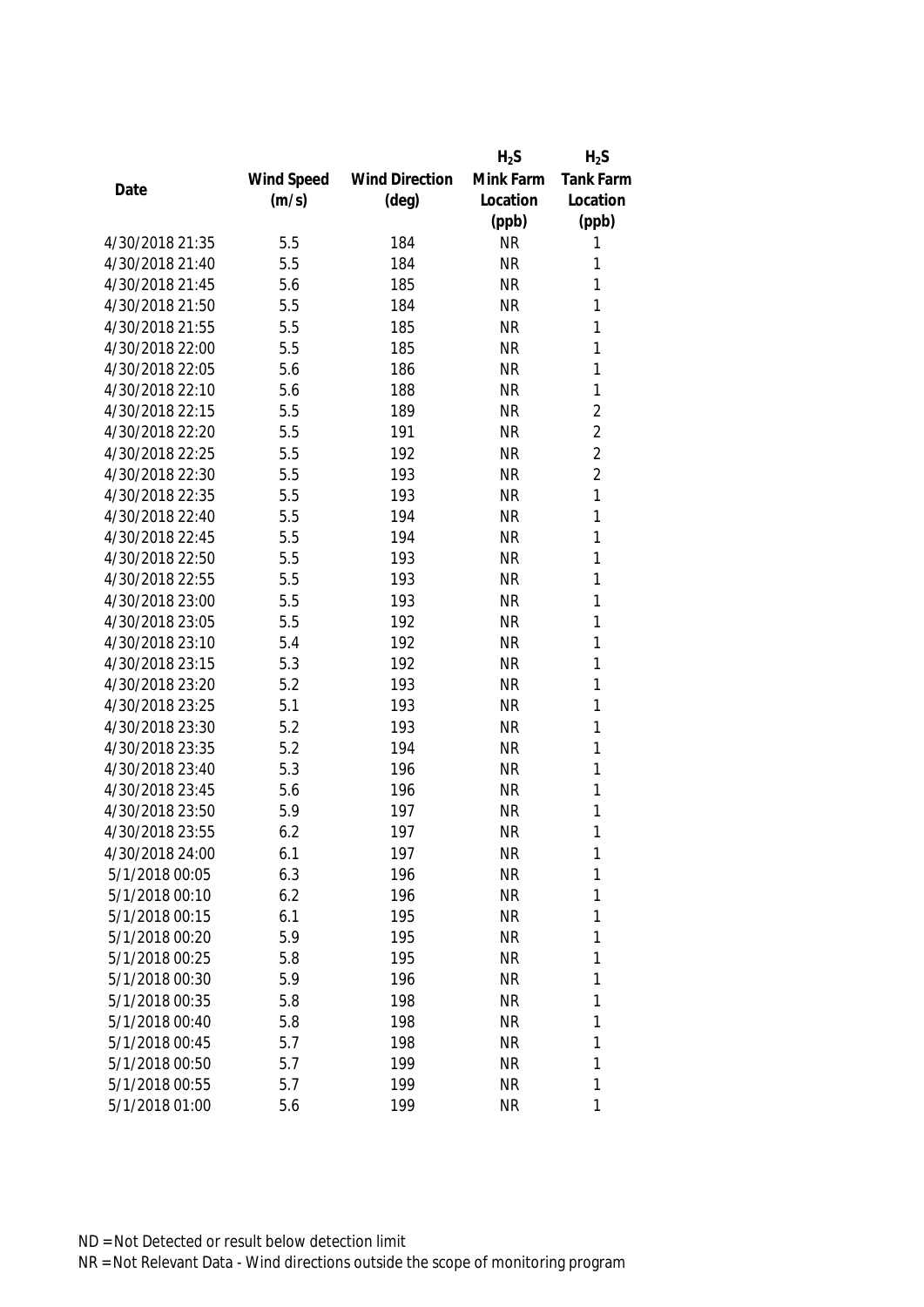| Date | Wind Speed (m/s) | Wind Direction (deg) | $H_2S$ Mink Farm Location (ppb) | $H_2S$ Tank Farm Location (ppb) |
|---|---|---|---|---|
| 4/30/2018 21:35 | 5.5 | 184 | NR | 1 |
| 4/30/2018 21:40 | 5.5 | 184 | NR | 1 |
| 4/30/2018 21:45 | 5.6 | 185 | NR | 1 |
| 4/30/2018 21:50 | 5.5 | 184 | NR | 1 |
| 4/30/2018 21:55 | 5.5 | 185 | NR | 1 |
| 4/30/2018 22:00 | 5.5 | 185 | NR | 1 |
| 4/30/2018 22:05 | 5.6 | 186 | NR | 1 |
| 4/30/2018 22:10 | 5.6 | 188 | NR | 1 |
| 4/30/2018 22:15 | 5.5 | 189 | NR | 2 |
| 4/30/2018 22:20 | 5.5 | 191 | NR | 2 |
| 4/30/2018 22:25 | 5.5 | 192 | NR | 2 |
| 4/30/2018 22:30 | 5.5 | 193 | NR | 2 |
| 4/30/2018 22:35 | 5.5 | 193 | NR | 1 |
| 4/30/2018 22:40 | 5.5 | 194 | NR | 1 |
| 4/30/2018 22:45 | 5.5 | 194 | NR | 1 |
| 4/30/2018 22:50 | 5.5 | 193 | NR | 1 |
| 4/30/2018 22:55 | 5.5 | 193 | NR | 1 |
| 4/30/2018 23:00 | 5.5 | 193 | NR | 1 |
| 4/30/2018 23:05 | 5.5 | 192 | NR | 1 |
| 4/30/2018 23:10 | 5.4 | 192 | NR | 1 |
| 4/30/2018 23:15 | 5.3 | 192 | NR | 1 |
| 4/30/2018 23:20 | 5.2 | 193 | NR | 1 |
| 4/30/2018 23:25 | 5.1 | 193 | NR | 1 |
| 4/30/2018 23:30 | 5.2 | 193 | NR | 1 |
| 4/30/2018 23:35 | 5.2 | 194 | NR | 1 |
| 4/30/2018 23:40 | 5.3 | 196 | NR | 1 |
| 4/30/2018 23:45 | 5.6 | 196 | NR | 1 |
| 4/30/2018 23:50 | 5.9 | 197 | NR | 1 |
| 4/30/2018 23:55 | 6.2 | 197 | NR | 1 |
| 4/30/2018 24:00 | 6.1 | 197 | NR | 1 |
| 5/1/2018 00:05 | 6.3 | 196 | NR | 1 |
| 5/1/2018 00:10 | 6.2 | 196 | NR | 1 |
| 5/1/2018 00:15 | 6.1 | 195 | NR | 1 |
| 5/1/2018 00:20 | 5.9 | 195 | NR | 1 |
| 5/1/2018 00:25 | 5.8 | 195 | NR | 1 |
| 5/1/2018 00:30 | 5.9 | 196 | NR | 1 |
| 5/1/2018 00:35 | 5.8 | 198 | NR | 1 |
| 5/1/2018 00:40 | 5.8 | 198 | NR | 1 |
| 5/1/2018 00:45 | 5.7 | 198 | NR | 1 |
| 5/1/2018 00:50 | 5.7 | 199 | NR | 1 |
| 5/1/2018 00:55 | 5.7 | 199 | NR | 1 |
| 5/1/2018 01:00 | 5.6 | 199 | NR | 1 |

ND = Not Detected or result below detection limit

NR = Not Relevant Data - Wind directions outside the scope of monitoring program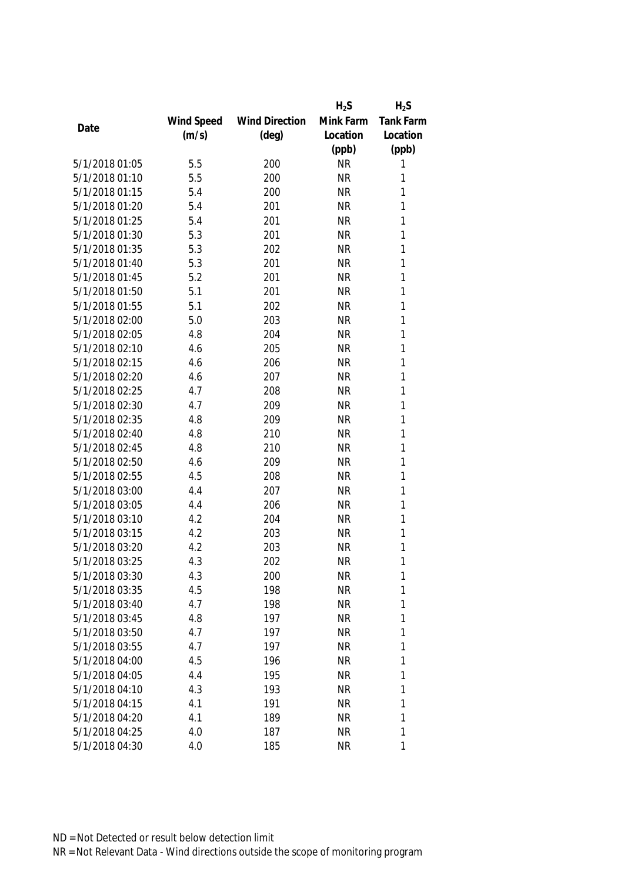| Date | Wind Speed (m/s) | Wind Direction (deg) | $H_2S$ Mink Farm Location (ppb) | $H_2S$ Tank Farm Location (ppb) |
|---|---|---|---|---|
| 5/1/2018 01:05 | 5.5 | 200 | NR | 1 |
| 5/1/2018 01:10 | 5.5 | 200 | NR | 1 |
| 5/1/2018 01:15 | 5.4 | 200 | NR | 1 |
| 5/1/2018 01:20 | 5.4 | 201 | NR | 1 |
| 5/1/2018 01:25 | 5.4 | 201 | NR | 1 |
| 5/1/2018 01:30 | 5.3 | 201 | NR | 1 |
| 5/1/2018 01:35 | 5.3 | 202 | NR | 1 |
| 5/1/2018 01:40 | 5.3 | 201 | NR | 1 |
| 5/1/2018 01:45 | 5.2 | 201 | NR | 1 |
| 5/1/2018 01:50 | 5.1 | 201 | NR | 1 |
| 5/1/2018 01:55 | 5.1 | 202 | NR | 1 |
| 5/1/2018 02:00 | 5.0 | 203 | NR | 1 |
| 5/1/2018 02:05 | 4.8 | 204 | NR | 1 |
| 5/1/2018 02:10 | 4.6 | 205 | NR | 1 |
| 5/1/2018 02:15 | 4.6 | 206 | NR | 1 |
| 5/1/2018 02:20 | 4.6 | 207 | NR | 1 |
| 5/1/2018 02:25 | 4.7 | 208 | NR | 1 |
| 5/1/2018 02:30 | 4.7 | 209 | NR | 1 |
| 5/1/2018 02:35 | 4.8 | 209 | NR | 1 |
| 5/1/2018 02:40 | 4.8 | 210 | NR | 1 |
| 5/1/2018 02:45 | 4.8 | 210 | NR | 1 |
| 5/1/2018 02:50 | 4.6 | 209 | NR | 1 |
| 5/1/2018 02:55 | 4.5 | 208 | NR | 1 |
| 5/1/2018 03:00 | 4.4 | 207 | NR | 1 |
| 5/1/2018 03:05 | 4.4 | 206 | NR | 1 |
| 5/1/2018 03:10 | 4.2 | 204 | NR | 1 |
| 5/1/2018 03:15 | 4.2 | 203 | NR | 1 |
| 5/1/2018 03:20 | 4.2 | 203 | NR | 1 |
| 5/1/2018 03:25 | 4.3 | 202 | NR | 1 |
| 5/1/2018 03:30 | 4.3 | 200 | NR | 1 |
| 5/1/2018 03:35 | 4.5 | 198 | NR | 1 |
| 5/1/2018 03:40 | 4.7 | 198 | NR | 1 |
| 5/1/2018 03:45 | 4.8 | 197 | NR | 1 |
| 5/1/2018 03:50 | 4.7 | 197 | NR | 1 |
| 5/1/2018 03:55 | 4.7 | 197 | NR | 1 |
| 5/1/2018 04:00 | 4.5 | 196 | NR | 1 |
| 5/1/2018 04:05 | 4.4 | 195 | NR | 1 |
| 5/1/2018 04:10 | 4.3 | 193 | NR | 1 |
| 5/1/2018 04:15 | 4.1 | 191 | NR | 1 |
| 5/1/2018 04:20 | 4.1 | 189 | NR | 1 |
| 5/1/2018 04:25 | 4.0 | 187 | NR | 1 |
| 5/1/2018 04:30 | 4.0 | 185 | NR | 1 |

ND = Not Detected or result below detection limit
NR = Not Relevant Data - Wind directions outside the scope of monitoring program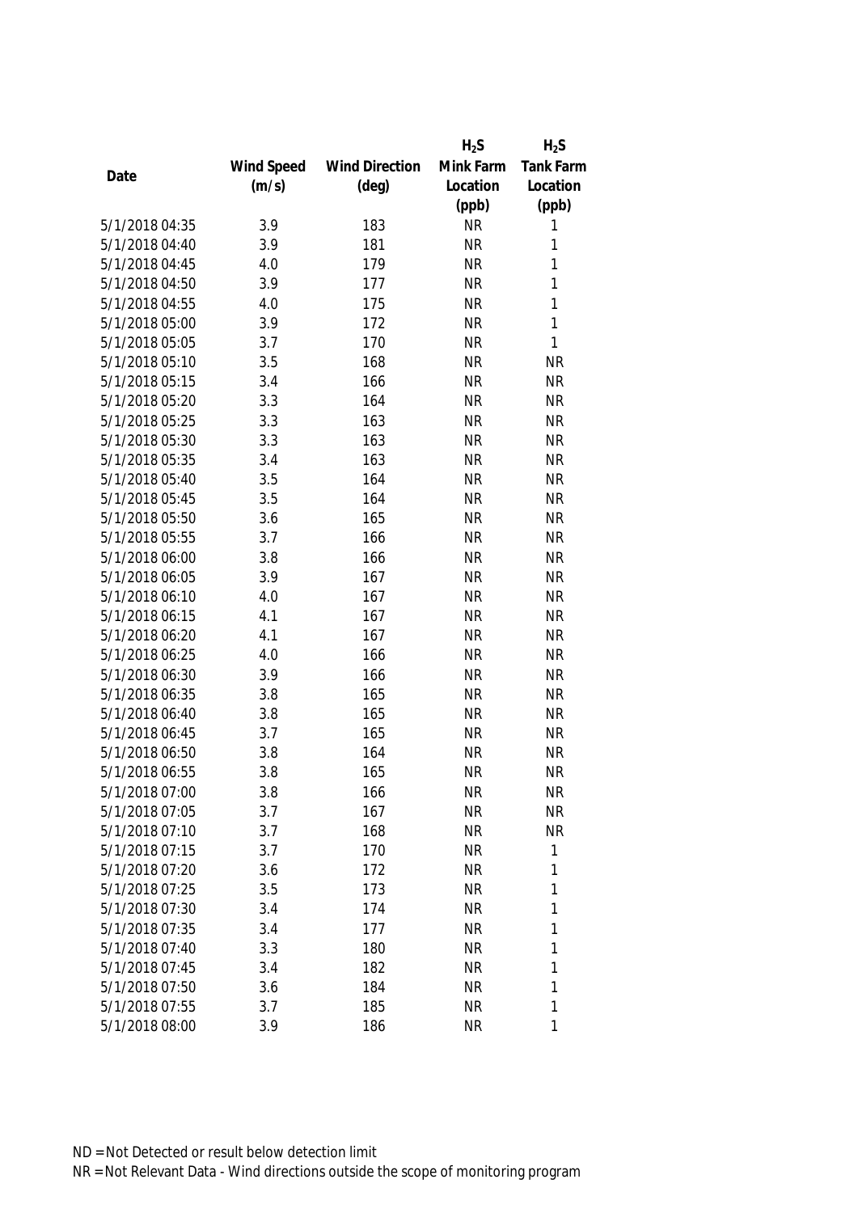| Date | Wind Speed (m/s) | Wind Direction (deg) | $H_2S$ Mink Farm Location (ppb) | $H_2S$ Tank Farm Location (ppb) |
| --- | --- | --- | --- | --- |
| 5/1/2018 04:35 | 3.9 | 183 | NR | 1 |
| 5/1/2018 04:40 | 3.9 | 181 | NR | 1 |
| 5/1/2018 04:45 | 4.0 | 179 | NR | 1 |
| 5/1/2018 04:50 | 3.9 | 177 | NR | 1 |
| 5/1/2018 04:55 | 4.0 | 175 | NR | 1 |
| 5/1/2018 05:00 | 3.9 | 172 | NR | 1 |
| 5/1/2018 05:05 | 3.7 | 170 | NR | 1 |
| 5/1/2018 05:10 | 3.5 | 168 | NR | NR |
| 5/1/2018 05:15 | 3.4 | 166 | NR | NR |
| 5/1/2018 05:20 | 3.3 | 164 | NR | NR |
| 5/1/2018 05:25 | 3.3 | 163 | NR | NR |
| 5/1/2018 05:30 | 3.3 | 163 | NR | NR |
| 5/1/2018 05:35 | 3.4 | 163 | NR | NR |
| 5/1/2018 05:40 | 3.5 | 164 | NR | NR |
| 5/1/2018 05:45 | 3.5 | 164 | NR | NR |
| 5/1/2018 05:50 | 3.6 | 165 | NR | NR |
| 5/1/2018 05:55 | 3.7 | 166 | NR | NR |
| 5/1/2018 06:00 | 3.8 | 166 | NR | NR |
| 5/1/2018 06:05 | 3.9 | 167 | NR | NR |
| 5/1/2018 06:10 | 4.0 | 167 | NR | NR |
| 5/1/2018 06:15 | 4.1 | 167 | NR | NR |
| 5/1/2018 06:20 | 4.1 | 167 | NR | NR |
| 5/1/2018 06:25 | 4.0 | 166 | NR | NR |
| 5/1/2018 06:30 | 3.9 | 166 | NR | NR |
| 5/1/2018 06:35 | 3.8 | 165 | NR | NR |
| 5/1/2018 06:40 | 3.8 | 165 | NR | NR |
| 5/1/2018 06:45 | 3.7 | 165 | NR | NR |
| 5/1/2018 06:50 | 3.8 | 164 | NR | NR |
| 5/1/2018 06:55 | 3.8 | 165 | NR | NR |
| 5/1/2018 07:00 | 3.8 | 166 | NR | NR |
| 5/1/2018 07:05 | 3.7 | 167 | NR | NR |
| 5/1/2018 07:10 | 3.7 | 168 | NR | NR |
| 5/1/2018 07:15 | 3.7 | 170 | NR | 1 |
| 5/1/2018 07:20 | 3.6 | 172 | NR | 1 |
| 5/1/2018 07:25 | 3.5 | 173 | NR | 1 |
| 5/1/2018 07:30 | 3.4 | 174 | NR | 1 |
| 5/1/2018 07:35 | 3.4 | 177 | NR | 1 |
| 5/1/2018 07:40 | 3.3 | 180 | NR | 1 |
| 5/1/2018 07:45 | 3.4 | 182 | NR | 1 |
| 5/1/2018 07:50 | 3.6 | 184 | NR | 1 |
| 5/1/2018 07:55 | 3.7 | 185 | NR | 1 |
| 5/1/2018 08:00 | 3.9 | 186 | NR | 1 |

ND = Not Detected or result below detection limit

NR = Not Relevant Data - Wind directions outside the scope of monitoring program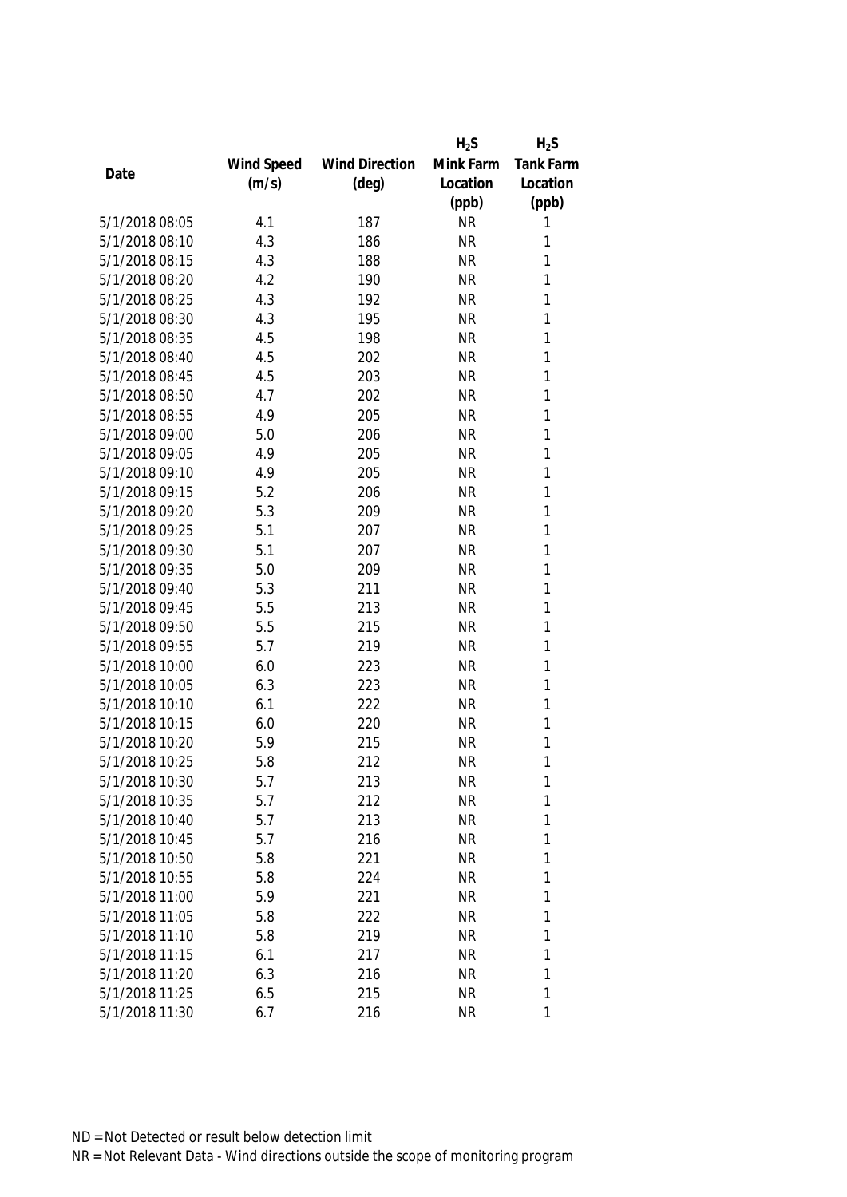| Date | Wind Speed (m/s) | Wind Direction (deg) | $H_2S$ Mink Farm Location (ppb) | $H_2S$ Tank Farm Location (ppb) |
|---|---|---|---|---|
| 5/1/2018 08:05 | 4.1 | 187 | NR | 1 |
| 5/1/2018 08:10 | 4.3 | 186 | NR | 1 |
| 5/1/2018 08:15 | 4.3 | 188 | NR | 1 |
| 5/1/2018 08:20 | 4.2 | 190 | NR | 1 |
| 5/1/2018 08:25 | 4.3 | 192 | NR | 1 |
| 5/1/2018 08:30 | 4.3 | 195 | NR | 1 |
| 5/1/2018 08:35 | 4.5 | 198 | NR | 1 |
| 5/1/2018 08:40 | 4.5 | 202 | NR | 1 |
| 5/1/2018 08:45 | 4.5 | 203 | NR | 1 |
| 5/1/2018 08:50 | 4.7 | 202 | NR | 1 |
| 5/1/2018 08:55 | 4.9 | 205 | NR | 1 |
| 5/1/2018 09:00 | 5.0 | 206 | NR | 1 |
| 5/1/2018 09:05 | 4.9 | 205 | NR | 1 |
| 5/1/2018 09:10 | 4.9 | 205 | NR | 1 |
| 5/1/2018 09:15 | 5.2 | 206 | NR | 1 |
| 5/1/2018 09:20 | 5.3 | 209 | NR | 1 |
| 5/1/2018 09:25 | 5.1 | 207 | NR | 1 |
| 5/1/2018 09:30 | 5.1 | 207 | NR | 1 |
| 5/1/2018 09:35 | 5.0 | 209 | NR | 1 |
| 5/1/2018 09:40 | 5.3 | 211 | NR | 1 |
| 5/1/2018 09:45 | 5.5 | 213 | NR | 1 |
| 5/1/2018 09:50 | 5.5 | 215 | NR | 1 |
| 5/1/2018 09:55 | 5.7 | 219 | NR | 1 |
| 5/1/2018 10:00 | 6.0 | 223 | NR | 1 |
| 5/1/2018 10:05 | 6.3 | 223 | NR | 1 |
| 5/1/2018 10:10 | 6.1 | 222 | NR | 1 |
| 5/1/2018 10:15 | 6.0 | 220 | NR | 1 |
| 5/1/2018 10:20 | 5.9 | 215 | NR | 1 |
| 5/1/2018 10:25 | 5.8 | 212 | NR | 1 |
| 5/1/2018 10:30 | 5.7 | 213 | NR | 1 |
| 5/1/2018 10:35 | 5.7 | 212 | NR | 1 |
| 5/1/2018 10:40 | 5.7 | 213 | NR | 1 |
| 5/1/2018 10:45 | 5.7 | 216 | NR | 1 |
| 5/1/2018 10:50 | 5.8 | 221 | NR | 1 |
| 5/1/2018 10:55 | 5.8 | 224 | NR | 1 |
| 5/1/2018 11:00 | 5.9 | 221 | NR | 1 |
| 5/1/2018 11:05 | 5.8 | 222 | NR | 1 |
| 5/1/2018 11:10 | 5.8 | 219 | NR | 1 |
| 5/1/2018 11:15 | 6.1 | 217 | NR | 1 |
| 5/1/2018 11:20 | 6.3 | 216 | NR | 1 |
| 5/1/2018 11:25 | 6.5 | 215 | NR | 1 |
| 5/1/2018 11:30 | 6.7 | 216 | NR | 1 |

ND = Not Detected or result below detection limit

NR = Not Relevant Data - Wind directions outside the scope of monitoring program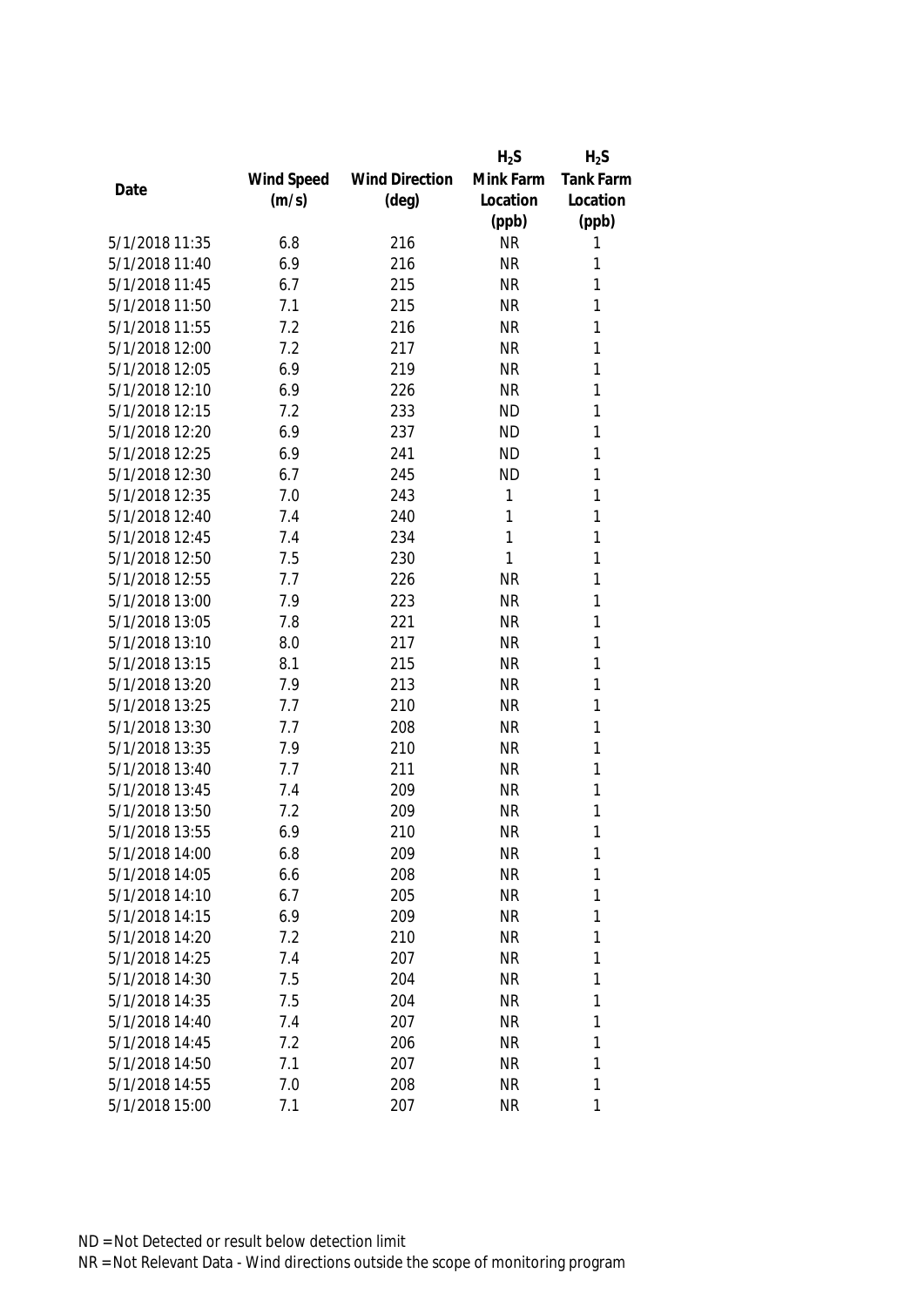| Date | Wind Speed (m/s) | Wind Direction (deg) | $H_2S$ Mink Farm Location (ppb) | $H_2S$ Tank Farm Location (ppb) |
|---|---|---|---|---|
| 5/1/2018 11:35 | 6.8 | 216 | NR | 1 |
| 5/1/2018 11:40 | 6.9 | 216 | NR | 1 |
| 5/1/2018 11:45 | 6.7 | 215 | NR | 1 |
| 5/1/2018 11:50 | 7.1 | 215 | NR | 1 |
| 5/1/2018 11:55 | 7.2 | 216 | NR | 1 |
| 5/1/2018 12:00 | 7.2 | 217 | NR | 1 |
| 5/1/2018 12:05 | 6.9 | 219 | NR | 1 |
| 5/1/2018 12:10 | 6.9 | 226 | NR | 1 |
| 5/1/2018 12:15 | 7.2 | 233 | ND | 1 |
| 5/1/2018 12:20 | 6.9 | 237 | ND | 1 |
| 5/1/2018 12:25 | 6.9 | 241 | ND | 1 |
| 5/1/2018 12:30 | 6.7 | 245 | ND | 1 |
| 5/1/2018 12:35 | 7.0 | 243 | 1 | 1 |
| 5/1/2018 12:40 | 7.4 | 240 | 1 | 1 |
| 5/1/2018 12:45 | 7.4 | 234 | 1 | 1 |
| 5/1/2018 12:50 | 7.5 | 230 | 1 | 1 |
| 5/1/2018 12:55 | 7.7 | 226 | NR | 1 |
| 5/1/2018 13:00 | 7.9 | 223 | NR | 1 |
| 5/1/2018 13:05 | 7.8 | 221 | NR | 1 |
| 5/1/2018 13:10 | 8.0 | 217 | NR | 1 |
| 5/1/2018 13:15 | 8.1 | 215 | NR | 1 |
| 5/1/2018 13:20 | 7.9 | 213 | NR | 1 |
| 5/1/2018 13:25 | 7.7 | 210 | NR | 1 |
| 5/1/2018 13:30 | 7.7 | 208 | NR | 1 |
| 5/1/2018 13:35 | 7.9 | 210 | NR | 1 |
| 5/1/2018 13:40 | 7.7 | 211 | NR | 1 |
| 5/1/2018 13:45 | 7.4 | 209 | NR | 1 |
| 5/1/2018 13:50 | 7.2 | 209 | NR | 1 |
| 5/1/2018 13:55 | 6.9 | 210 | NR | 1 |
| 5/1/2018 14:00 | 6.8 | 209 | NR | 1 |
| 5/1/2018 14:05 | 6.6 | 208 | NR | 1 |
| 5/1/2018 14:10 | 6.7 | 205 | NR | 1 |
| 5/1/2018 14:15 | 6.9 | 209 | NR | 1 |
| 5/1/2018 14:20 | 7.2 | 210 | NR | 1 |
| 5/1/2018 14:25 | 7.4 | 207 | NR | 1 |
| 5/1/2018 14:30 | 7.5 | 204 | NR | 1 |
| 5/1/2018 14:35 | 7.5 | 204 | NR | 1 |
| 5/1/2018 14:40 | 7.4 | 207 | NR | 1 |
| 5/1/2018 14:45 | 7.2 | 206 | NR | 1 |
| 5/1/2018 14:50 | 7.1 | 207 | NR | 1 |
| 5/1/2018 14:55 | 7.0 | 208 | NR | 1 |
| 5/1/2018 15:00 | 7.1 | 207 | NR | 1 |

ND = Not Detected or result below detection limit

NR = Not Relevant Data - Wind directions outside the scope of monitoring program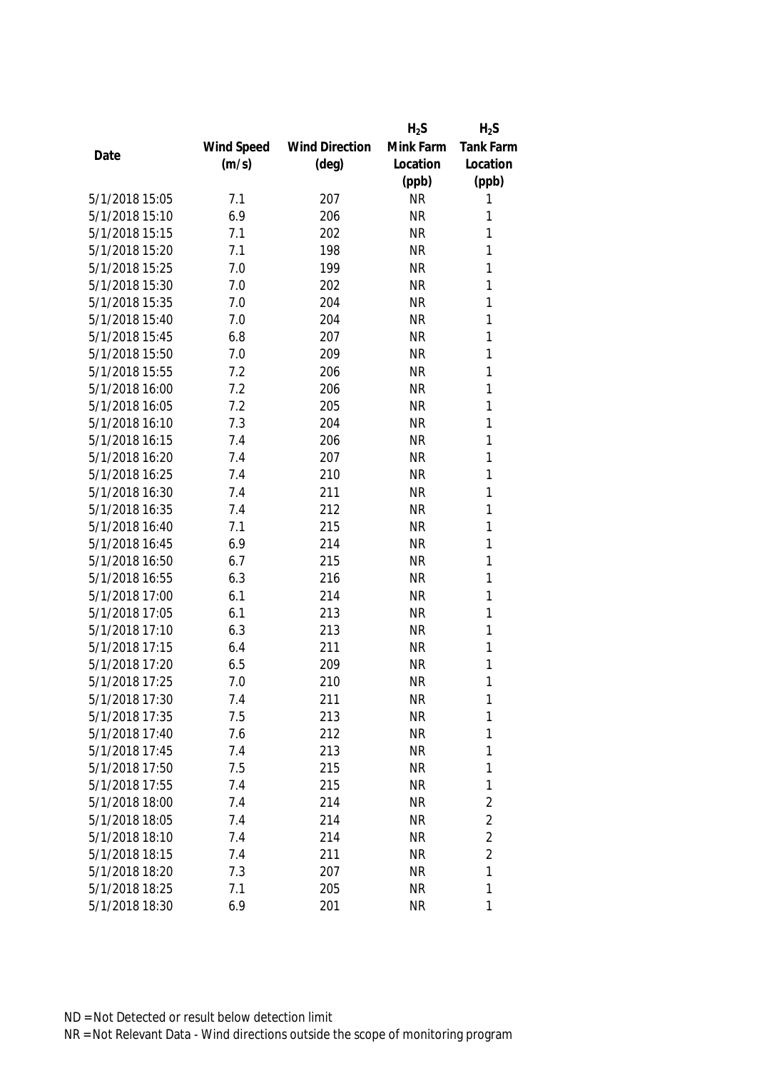| Date | Wind Speed (m/s) | Wind Direction (deg) | $H_2S$ Mink Farm Location (ppb) | $H_2S$ Tank Farm Location (ppb) |
|---|---|---|---|---|
| 5/1/2018 15:05 | 7.1 | 207 | NR | 1 |
| 5/1/2018 15:10 | 6.9 | 206 | NR | 1 |
| 5/1/2018 15:15 | 7.1 | 202 | NR | 1 |
| 5/1/2018 15:20 | 7.1 | 198 | NR | 1 |
| 5/1/2018 15:25 | 7.0 | 199 | NR | 1 |
| 5/1/2018 15:30 | 7.0 | 202 | NR | 1 |
| 5/1/2018 15:35 | 7.0 | 204 | NR | 1 |
| 5/1/2018 15:40 | 7.0 | 204 | NR | 1 |
| 5/1/2018 15:45 | 6.8 | 207 | NR | 1 |
| 5/1/2018 15:50 | 7.0 | 209 | NR | 1 |
| 5/1/2018 15:55 | 7.2 | 206 | NR | 1 |
| 5/1/2018 16:00 | 7.2 | 206 | NR | 1 |
| 5/1/2018 16:05 | 7.2 | 205 | NR | 1 |
| 5/1/2018 16:10 | 7.3 | 204 | NR | 1 |
| 5/1/2018 16:15 | 7.4 | 206 | NR | 1 |
| 5/1/2018 16:20 | 7.4 | 207 | NR | 1 |
| 5/1/2018 16:25 | 7.4 | 210 | NR | 1 |
| 5/1/2018 16:30 | 7.4 | 211 | NR | 1 |
| 5/1/2018 16:35 | 7.4 | 212 | NR | 1 |
| 5/1/2018 16:40 | 7.1 | 215 | NR | 1 |
| 5/1/2018 16:45 | 6.9 | 214 | NR | 1 |
| 5/1/2018 16:50 | 6.7 | 215 | NR | 1 |
| 5/1/2018 16:55 | 6.3 | 216 | NR | 1 |
| 5/1/2018 17:00 | 6.1 | 214 | NR | 1 |
| 5/1/2018 17:05 | 6.1 | 213 | NR | 1 |
| 5/1/2018 17:10 | 6.3 | 213 | NR | 1 |
| 5/1/2018 17:15 | 6.4 | 211 | NR | 1 |
| 5/1/2018 17:20 | 6.5 | 209 | NR | 1 |
| 5/1/2018 17:25 | 7.0 | 210 | NR | 1 |
| 5/1/2018 17:30 | 7.4 | 211 | NR | 1 |
| 5/1/2018 17:35 | 7.5 | 213 | NR | 1 |
| 5/1/2018 17:40 | 7.6 | 212 | NR | 1 |
| 5/1/2018 17:45 | 7.4 | 213 | NR | 1 |
| 5/1/2018 17:50 | 7.5 | 215 | NR | 1 |
| 5/1/2018 17:55 | 7.4 | 215 | NR | 1 |
| 5/1/2018 18:00 | 7.4 | 214 | NR | 2 |
| 5/1/2018 18:05 | 7.4 | 214 | NR | 2 |
| 5/1/2018 18:10 | 7.4 | 214 | NR | 2 |
| 5/1/2018 18:15 | 7.4 | 211 | NR | 2 |
| 5/1/2018 18:20 | 7.3 | 207 | NR | 1 |
| 5/1/2018 18:25 | 7.1 | 205 | NR | 1 |
| 5/1/2018 18:30 | 6.9 | 201 | NR | 1 |

ND = Not Detected or result below detection limit

NR = Not Relevant Data - Wind directions outside the scope of monitoring program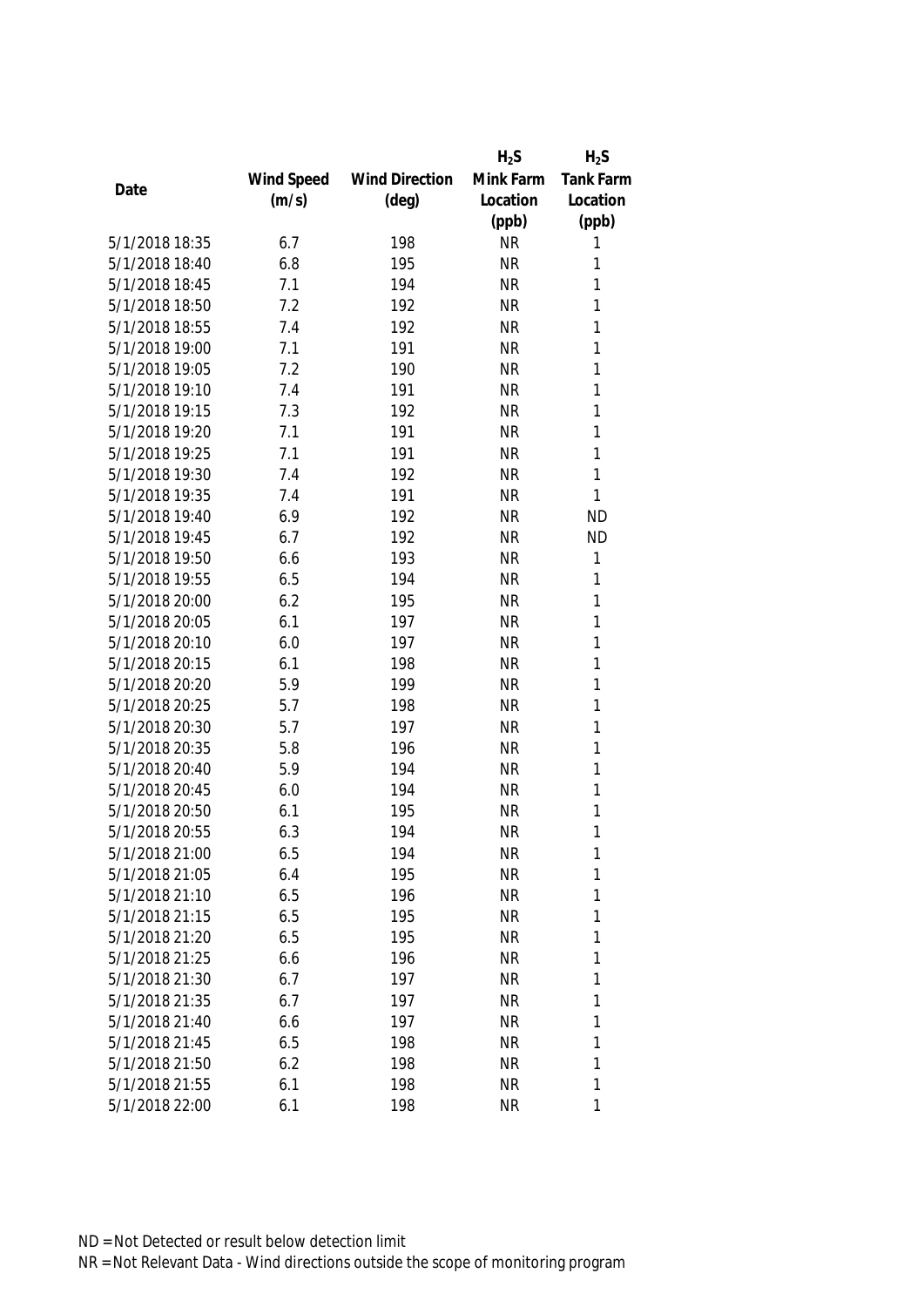| Date | Wind Speed (m/s) | Wind Direction (deg) | $H_2S$ Mink Farm Location (ppb) | $H_2S$ Tank Farm Location (ppb) |
|---|---|---|---|---|
| 5/1/2018 18:35 | 6.7 | 198 | NR | 1 |
| 5/1/2018 18:40 | 6.8 | 195 | NR | 1 |
| 5/1/2018 18:45 | 7.1 | 194 | NR | 1 |
| 5/1/2018 18:50 | 7.2 | 192 | NR | 1 |
| 5/1/2018 18:55 | 7.4 | 192 | NR | 1 |
| 5/1/2018 19:00 | 7.1 | 191 | NR | 1 |
| 5/1/2018 19:05 | 7.2 | 190 | NR | 1 |
| 5/1/2018 19:10 | 7.4 | 191 | NR | 1 |
| 5/1/2018 19:15 | 7.3 | 192 | NR | 1 |
| 5/1/2018 19:20 | 7.1 | 191 | NR | 1 |
| 5/1/2018 19:25 | 7.1 | 191 | NR | 1 |
| 5/1/2018 19:30 | 7.4 | 192 | NR | 1 |
| 5/1/2018 19:35 | 7.4 | 191 | NR | 1 |
| 5/1/2018 19:40 | 6.9 | 192 | NR | ND |
| 5/1/2018 19:45 | 6.7 | 192 | NR | ND |
| 5/1/2018 19:50 | 6.6 | 193 | NR | 1 |
| 5/1/2018 19:55 | 6.5 | 194 | NR | 1 |
| 5/1/2018 20:00 | 6.2 | 195 | NR | 1 |
| 5/1/2018 20:05 | 6.1 | 197 | NR | 1 |
| 5/1/2018 20:10 | 6.0 | 197 | NR | 1 |
| 5/1/2018 20:15 | 6.1 | 198 | NR | 1 |
| 5/1/2018 20:20 | 5.9 | 199 | NR | 1 |
| 5/1/2018 20:25 | 5.7 | 198 | NR | 1 |
| 5/1/2018 20:30 | 5.7 | 197 | NR | 1 |
| 5/1/2018 20:35 | 5.8 | 196 | NR | 1 |
| 5/1/2018 20:40 | 5.9 | 194 | NR | 1 |
| 5/1/2018 20:45 | 6.0 | 194 | NR | 1 |
| 5/1/2018 20:50 | 6.1 | 195 | NR | 1 |
| 5/1/2018 20:55 | 6.3 | 194 | NR | 1 |
| 5/1/2018 21:00 | 6.5 | 194 | NR | 1 |
| 5/1/2018 21:05 | 6.4 | 195 | NR | 1 |
| 5/1/2018 21:10 | 6.5 | 196 | NR | 1 |
| 5/1/2018 21:15 | 6.5 | 195 | NR | 1 |
| 5/1/2018 21:20 | 6.5 | 195 | NR | 1 |
| 5/1/2018 21:25 | 6.6 | 196 | NR | 1 |
| 5/1/2018 21:30 | 6.7 | 197 | NR | 1 |
| 5/1/2018 21:35 | 6.7 | 197 | NR | 1 |
| 5/1/2018 21:40 | 6.6 | 197 | NR | 1 |
| 5/1/2018 21:45 | 6.5 | 198 | NR | 1 |
| 5/1/2018 21:50 | 6.2 | 198 | NR | 1 |
| 5/1/2018 21:55 | 6.1 | 198 | NR | 1 |
| 5/1/2018 22:00 | 6.1 | 198 | NR | 1 |

ND = Not Detected or result below detection limit

NR = Not Relevant Data - Wind directions outside the scope of monitoring program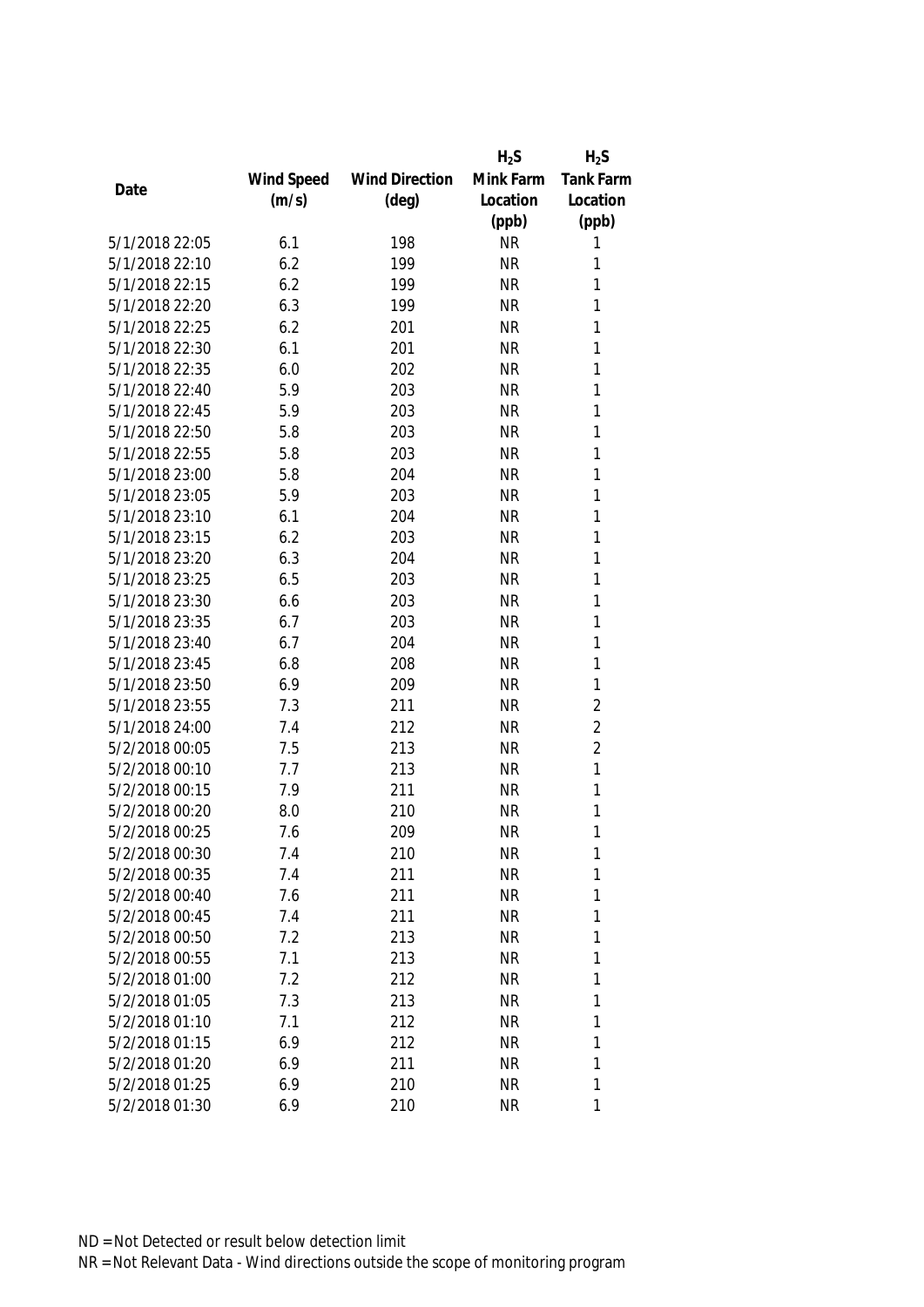| Date | Wind Speed (m/s) | Wind Direction (deg) | $H_2S$ Mink Farm Location (ppb) | $H_2S$ Tank Farm Location (ppb) |
|---|---|---|---|---|
| 5/1/2018 22:05 | 6.1 | 198 | NR | 1 |
| 5/1/2018 22:10 | 6.2 | 199 | NR | 1 |
| 5/1/2018 22:15 | 6.2 | 199 | NR | 1 |
| 5/1/2018 22:20 | 6.3 | 199 | NR | 1 |
| 5/1/2018 22:25 | 6.2 | 201 | NR | 1 |
| 5/1/2018 22:30 | 6.1 | 201 | NR | 1 |
| 5/1/2018 22:35 | 6.0 | 202 | NR | 1 |
| 5/1/2018 22:40 | 5.9 | 203 | NR | 1 |
| 5/1/2018 22:45 | 5.9 | 203 | NR | 1 |
| 5/1/2018 22:50 | 5.8 | 203 | NR | 1 |
| 5/1/2018 22:55 | 5.8 | 203 | NR | 1 |
| 5/1/2018 23:00 | 5.8 | 204 | NR | 1 |
| 5/1/2018 23:05 | 5.9 | 203 | NR | 1 |
| 5/1/2018 23:10 | 6.1 | 204 | NR | 1 |
| 5/1/2018 23:15 | 6.2 | 203 | NR | 1 |
| 5/1/2018 23:20 | 6.3 | 204 | NR | 1 |
| 5/1/2018 23:25 | 6.5 | 203 | NR | 1 |
| 5/1/2018 23:30 | 6.6 | 203 | NR | 1 |
| 5/1/2018 23:35 | 6.7 | 203 | NR | 1 |
| 5/1/2018 23:40 | 6.7 | 204 | NR | 1 |
| 5/1/2018 23:45 | 6.8 | 208 | NR | 1 |
| 5/1/2018 23:50 | 6.9 | 209 | NR | 1 |
| 5/1/2018 23:55 | 7.3 | 211 | NR | 2 |
| 5/1/2018 24:00 | 7.4 | 212 | NR | 2 |
| 5/2/2018 00:05 | 7.5 | 213 | NR | 2 |
| 5/2/2018 00:10 | 7.7 | 213 | NR | 1 |
| 5/2/2018 00:15 | 7.9 | 211 | NR | 1 |
| 5/2/2018 00:20 | 8.0 | 210 | NR | 1 |
| 5/2/2018 00:25 | 7.6 | 209 | NR | 1 |
| 5/2/2018 00:30 | 7.4 | 210 | NR | 1 |
| 5/2/2018 00:35 | 7.4 | 211 | NR | 1 |
| 5/2/2018 00:40 | 7.6 | 211 | NR | 1 |
| 5/2/2018 00:45 | 7.4 | 211 | NR | 1 |
| 5/2/2018 00:50 | 7.2 | 213 | NR | 1 |
| 5/2/2018 00:55 | 7.1 | 213 | NR | 1 |
| 5/2/2018 01:00 | 7.2 | 212 | NR | 1 |
| 5/2/2018 01:05 | 7.3 | 213 | NR | 1 |
| 5/2/2018 01:10 | 7.1 | 212 | NR | 1 |
| 5/2/2018 01:15 | 6.9 | 212 | NR | 1 |
| 5/2/2018 01:20 | 6.9 | 211 | NR | 1 |
| 5/2/2018 01:25 | 6.9 | 210 | NR | 1 |
| 5/2/2018 01:30 | 6.9 | 210 | NR | 1 |

ND = Not Detected or result below detection limit

NR = Not Relevant Data - Wind directions outside the scope of monitoring program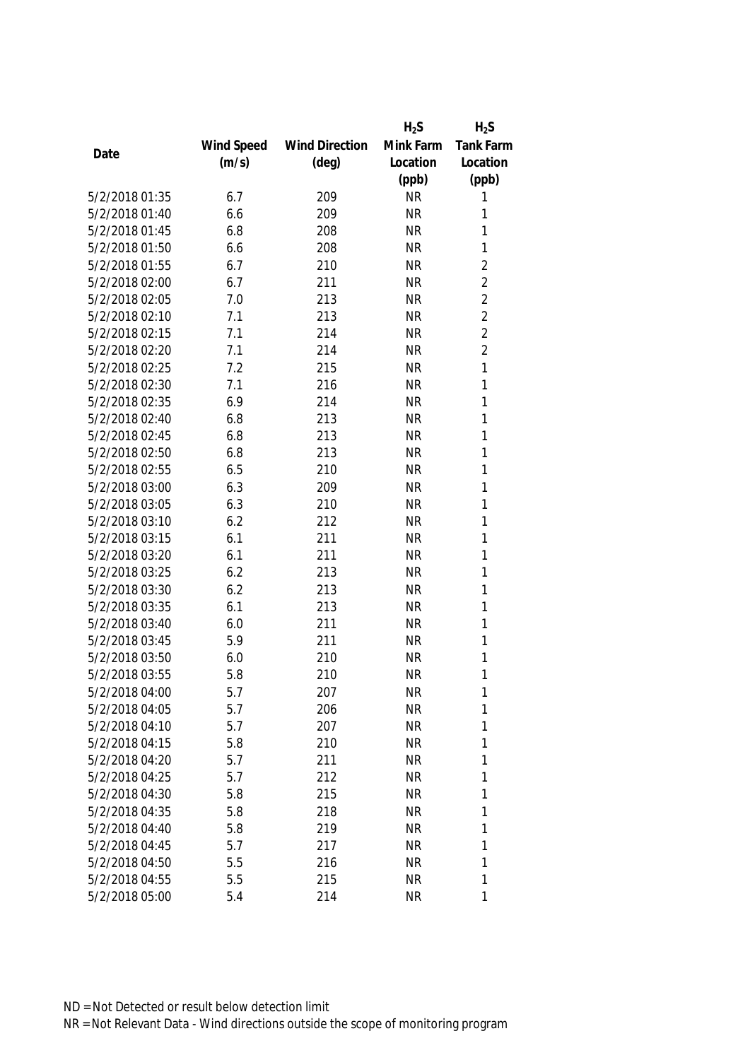| Date | Wind Speed (m/s) | Wind Direction (deg) | $H_2S$ Mink Farm Location (ppb) | $H_2S$ Tank Farm Location (ppb) |
|---|---|---|---|---|
| 5/2/2018 01:35 | 6.7 | 209 | NR | 1 |
| 5/2/2018 01:40 | 6.6 | 209 | NR | 1 |
| 5/2/2018 01:45 | 6.8 | 208 | NR | 1 |
| 5/2/2018 01:50 | 6.6 | 208 | NR | 1 |
| 5/2/2018 01:55 | 6.7 | 210 | NR | 2 |
| 5/2/2018 02:00 | 6.7 | 211 | NR | 2 |
| 5/2/2018 02:05 | 7.0 | 213 | NR | 2 |
| 5/2/2018 02:10 | 7.1 | 213 | NR | 2 |
| 5/2/2018 02:15 | 7.1 | 214 | NR | 2 |
| 5/2/2018 02:20 | 7.1 | 214 | NR | 2 |
| 5/2/2018 02:25 | 7.2 | 215 | NR | 1 |
| 5/2/2018 02:30 | 7.1 | 216 | NR | 1 |
| 5/2/2018 02:35 | 6.9 | 214 | NR | 1 |
| 5/2/2018 02:40 | 6.8 | 213 | NR | 1 |
| 5/2/2018 02:45 | 6.8 | 213 | NR | 1 |
| 5/2/2018 02:50 | 6.8 | 213 | NR | 1 |
| 5/2/2018 02:55 | 6.5 | 210 | NR | 1 |
| 5/2/2018 03:00 | 6.3 | 209 | NR | 1 |
| 5/2/2018 03:05 | 6.3 | 210 | NR | 1 |
| 5/2/2018 03:10 | 6.2 | 212 | NR | 1 |
| 5/2/2018 03:15 | 6.1 | 211 | NR | 1 |
| 5/2/2018 03:20 | 6.1 | 211 | NR | 1 |
| 5/2/2018 03:25 | 6.2 | 213 | NR | 1 |
| 5/2/2018 03:30 | 6.2 | 213 | NR | 1 |
| 5/2/2018 03:35 | 6.1 | 213 | NR | 1 |
| 5/2/2018 03:40 | 6.0 | 211 | NR | 1 |
| 5/2/2018 03:45 | 5.9 | 211 | NR | 1 |
| 5/2/2018 03:50 | 6.0 | 210 | NR | 1 |
| 5/2/2018 03:55 | 5.8 | 210 | NR | 1 |
| 5/2/2018 04:00 | 5.7 | 207 | NR | 1 |
| 5/2/2018 04:05 | 5.7 | 206 | NR | 1 |
| 5/2/2018 04:10 | 5.7 | 207 | NR | 1 |
| 5/2/2018 04:15 | 5.8 | 210 | NR | 1 |
| 5/2/2018 04:20 | 5.7 | 211 | NR | 1 |
| 5/2/2018 04:25 | 5.7 | 212 | NR | 1 |
| 5/2/2018 04:30 | 5.8 | 215 | NR | 1 |
| 5/2/2018 04:35 | 5.8 | 218 | NR | 1 |
| 5/2/2018 04:40 | 5.8 | 219 | NR | 1 |
| 5/2/2018 04:45 | 5.7 | 217 | NR | 1 |
| 5/2/2018 04:50 | 5.5 | 216 | NR | 1 |
| 5/2/2018 04:55 | 5.5 | 215 | NR | 1 |
| 5/2/2018 05:00 | 5.4 | 214 | NR | 1 |

ND = Not Detected or result below detection limit

NR = Not Relevant Data - Wind directions outside the scope of monitoring program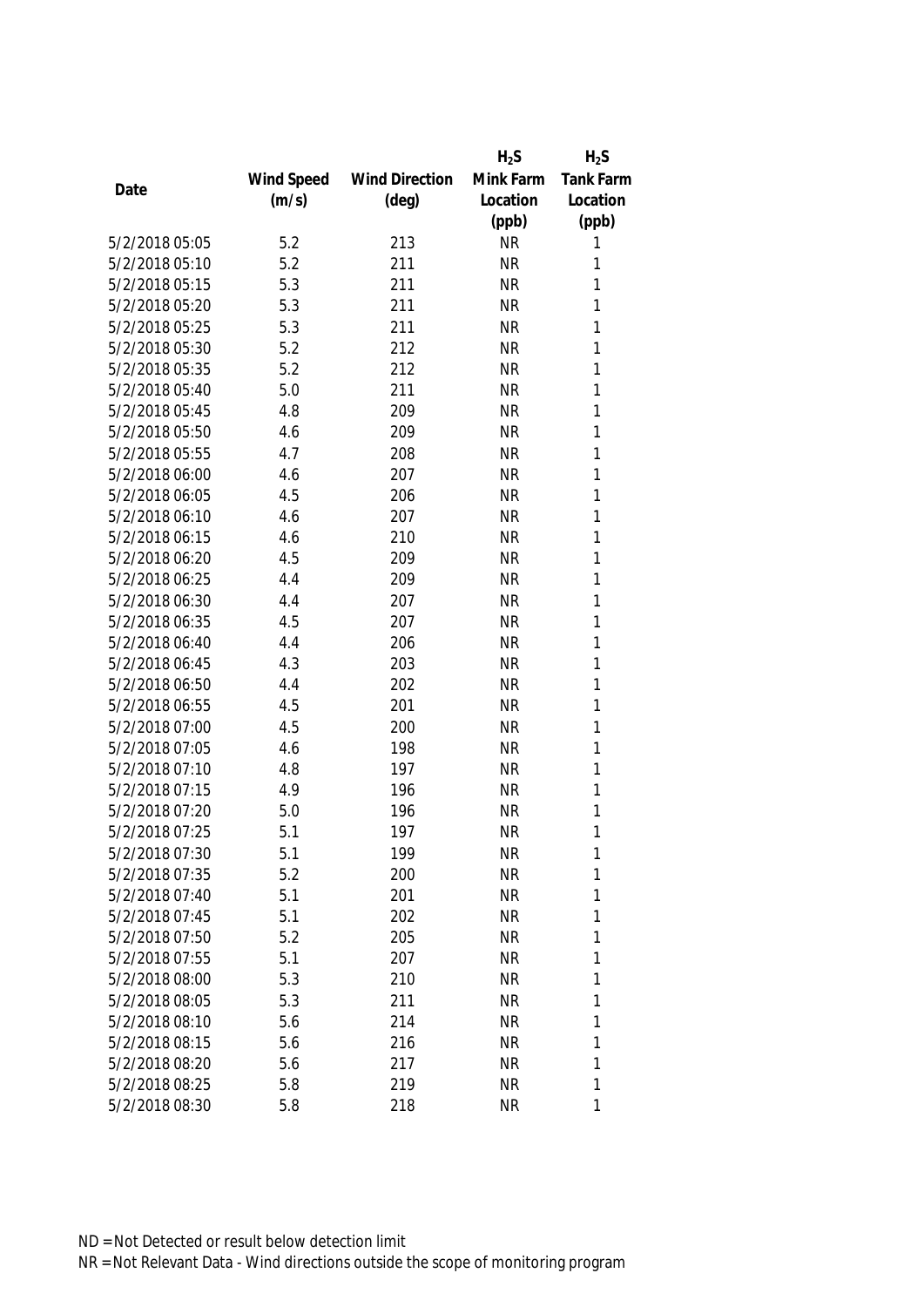| Date | Wind Speed (m/s) | Wind Direction (deg) | $H_2S$ Mink Farm Location (ppb) | $H_2S$ Tank Farm Location (ppb) |
|---|---|---|---|---|
| 5/2/2018 05:05 | 5.2 | 213 | NR | 1 |
| 5/2/2018 05:10 | 5.2 | 211 | NR | 1 |
| 5/2/2018 05:15 | 5.3 | 211 | NR | 1 |
| 5/2/2018 05:20 | 5.3 | 211 | NR | 1 |
| 5/2/2018 05:25 | 5.3 | 211 | NR | 1 |
| 5/2/2018 05:30 | 5.2 | 212 | NR | 1 |
| 5/2/2018 05:35 | 5.2 | 212 | NR | 1 |
| 5/2/2018 05:40 | 5.0 | 211 | NR | 1 |
| 5/2/2018 05:45 | 4.8 | 209 | NR | 1 |
| 5/2/2018 05:50 | 4.6 | 209 | NR | 1 |
| 5/2/2018 05:55 | 4.7 | 208 | NR | 1 |
| 5/2/2018 06:00 | 4.6 | 207 | NR | 1 |
| 5/2/2018 06:05 | 4.5 | 206 | NR | 1 |
| 5/2/2018 06:10 | 4.6 | 207 | NR | 1 |
| 5/2/2018 06:15 | 4.6 | 210 | NR | 1 |
| 5/2/2018 06:20 | 4.5 | 209 | NR | 1 |
| 5/2/2018 06:25 | 4.4 | 209 | NR | 1 |
| 5/2/2018 06:30 | 4.4 | 207 | NR | 1 |
| 5/2/2018 06:35 | 4.5 | 207 | NR | 1 |
| 5/2/2018 06:40 | 4.4 | 206 | NR | 1 |
| 5/2/2018 06:45 | 4.3 | 203 | NR | 1 |
| 5/2/2018 06:50 | 4.4 | 202 | NR | 1 |
| 5/2/2018 06:55 | 4.5 | 201 | NR | 1 |
| 5/2/2018 07:00 | 4.5 | 200 | NR | 1 |
| 5/2/2018 07:05 | 4.6 | 198 | NR | 1 |
| 5/2/2018 07:10 | 4.8 | 197 | NR | 1 |
| 5/2/2018 07:15 | 4.9 | 196 | NR | 1 |
| 5/2/2018 07:20 | 5.0 | 196 | NR | 1 |
| 5/2/2018 07:25 | 5.1 | 197 | NR | 1 |
| 5/2/2018 07:30 | 5.1 | 199 | NR | 1 |
| 5/2/2018 07:35 | 5.2 | 200 | NR | 1 |
| 5/2/2018 07:40 | 5.1 | 201 | NR | 1 |
| 5/2/2018 07:45 | 5.1 | 202 | NR | 1 |
| 5/2/2018 07:50 | 5.2 | 205 | NR | 1 |
| 5/2/2018 07:55 | 5.1 | 207 | NR | 1 |
| 5/2/2018 08:00 | 5.3 | 210 | NR | 1 |
| 5/2/2018 08:05 | 5.3 | 211 | NR | 1 |
| 5/2/2018 08:10 | 5.6 | 214 | NR | 1 |
| 5/2/2018 08:15 | 5.6 | 216 | NR | 1 |
| 5/2/2018 08:20 | 5.6 | 217 | NR | 1 |
| 5/2/2018 08:25 | 5.8 | 219 | NR | 1 |
| 5/2/2018 08:30 | 5.8 | 218 | NR | 1 |

ND = Not Detected or result below detection limit

NR = Not Relevant Data - Wind directions outside the scope of monitoring program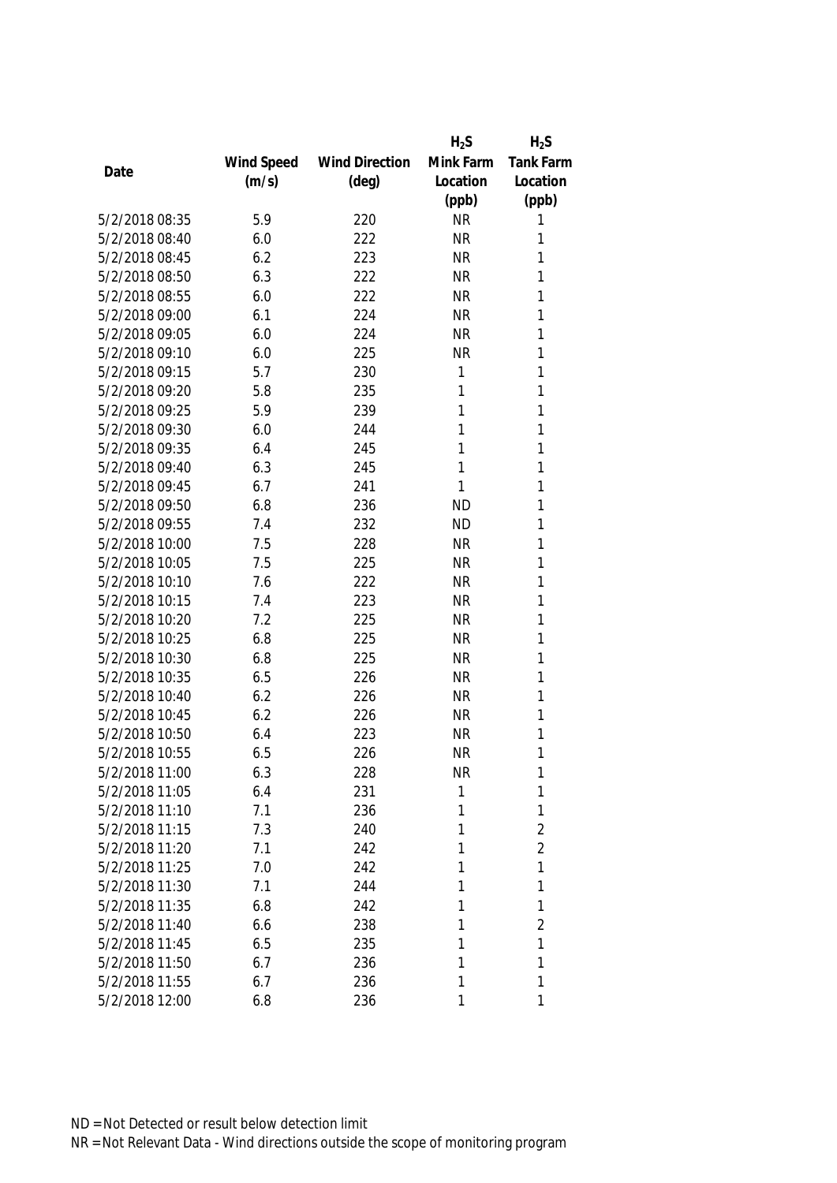| Date | Wind Speed (m/s) | Wind Direction (deg) | $H_2S$ Mink Farm Location (ppb) | $H_2S$ Tank Farm Location (ppb) |
|---|---|---|---|---|
| 5/2/2018 08:35 | 5.9 | 220 | NR | 1 |
| 5/2/2018 08:40 | 6.0 | 222 | NR | 1 |
| 5/2/2018 08:45 | 6.2 | 223 | NR | 1 |
| 5/2/2018 08:50 | 6.3 | 222 | NR | 1 |
| 5/2/2018 08:55 | 6.0 | 222 | NR | 1 |
| 5/2/2018 09:00 | 6.1 | 224 | NR | 1 |
| 5/2/2018 09:05 | 6.0 | 224 | NR | 1 |
| 5/2/2018 09:10 | 6.0 | 225 | NR | 1 |
| 5/2/2018 09:15 | 5.7 | 230 | 1 | 1 |
| 5/2/2018 09:20 | 5.8 | 235 | 1 | 1 |
| 5/2/2018 09:25 | 5.9 | 239 | 1 | 1 |
| 5/2/2018 09:30 | 6.0 | 244 | 1 | 1 |
| 5/2/2018 09:35 | 6.4 | 245 | 1 | 1 |
| 5/2/2018 09:40 | 6.3 | 245 | 1 | 1 |
| 5/2/2018 09:45 | 6.7 | 241 | 1 | 1 |
| 5/2/2018 09:50 | 6.8 | 236 | ND | 1 |
| 5/2/2018 09:55 | 7.4 | 232 | ND | 1 |
| 5/2/2018 10:00 | 7.5 | 228 | NR | 1 |
| 5/2/2018 10:05 | 7.5 | 225 | NR | 1 |
| 5/2/2018 10:10 | 7.6 | 222 | NR | 1 |
| 5/2/2018 10:15 | 7.4 | 223 | NR | 1 |
| 5/2/2018 10:20 | 7.2 | 225 | NR | 1 |
| 5/2/2018 10:25 | 6.8 | 225 | NR | 1 |
| 5/2/2018 10:30 | 6.8 | 225 | NR | 1 |
| 5/2/2018 10:35 | 6.5 | 226 | NR | 1 |
| 5/2/2018 10:40 | 6.2 | 226 | NR | 1 |
| 5/2/2018 10:45 | 6.2 | 226 | NR | 1 |
| 5/2/2018 10:50 | 6.4 | 223 | NR | 1 |
| 5/2/2018 10:55 | 6.5 | 226 | NR | 1 |
| 5/2/2018 11:00 | 6.3 | 228 | NR | 1 |
| 5/2/2018 11:05 | 6.4 | 231 | 1 | 1 |
| 5/2/2018 11:10 | 7.1 | 236 | 1 | 1 |
| 5/2/2018 11:15 | 7.3 | 240 | 1 | 2 |
| 5/2/2018 11:20 | 7.1 | 242 | 1 | 2 |
| 5/2/2018 11:25 | 7.0 | 242 | 1 | 1 |
| 5/2/2018 11:30 | 7.1 | 244 | 1 | 1 |
| 5/2/2018 11:35 | 6.8 | 242 | 1 | 1 |
| 5/2/2018 11:40 | 6.6 | 238 | 1 | 2 |
| 5/2/2018 11:45 | 6.5 | 235 | 1 | 1 |
| 5/2/2018 11:50 | 6.7 | 236 | 1 | 1 |
| 5/2/2018 11:55 | 6.7 | 236 | 1 | 1 |
| 5/2/2018 12:00 | 6.8 | 236 | 1 | 1 |

ND = Not Detected or result below detection limit
NR = Not Relevant Data - Wind directions outside the scope of monitoring program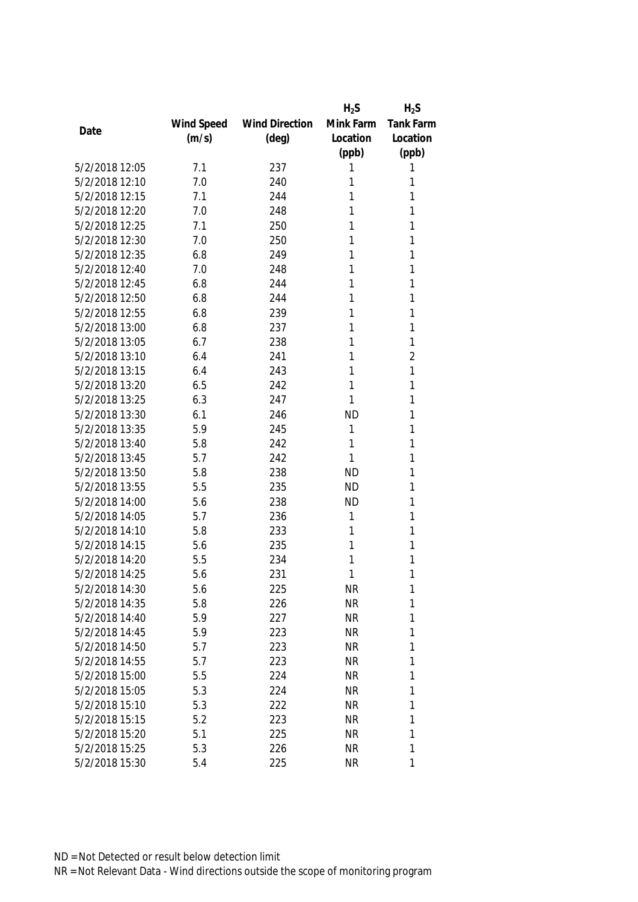| Date | Wind Speed (m/s) | Wind Direction (deg) | $H_2S$ Mink Farm Location (ppb) | $H_2S$ Tank Farm Location (ppb) |
|---|---|---|---|---|
| 5/2/2018 12:05 | 7.1 | 237 | 1 | 1 |
| 5/2/2018 12:10 | 7.0 | 240 | 1 | 1 |
| 5/2/2018 12:15 | 7.1 | 244 | 1 | 1 |
| 5/2/2018 12:20 | 7.0 | 248 | 1 | 1 |
| 5/2/2018 12:25 | 7.1 | 250 | 1 | 1 |
| 5/2/2018 12:30 | 7.0 | 250 | 1 | 1 |
| 5/2/2018 12:35 | 6.8 | 249 | 1 | 1 |
| 5/2/2018 12:40 | 7.0 | 248 | 1 | 1 |
| 5/2/2018 12:45 | 6.8 | 244 | 1 | 1 |
| 5/2/2018 12:50 | 6.8 | 244 | 1 | 1 |
| 5/2/2018 12:55 | 6.8 | 239 | 1 | 1 |
| 5/2/2018 13:00 | 6.8 | 237 | 1 | 1 |
| 5/2/2018 13:05 | 6.7 | 238 | 1 | 1 |
| 5/2/2018 13:10 | 6.4 | 241 | 1 | 2 |
| 5/2/2018 13:15 | 6.4 | 243 | 1 | 1 |
| 5/2/2018 13:20 | 6.5 | 242 | 1 | 1 |
| 5/2/2018 13:25 | 6.3 | 247 | 1 | 1 |
| 5/2/2018 13:30 | 6.1 | 246 | ND | 1 |
| 5/2/2018 13:35 | 5.9 | 245 | 1 | 1 |
| 5/2/2018 13:40 | 5.8 | 242 | 1 | 1 |
| 5/2/2018 13:45 | 5.7 | 242 | 1 | 1 |
| 5/2/2018 13:50 | 5.8 | 238 | ND | 1 |
| 5/2/2018 13:55 | 5.5 | 235 | ND | 1 |
| 5/2/2018 14:00 | 5.6 | 238 | ND | 1 |
| 5/2/2018 14:05 | 5.7 | 236 | 1 | 1 |
| 5/2/2018 14:10 | 5.8 | 233 | 1 | 1 |
| 5/2/2018 14:15 | 5.6 | 235 | 1 | 1 |
| 5/2/2018 14:20 | 5.5 | 234 | 1 | 1 |
| 5/2/2018 14:25 | 5.6 | 231 | 1 | 1 |
| 5/2/2018 14:30 | 5.6 | 225 | NR | 1 |
| 5/2/2018 14:35 | 5.8 | 226 | NR | 1 |
| 5/2/2018 14:40 | 5.9 | 227 | NR | 1 |
| 5/2/2018 14:45 | 5.9 | 223 | NR | 1 |
| 5/2/2018 14:50 | 5.7 | 223 | NR | 1 |
| 5/2/2018 14:55 | 5.7 | 223 | NR | 1 |
| 5/2/2018 15:00 | 5.5 | 224 | NR | 1 |
| 5/2/2018 15:05 | 5.3 | 224 | NR | 1 |
| 5/2/2018 15:10 | 5.3 | 222 | NR | 1 |
| 5/2/2018 15:15 | 5.2 | 223 | NR | 1 |
| 5/2/2018 15:20 | 5.1 | 225 | NR | 1 |
| 5/2/2018 15:25 | 5.3 | 226 | NR | 1 |
| 5/2/2018 15:30 | 5.4 | 225 | NR | 1 |

ND = Not Detected or result below detection limit

NR = Not Relevant Data - Wind directions outside the scope of monitoring program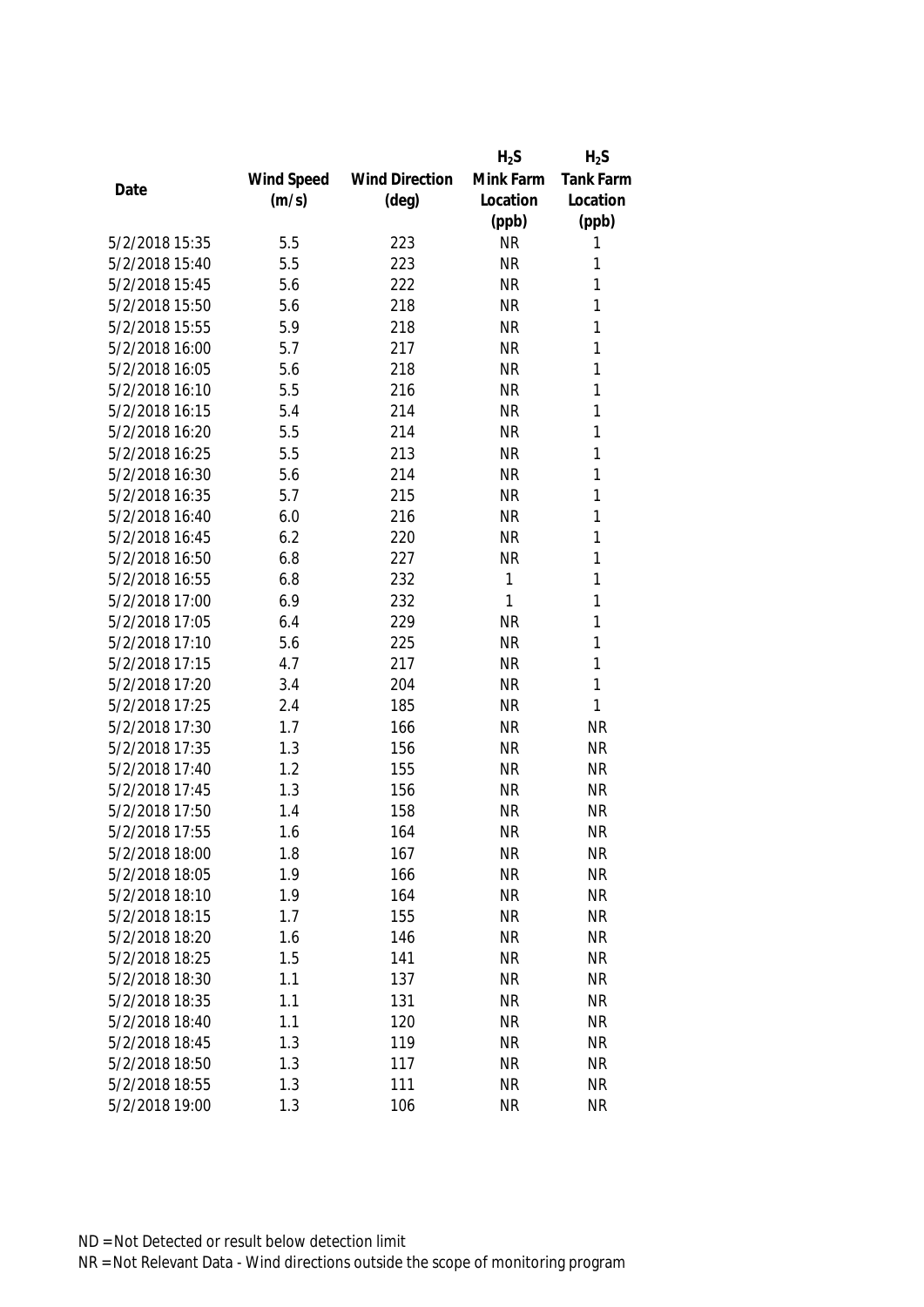| Date | Wind Speed (m/s) | Wind Direction (deg) | $H_2S$ Mink Farm Location (ppb) | $H_2S$ Tank Farm Location (ppb) |
|---|---|---|---|---|
| 5/2/2018 15:35 | 5.5 | 223 | NR | 1 |
| 5/2/2018 15:40 | 5.5 | 223 | NR | 1 |
| 5/2/2018 15:45 | 5.6 | 222 | NR | 1 |
| 5/2/2018 15:50 | 5.6 | 218 | NR | 1 |
| 5/2/2018 15:55 | 5.9 | 218 | NR | 1 |
| 5/2/2018 16:00 | 5.7 | 217 | NR | 1 |
| 5/2/2018 16:05 | 5.6 | 218 | NR | 1 |
| 5/2/2018 16:10 | 5.5 | 216 | NR | 1 |
| 5/2/2018 16:15 | 5.4 | 214 | NR | 1 |
| 5/2/2018 16:20 | 5.5 | 214 | NR | 1 |
| 5/2/2018 16:25 | 5.5 | 213 | NR | 1 |
| 5/2/2018 16:30 | 5.6 | 214 | NR | 1 |
| 5/2/2018 16:35 | 5.7 | 215 | NR | 1 |
| 5/2/2018 16:40 | 6.0 | 216 | NR | 1 |
| 5/2/2018 16:45 | 6.2 | 220 | NR | 1 |
| 5/2/2018 16:50 | 6.8 | 227 | NR | 1 |
| 5/2/2018 16:55 | 6.8 | 232 | 1 | 1 |
| 5/2/2018 17:00 | 6.9 | 232 | 1 | 1 |
| 5/2/2018 17:05 | 6.4 | 229 | NR | 1 |
| 5/2/2018 17:10 | 5.6 | 225 | NR | 1 |
| 5/2/2018 17:15 | 4.7 | 217 | NR | 1 |
| 5/2/2018 17:20 | 3.4 | 204 | NR | 1 |
| 5/2/2018 17:25 | 2.4 | 185 | NR | 1 |
| 5/2/2018 17:30 | 1.7 | 166 | NR | NR |
| 5/2/2018 17:35 | 1.3 | 156 | NR | NR |
| 5/2/2018 17:40 | 1.2 | 155 | NR | NR |
| 5/2/2018 17:45 | 1.3 | 156 | NR | NR |
| 5/2/2018 17:50 | 1.4 | 158 | NR | NR |
| 5/2/2018 17:55 | 1.6 | 164 | NR | NR |
| 5/2/2018 18:00 | 1.8 | 167 | NR | NR |
| 5/2/2018 18:05 | 1.9 | 166 | NR | NR |
| 5/2/2018 18:10 | 1.9 | 164 | NR | NR |
| 5/2/2018 18:15 | 1.7 | 155 | NR | NR |
| 5/2/2018 18:20 | 1.6 | 146 | NR | NR |
| 5/2/2018 18:25 | 1.5 | 141 | NR | NR |
| 5/2/2018 18:30 | 1.1 | 137 | NR | NR |
| 5/2/2018 18:35 | 1.1 | 131 | NR | NR |
| 5/2/2018 18:40 | 1.1 | 120 | NR | NR |
| 5/2/2018 18:45 | 1.3 | 119 | NR | NR |
| 5/2/2018 18:50 | 1.3 | 117 | NR | NR |
| 5/2/2018 18:55 | 1.3 | 111 | NR | NR |
| 5/2/2018 19:00 | 1.3 | 106 | NR | NR |

ND = Not Detected or result below detection limit

NR = Not Relevant Data - Wind directions outside the scope of monitoring program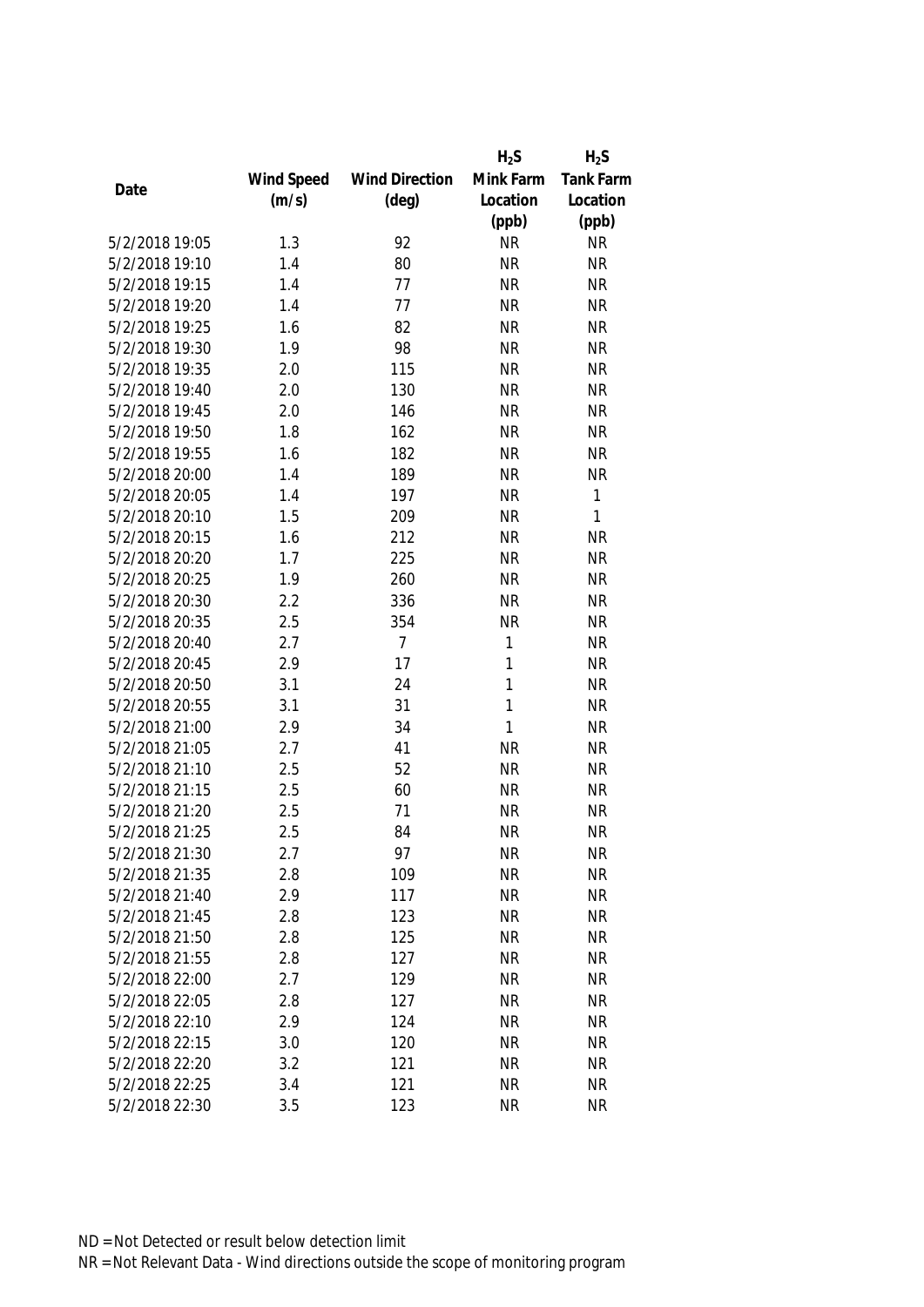| Date | Wind Speed (m/s) | Wind Direction (deg) | $H_2S$ Mink Farm Location (ppb) | $H_2S$ Tank Farm Location (ppb) |
|---|---|---|---|---|
| 5/2/2018 19:05 | 1.3 | 92 | NR | NR |
| 5/2/2018 19:10 | 1.4 | 80 | NR | NR |
| 5/2/2018 19:15 | 1.4 | 77 | NR | NR |
| 5/2/2018 19:20 | 1.4 | 77 | NR | NR |
| 5/2/2018 19:25 | 1.6 | 82 | NR | NR |
| 5/2/2018 19:30 | 1.9 | 98 | NR | NR |
| 5/2/2018 19:35 | 2.0 | 115 | NR | NR |
| 5/2/2018 19:40 | 2.0 | 130 | NR | NR |
| 5/2/2018 19:45 | 2.0 | 146 | NR | NR |
| 5/2/2018 19:50 | 1.8 | 162 | NR | NR |
| 5/2/2018 19:55 | 1.6 | 182 | NR | NR |
| 5/2/2018 20:00 | 1.4 | 189 | NR | NR |
| 5/2/2018 20:05 | 1.4 | 197 | NR | 1 |
| 5/2/2018 20:10 | 1.5 | 209 | NR | 1 |
| 5/2/2018 20:15 | 1.6 | 212 | NR | NR |
| 5/2/2018 20:20 | 1.7 | 225 | NR | NR |
| 5/2/2018 20:25 | 1.9 | 260 | NR | NR |
| 5/2/2018 20:30 | 2.2 | 336 | NR | NR |
| 5/2/2018 20:35 | 2.5 | 354 | NR | NR |
| 5/2/2018 20:40 | 2.7 | 7 | 1 | NR |
| 5/2/2018 20:45 | 2.9 | 17 | 1 | NR |
| 5/2/2018 20:50 | 3.1 | 24 | 1 | NR |
| 5/2/2018 20:55 | 3.1 | 31 | 1 | NR |
| 5/2/2018 21:00 | 2.9 | 34 | 1 | NR |
| 5/2/2018 21:05 | 2.7 | 41 | NR | NR |
| 5/2/2018 21:10 | 2.5 | 52 | NR | NR |
| 5/2/2018 21:15 | 2.5 | 60 | NR | NR |
| 5/2/2018 21:20 | 2.5 | 71 | NR | NR |
| 5/2/2018 21:25 | 2.5 | 84 | NR | NR |
| 5/2/2018 21:30 | 2.7 | 97 | NR | NR |
| 5/2/2018 21:35 | 2.8 | 109 | NR | NR |
| 5/2/2018 21:40 | 2.9 | 117 | NR | NR |
| 5/2/2018 21:45 | 2.8 | 123 | NR | NR |
| 5/2/2018 21:50 | 2.8 | 125 | NR | NR |
| 5/2/2018 21:55 | 2.8 | 127 | NR | NR |
| 5/2/2018 22:00 | 2.7 | 129 | NR | NR |
| 5/2/2018 22:05 | 2.8 | 127 | NR | NR |
| 5/2/2018 22:10 | 2.9 | 124 | NR | NR |
| 5/2/2018 22:15 | 3.0 | 120 | NR | NR |
| 5/2/2018 22:20 | 3.2 | 121 | NR | NR |
| 5/2/2018 22:25 | 3.4 | 121 | NR | NR |
| 5/2/2018 22:30 | 3.5 | 123 | NR | NR |

ND = Not Detected or result below detection limit

NR = Not Relevant Data - Wind directions outside the scope of monitoring program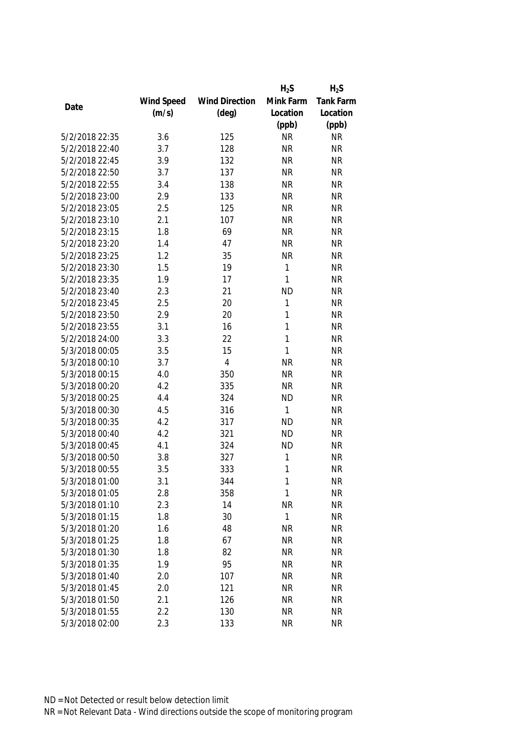| Date | Wind Speed (m/s) | Wind Direction (deg) | $H_2S$ Mink Farm Location (ppb) | $H_2S$ Tank Farm Location (ppb) |
|---|---|---|---|---|
| 5/2/2018 22:35 | 3.6 | 125 | NR | NR |
| 5/2/2018 22:40 | 3.7 | 128 | NR | NR |
| 5/2/2018 22:45 | 3.9 | 132 | NR | NR |
| 5/2/2018 22:50 | 3.7 | 137 | NR | NR |
| 5/2/2018 22:55 | 3.4 | 138 | NR | NR |
| 5/2/2018 23:00 | 2.9 | 133 | NR | NR |
| 5/2/2018 23:05 | 2.5 | 125 | NR | NR |
| 5/2/2018 23:10 | 2.1 | 107 | NR | NR |
| 5/2/2018 23:15 | 1.8 | 69 | NR | NR |
| 5/2/2018 23:20 | 1.4 | 47 | NR | NR |
| 5/2/2018 23:25 | 1.2 | 35 | NR | NR |
| 5/2/2018 23:30 | 1.5 | 19 | 1 | NR |
| 5/2/2018 23:35 | 1.9 | 17 | 1 | NR |
| 5/2/2018 23:40 | 2.3 | 21 | ND | NR |
| 5/2/2018 23:45 | 2.5 | 20 | 1 | NR |
| 5/2/2018 23:50 | 2.9 | 20 | 1 | NR |
| 5/2/2018 23:55 | 3.1 | 16 | 1 | NR |
| 5/2/2018 24:00 | 3.3 | 22 | 1 | NR |
| 5/3/2018 00:05 | 3.5 | 15 | 1 | NR |
| 5/3/2018 00:10 | 3.7 | 4 | NR | NR |
| 5/3/2018 00:15 | 4.0 | 350 | NR | NR |
| 5/3/2018 00:20 | 4.2 | 335 | NR | NR |
| 5/3/2018 00:25 | 4.4 | 324 | ND | NR |
| 5/3/2018 00:30 | 4.5 | 316 | 1 | NR |
| 5/3/2018 00:35 | 4.2 | 317 | ND | NR |
| 5/3/2018 00:40 | 4.2 | 321 | ND | NR |
| 5/3/2018 00:45 | 4.1 | 324 | ND | NR |
| 5/3/2018 00:50 | 3.8 | 327 | 1 | NR |
| 5/3/2018 00:55 | 3.5 | 333 | 1 | NR |
| 5/3/2018 01:00 | 3.1 | 344 | 1 | NR |
| 5/3/2018 01:05 | 2.8 | 358 | 1 | NR |
| 5/3/2018 01:10 | 2.3 | 14 | NR | NR |
| 5/3/2018 01:15 | 1.8 | 30 | 1 | NR |
| 5/3/2018 01:20 | 1.6 | 48 | NR | NR |
| 5/3/2018 01:25 | 1.8 | 67 | NR | NR |
| 5/3/2018 01:30 | 1.8 | 82 | NR | NR |
| 5/3/2018 01:35 | 1.9 | 95 | NR | NR |
| 5/3/2018 01:40 | 2.0 | 107 | NR | NR |
| 5/3/2018 01:45 | 2.0 | 121 | NR | NR |
| 5/3/2018 01:50 | 2.1 | 126 | NR | NR |
| 5/3/2018 01:55 | 2.2 | 130 | NR | NR |
| 5/3/2018 02:00 | 2.3 | 133 | NR | NR |

ND = Not Detected or result below detection limit

NR = Not Relevant Data - Wind directions outside the scope of monitoring program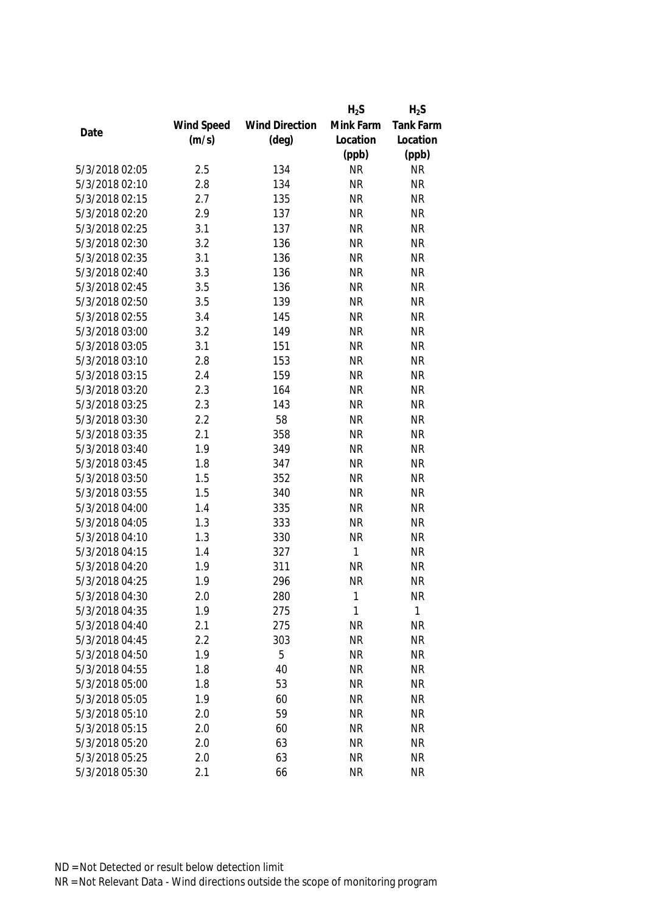| Date | Wind Speed (m/s) | Wind Direction (deg) | $H_2S$ Mink Farm Location (ppb) | $H_2S$ Tank Farm Location (ppb) |
|---|---|---|---|---|
| 5/3/2018 02:05 | 2.5 | 134 | NR | NR |
| 5/3/2018 02:10 | 2.8 | 134 | NR | NR |
| 5/3/2018 02:15 | 2.7 | 135 | NR | NR |
| 5/3/2018 02:20 | 2.9 | 137 | NR | NR |
| 5/3/2018 02:25 | 3.1 | 137 | NR | NR |
| 5/3/2018 02:30 | 3.2 | 136 | NR | NR |
| 5/3/2018 02:35 | 3.1 | 136 | NR | NR |
| 5/3/2018 02:40 | 3.3 | 136 | NR | NR |
| 5/3/2018 02:45 | 3.5 | 136 | NR | NR |
| 5/3/2018 02:50 | 3.5 | 139 | NR | NR |
| 5/3/2018 02:55 | 3.4 | 145 | NR | NR |
| 5/3/2018 03:00 | 3.2 | 149 | NR | NR |
| 5/3/2018 03:05 | 3.1 | 151 | NR | NR |
| 5/3/2018 03:10 | 2.8 | 153 | NR | NR |
| 5/3/2018 03:15 | 2.4 | 159 | NR | NR |
| 5/3/2018 03:20 | 2.3 | 164 | NR | NR |
| 5/3/2018 03:25 | 2.3 | 143 | NR | NR |
| 5/3/2018 03:30 | 2.2 | 58 | NR | NR |
| 5/3/2018 03:35 | 2.1 | 358 | NR | NR |
| 5/3/2018 03:40 | 1.9 | 349 | NR | NR |
| 5/3/2018 03:45 | 1.8 | 347 | NR | NR |
| 5/3/2018 03:50 | 1.5 | 352 | NR | NR |
| 5/3/2018 03:55 | 1.5 | 340 | NR | NR |
| 5/3/2018 04:00 | 1.4 | 335 | NR | NR |
| 5/3/2018 04:05 | 1.3 | 333 | NR | NR |
| 5/3/2018 04:10 | 1.3 | 330 | NR | NR |
| 5/3/2018 04:15 | 1.4 | 327 | 1 | NR |
| 5/3/2018 04:20 | 1.9 | 311 | NR | NR |
| 5/3/2018 04:25 | 1.9 | 296 | NR | NR |
| 5/3/2018 04:30 | 2.0 | 280 | 1 | NR |
| 5/3/2018 04:35 | 1.9 | 275 | 1 | 1 |
| 5/3/2018 04:40 | 2.1 | 275 | NR | NR |
| 5/3/2018 04:45 | 2.2 | 303 | NR | NR |
| 5/3/2018 04:50 | 1.9 | 5 | NR | NR |
| 5/3/2018 04:55 | 1.8 | 40 | NR | NR |
| 5/3/2018 05:00 | 1.8 | 53 | NR | NR |
| 5/3/2018 05:05 | 1.9 | 60 | NR | NR |
| 5/3/2018 05:10 | 2.0 | 59 | NR | NR |
| 5/3/2018 05:15 | 2.0 | 60 | NR | NR |
| 5/3/2018 05:20 | 2.0 | 63 | NR | NR |
| 5/3/2018 05:25 | 2.0 | 63 | NR | NR |
| 5/3/2018 05:30 | 2.1 | 66 | NR | NR |

ND = Not Detected or result below detection limit

NR = Not Relevant Data - Wind directions outside the scope of monitoring program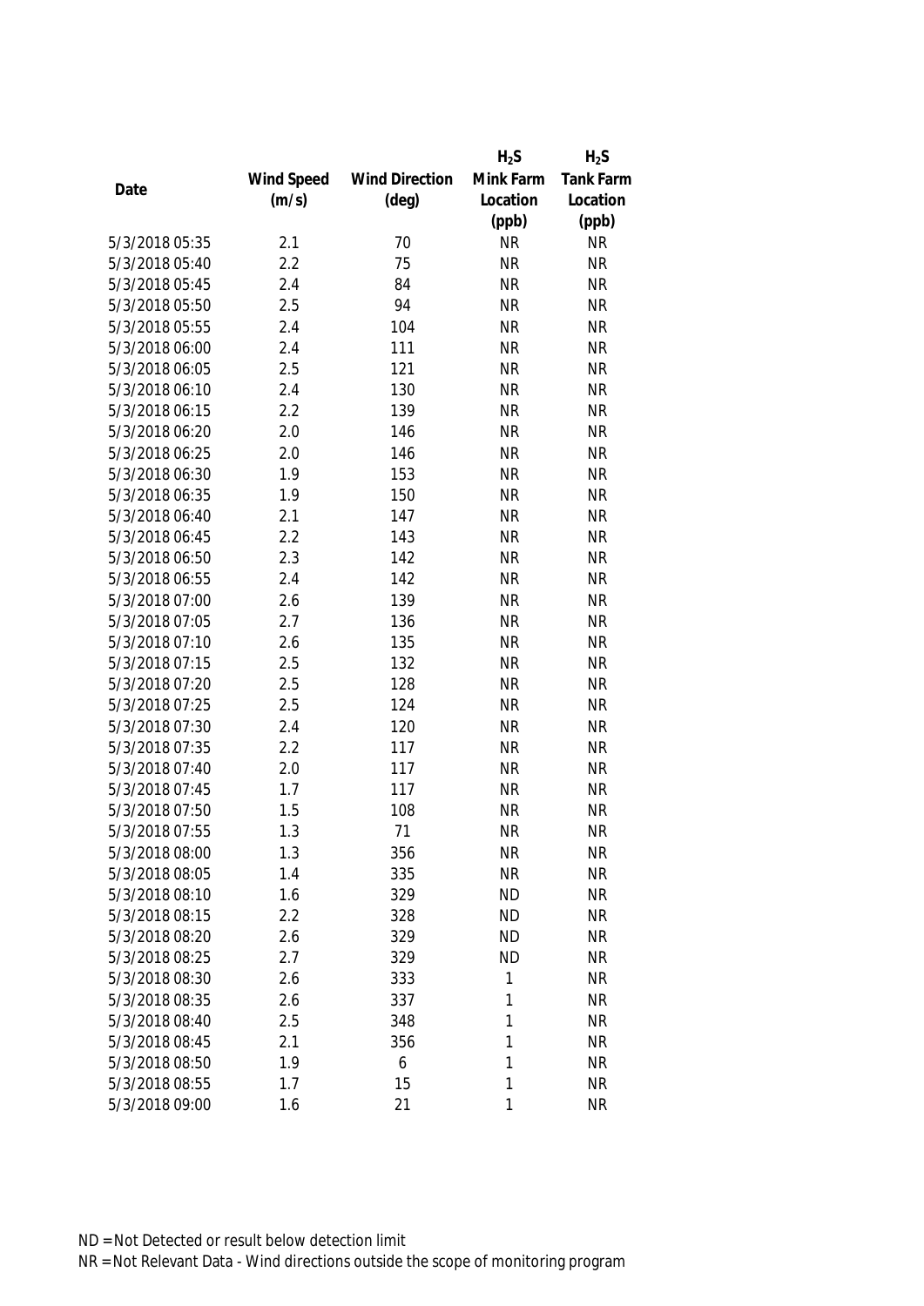| Date | Wind Speed (m/s) | Wind Direction (deg) | $H_2S$ Mink Farm Location (ppb) | $H_2S$ Tank Farm Location (ppb) |
|---|---|---|---|---|
| 5/3/2018 05:35 | 2.1 | 70 | NR | NR |
| 5/3/2018 05:40 | 2.2 | 75 | NR | NR |
| 5/3/2018 05:45 | 2.4 | 84 | NR | NR |
| 5/3/2018 05:50 | 2.5 | 94 | NR | NR |
| 5/3/2018 05:55 | 2.4 | 104 | NR | NR |
| 5/3/2018 06:00 | 2.4 | 111 | NR | NR |
| 5/3/2018 06:05 | 2.5 | 121 | NR | NR |
| 5/3/2018 06:10 | 2.4 | 130 | NR | NR |
| 5/3/2018 06:15 | 2.2 | 139 | NR | NR |
| 5/3/2018 06:20 | 2.0 | 146 | NR | NR |
| 5/3/2018 06:25 | 2.0 | 146 | NR | NR |
| 5/3/2018 06:30 | 1.9 | 153 | NR | NR |
| 5/3/2018 06:35 | 1.9 | 150 | NR | NR |
| 5/3/2018 06:40 | 2.1 | 147 | NR | NR |
| 5/3/2018 06:45 | 2.2 | 143 | NR | NR |
| 5/3/2018 06:50 | 2.3 | 142 | NR | NR |
| 5/3/2018 06:55 | 2.4 | 142 | NR | NR |
| 5/3/2018 07:00 | 2.6 | 139 | NR | NR |
| 5/3/2018 07:05 | 2.7 | 136 | NR | NR |
| 5/3/2018 07:10 | 2.6 | 135 | NR | NR |
| 5/3/2018 07:15 | 2.5 | 132 | NR | NR |
| 5/3/2018 07:20 | 2.5 | 128 | NR | NR |
| 5/3/2018 07:25 | 2.5 | 124 | NR | NR |
| 5/3/2018 07:30 | 2.4 | 120 | NR | NR |
| 5/3/2018 07:35 | 2.2 | 117 | NR | NR |
| 5/3/2018 07:40 | 2.0 | 117 | NR | NR |
| 5/3/2018 07:45 | 1.7 | 117 | NR | NR |
| 5/3/2018 07:50 | 1.5 | 108 | NR | NR |
| 5/3/2018 07:55 | 1.3 | 71 | NR | NR |
| 5/3/2018 08:00 | 1.3 | 356 | NR | NR |
| 5/3/2018 08:05 | 1.4 | 335 | NR | NR |
| 5/3/2018 08:10 | 1.6 | 329 | ND | NR |
| 5/3/2018 08:15 | 2.2 | 328 | ND | NR |
| 5/3/2018 08:20 | 2.6 | 329 | ND | NR |
| 5/3/2018 08:25 | 2.7 | 329 | ND | NR |
| 5/3/2018 08:30 | 2.6 | 333 | 1 | NR |
| 5/3/2018 08:35 | 2.6 | 337 | 1 | NR |
| 5/3/2018 08:40 | 2.5 | 348 | 1 | NR |
| 5/3/2018 08:45 | 2.1 | 356 | 1 | NR |
| 5/3/2018 08:50 | 1.9 | 6 | 1 | NR |
| 5/3/2018 08:55 | 1.7 | 15 | 1 | NR |
| 5/3/2018 09:00 | 1.6 | 21 | 1 | NR |

ND = Not Detected or result below detection limit

NR = Not Relevant Data - Wind directions outside the scope of monitoring program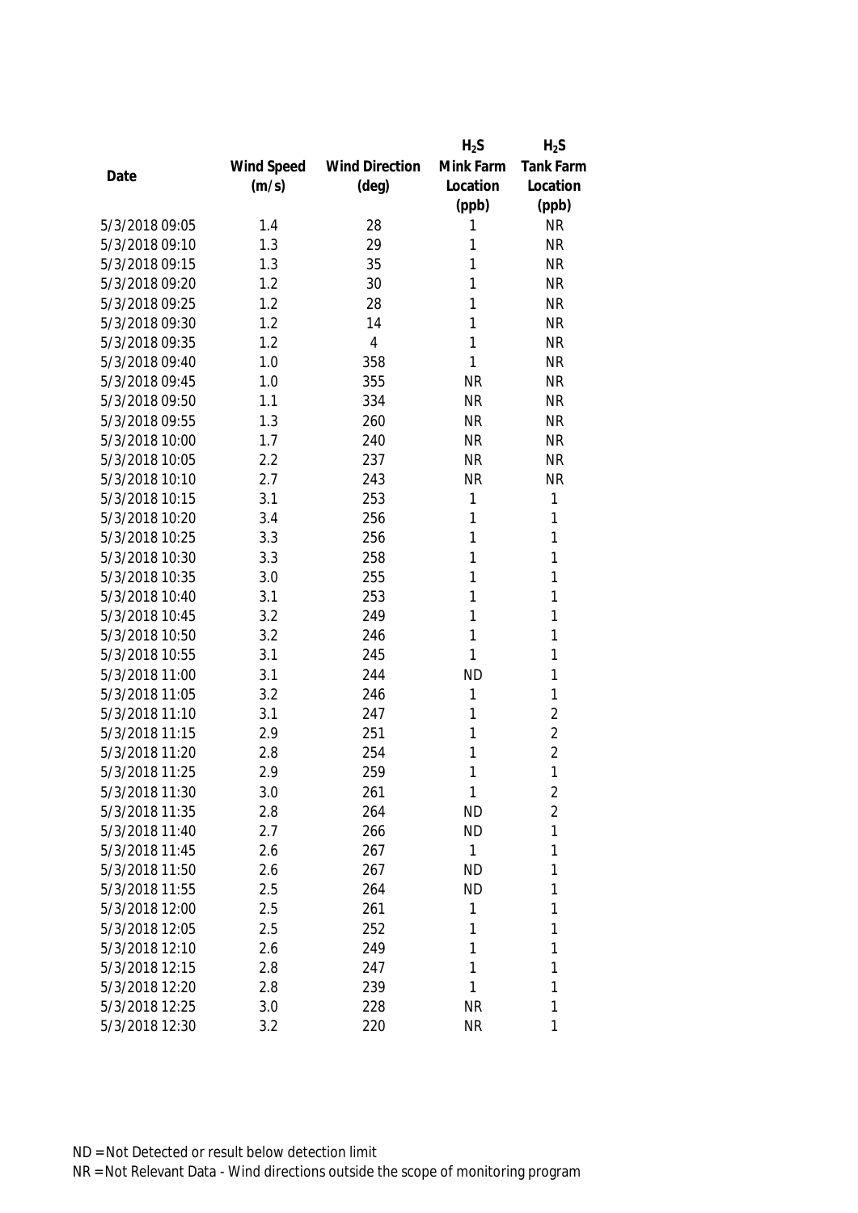| Date | Wind Speed (m/s) | Wind Direction (deg) | $H_2S$ Mink Farm Location (ppb) | $H_2S$ Tank Farm Location (ppb) |
|---|---|---|---|---|
| 5/3/2018 09:05 | 1.4 | 28 | 1 | NR |
| 5/3/2018 09:10 | 1.3 | 29 | 1 | NR |
| 5/3/2018 09:15 | 1.3 | 35 | 1 | NR |
| 5/3/2018 09:20 | 1.2 | 30 | 1 | NR |
| 5/3/2018 09:25 | 1.2 | 28 | 1 | NR |
| 5/3/2018 09:30 | 1.2 | 14 | 1 | NR |
| 5/3/2018 09:35 | 1.2 | 4 | 1 | NR |
| 5/3/2018 09:40 | 1.0 | 358 | 1 | NR |
| 5/3/2018 09:45 | 1.0 | 355 | NR | NR |
| 5/3/2018 09:50 | 1.1 | 334 | NR | NR |
| 5/3/2018 09:55 | 1.3 | 260 | NR | NR |
| 5/3/2018 10:00 | 1.7 | 240 | NR | NR |
| 5/3/2018 10:05 | 2.2 | 237 | NR | NR |
| 5/3/2018 10:10 | 2.7 | 243 | NR | NR |
| 5/3/2018 10:15 | 3.1 | 253 | 1 | 1 |
| 5/3/2018 10:20 | 3.4 | 256 | 1 | 1 |
| 5/3/2018 10:25 | 3.3 | 256 | 1 | 1 |
| 5/3/2018 10:30 | 3.3 | 258 | 1 | 1 |
| 5/3/2018 10:35 | 3.0 | 255 | 1 | 1 |
| 5/3/2018 10:40 | 3.1 | 253 | 1 | 1 |
| 5/3/2018 10:45 | 3.2 | 249 | 1 | 1 |
| 5/3/2018 10:50 | 3.2 | 246 | 1 | 1 |
| 5/3/2018 10:55 | 3.1 | 245 | 1 | 1 |
| 5/3/2018 11:00 | 3.1 | 244 | ND | 1 |
| 5/3/2018 11:05 | 3.2 | 246 | 1 | 1 |
| 5/3/2018 11:10 | 3.1 | 247 | 1 | 2 |
| 5/3/2018 11:15 | 2.9 | 251 | 1 | 2 |
| 5/3/2018 11:20 | 2.8 | 254 | 1 | 2 |
| 5/3/2018 11:25 | 2.9 | 259 | 1 | 1 |
| 5/3/2018 11:30 | 3.0 | 261 | 1 | 2 |
| 5/3/2018 11:35 | 2.8 | 264 | ND | 2 |
| 5/3/2018 11:40 | 2.7 | 266 | ND | 1 |
| 5/3/2018 11:45 | 2.6 | 267 | 1 | 1 |
| 5/3/2018 11:50 | 2.6 | 267 | ND | 1 |
| 5/3/2018 11:55 | 2.5 | 264 | ND | 1 |
| 5/3/2018 12:00 | 2.5 | 261 | 1 | 1 |
| 5/3/2018 12:05 | 2.5 | 252 | 1 | 1 |
| 5/3/2018 12:10 | 2.6 | 249 | 1 | 1 |
| 5/3/2018 12:15 | 2.8 | 247 | 1 | 1 |
| 5/3/2018 12:20 | 2.8 | 239 | 1 | 1 |
| 5/3/2018 12:25 | 3.0 | 228 | NR | 1 |
| 5/3/2018 12:30 | 3.2 | 220 | NR | 1 |

ND = Not Detected or result below detection limit

NR = Not Relevant Data - Wind directions outside the scope of monitoring program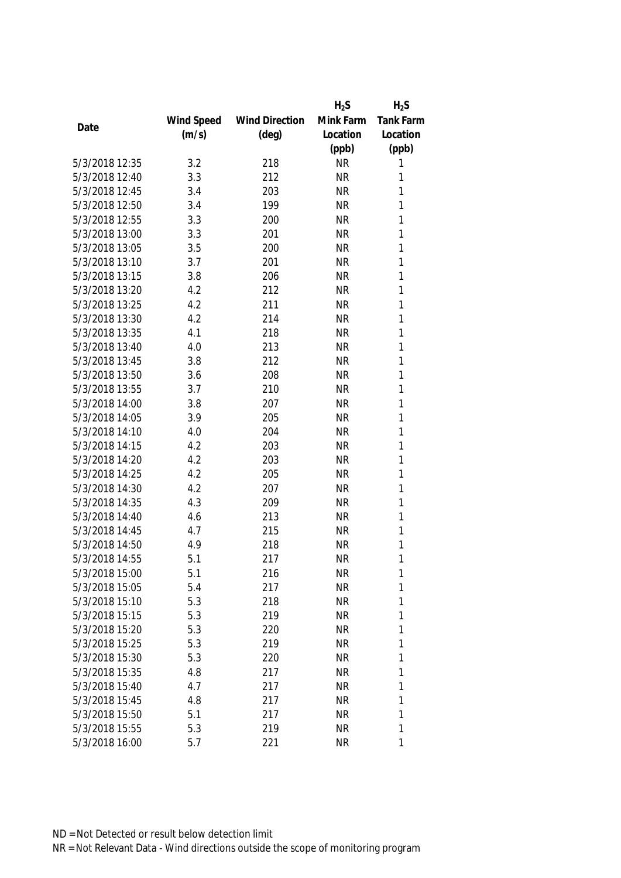| Date | Wind Speed (m/s) | Wind Direction (deg) | $H_2S$ Mink Farm Location (ppb) | $H_2S$ Tank Farm Location (ppb) |
|---|---|---|---|---|
| 5/3/2018 12:35 | 3.2 | 218 | NR | 1 |
| 5/3/2018 12:40 | 3.3 | 212 | NR | 1 |
| 5/3/2018 12:45 | 3.4 | 203 | NR | 1 |
| 5/3/2018 12:50 | 3.4 | 199 | NR | 1 |
| 5/3/2018 12:55 | 3.3 | 200 | NR | 1 |
| 5/3/2018 13:00 | 3.3 | 201 | NR | 1 |
| 5/3/2018 13:05 | 3.5 | 200 | NR | 1 |
| 5/3/2018 13:10 | 3.7 | 201 | NR | 1 |
| 5/3/2018 13:15 | 3.8 | 206 | NR | 1 |
| 5/3/2018 13:20 | 4.2 | 212 | NR | 1 |
| 5/3/2018 13:25 | 4.2 | 211 | NR | 1 |
| 5/3/2018 13:30 | 4.2 | 214 | NR | 1 |
| 5/3/2018 13:35 | 4.1 | 218 | NR | 1 |
| 5/3/2018 13:40 | 4.0 | 213 | NR | 1 |
| 5/3/2018 13:45 | 3.8 | 212 | NR | 1 |
| 5/3/2018 13:50 | 3.6 | 208 | NR | 1 |
| 5/3/2018 13:55 | 3.7 | 210 | NR | 1 |
| 5/3/2018 14:00 | 3.8 | 207 | NR | 1 |
| 5/3/2018 14:05 | 3.9 | 205 | NR | 1 |
| 5/3/2018 14:10 | 4.0 | 204 | NR | 1 |
| 5/3/2018 14:15 | 4.2 | 203 | NR | 1 |
| 5/3/2018 14:20 | 4.2 | 203 | NR | 1 |
| 5/3/2018 14:25 | 4.2 | 205 | NR | 1 |
| 5/3/2018 14:30 | 4.2 | 207 | NR | 1 |
| 5/3/2018 14:35 | 4.3 | 209 | NR | 1 |
| 5/3/2018 14:40 | 4.6 | 213 | NR | 1 |
| 5/3/2018 14:45 | 4.7 | 215 | NR | 1 |
| 5/3/2018 14:50 | 4.9 | 218 | NR | 1 |
| 5/3/2018 14:55 | 5.1 | 217 | NR | 1 |
| 5/3/2018 15:00 | 5.1 | 216 | NR | 1 |
| 5/3/2018 15:05 | 5.4 | 217 | NR | 1 |
| 5/3/2018 15:10 | 5.3 | 218 | NR | 1 |
| 5/3/2018 15:15 | 5.3 | 219 | NR | 1 |
| 5/3/2018 15:20 | 5.3 | 220 | NR | 1 |
| 5/3/2018 15:25 | 5.3 | 219 | NR | 1 |
| 5/3/2018 15:30 | 5.3 | 220 | NR | 1 |
| 5/3/2018 15:35 | 4.8 | 217 | NR | 1 |
| 5/3/2018 15:40 | 4.7 | 217 | NR | 1 |
| 5/3/2018 15:45 | 4.8 | 217 | NR | 1 |
| 5/3/2018 15:50 | 5.1 | 217 | NR | 1 |
| 5/3/2018 15:55 | 5.3 | 219 | NR | 1 |
| 5/3/2018 16:00 | 5.7 | 221 | NR | 1 |

ND = Not Detected or result below detection limit

NR = Not Relevant Data - Wind directions outside the scope of monitoring program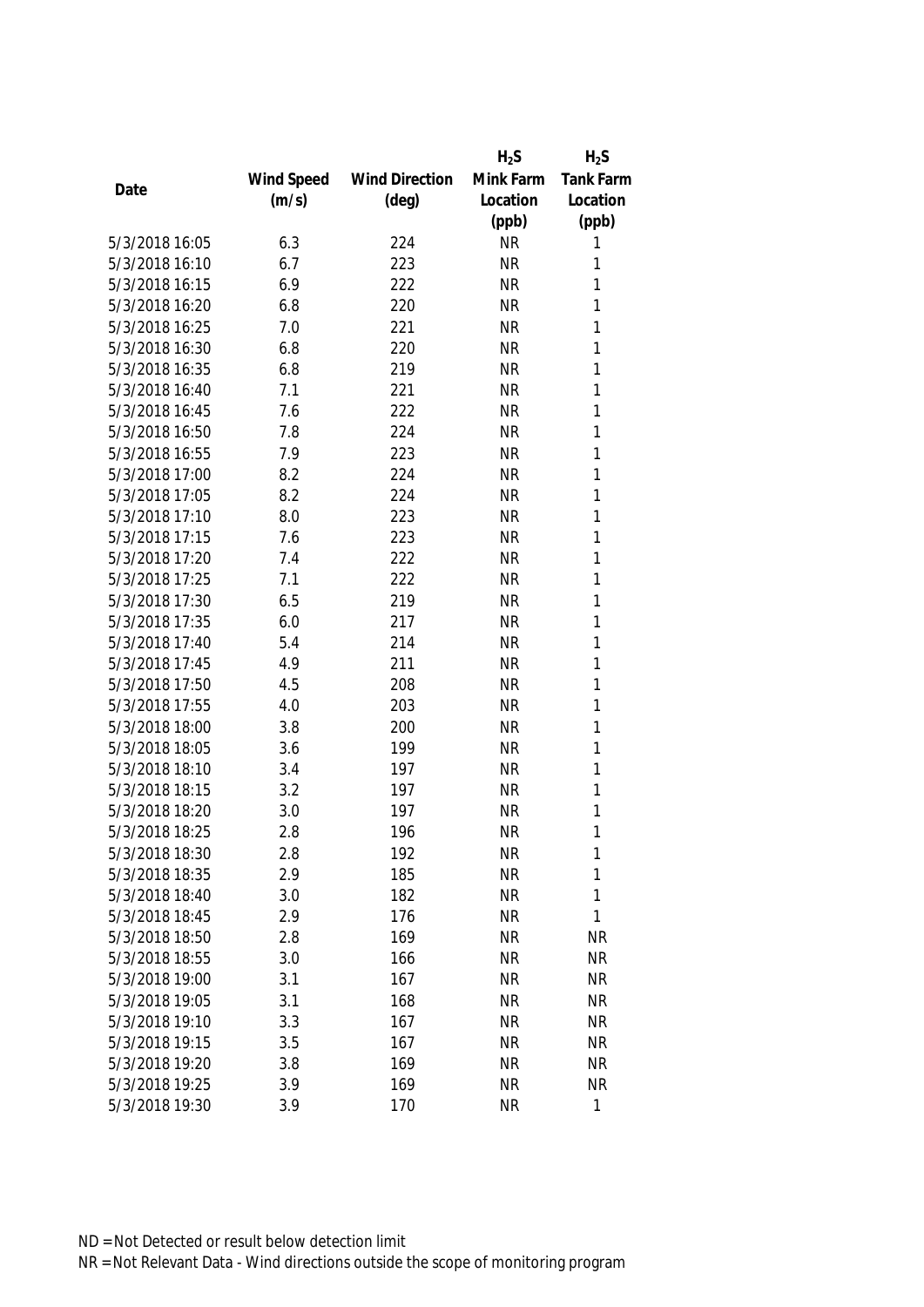| Date | Wind Speed (m/s) | Wind Direction (deg) | $H_2S$ Mink Farm Location (ppb) | $H_2S$ Tank Farm Location (ppb) |
|---|---|---|---|---|
| 5/3/2018 16:05 | 6.3 | 224 | NR | 1 |
| 5/3/2018 16:10 | 6.7 | 223 | NR | 1 |
| 5/3/2018 16:15 | 6.9 | 222 | NR | 1 |
| 5/3/2018 16:20 | 6.8 | 220 | NR | 1 |
| 5/3/2018 16:25 | 7.0 | 221 | NR | 1 |
| 5/3/2018 16:30 | 6.8 | 220 | NR | 1 |
| 5/3/2018 16:35 | 6.8 | 219 | NR | 1 |
| 5/3/2018 16:40 | 7.1 | 221 | NR | 1 |
| 5/3/2018 16:45 | 7.6 | 222 | NR | 1 |
| 5/3/2018 16:50 | 7.8 | 224 | NR | 1 |
| 5/3/2018 16:55 | 7.9 | 223 | NR | 1 |
| 5/3/2018 17:00 | 8.2 | 224 | NR | 1 |
| 5/3/2018 17:05 | 8.2 | 224 | NR | 1 |
| 5/3/2018 17:10 | 8.0 | 223 | NR | 1 |
| 5/3/2018 17:15 | 7.6 | 223 | NR | 1 |
| 5/3/2018 17:20 | 7.4 | 222 | NR | 1 |
| 5/3/2018 17:25 | 7.1 | 222 | NR | 1 |
| 5/3/2018 17:30 | 6.5 | 219 | NR | 1 |
| 5/3/2018 17:35 | 6.0 | 217 | NR | 1 |
| 5/3/2018 17:40 | 5.4 | 214 | NR | 1 |
| 5/3/2018 17:45 | 4.9 | 211 | NR | 1 |
| 5/3/2018 17:50 | 4.5 | 208 | NR | 1 |
| 5/3/2018 17:55 | 4.0 | 203 | NR | 1 |
| 5/3/2018 18:00 | 3.8 | 200 | NR | 1 |
| 5/3/2018 18:05 | 3.6 | 199 | NR | 1 |
| 5/3/2018 18:10 | 3.4 | 197 | NR | 1 |
| 5/3/2018 18:15 | 3.2 | 197 | NR | 1 |
| 5/3/2018 18:20 | 3.0 | 197 | NR | 1 |
| 5/3/2018 18:25 | 2.8 | 196 | NR | 1 |
| 5/3/2018 18:30 | 2.8 | 192 | NR | 1 |
| 5/3/2018 18:35 | 2.9 | 185 | NR | 1 |
| 5/3/2018 18:40 | 3.0 | 182 | NR | 1 |
| 5/3/2018 18:45 | 2.9 | 176 | NR | 1 |
| 5/3/2018 18:50 | 2.8 | 169 | NR | NR |
| 5/3/2018 18:55 | 3.0 | 166 | NR | NR |
| 5/3/2018 19:00 | 3.1 | 167 | NR | NR |
| 5/3/2018 19:05 | 3.1 | 168 | NR | NR |
| 5/3/2018 19:10 | 3.3 | 167 | NR | NR |
| 5/3/2018 19:15 | 3.5 | 167 | NR | NR |
| 5/3/2018 19:20 | 3.8 | 169 | NR | NR |
| 5/3/2018 19:25 | 3.9 | 169 | NR | NR |
| 5/3/2018 19:30 | 3.9 | 170 | NR | 1 |

ND = Not Detected or result below detection limit
NR = Not Relevant Data - Wind directions outside the scope of monitoring program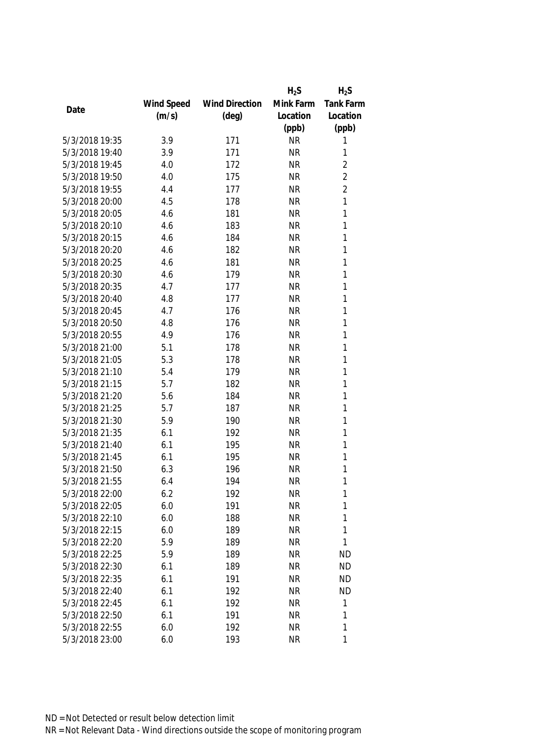| Date | Wind Speed (m/s) | Wind Direction (deg) | $H_2S$ Mink Farm Location (ppb) | $H_2S$ Tank Farm Location (ppb) |
|---|---|---|---|---|
| 5/3/2018 19:35 | 3.9 | 171 | NR | 1 |
| 5/3/2018 19:40 | 3.9 | 171 | NR | 1 |
| 5/3/2018 19:45 | 4.0 | 172 | NR | 2 |
| 5/3/2018 19:50 | 4.0 | 175 | NR | 2 |
| 5/3/2018 19:55 | 4.4 | 177 | NR | 2 |
| 5/3/2018 20:00 | 4.5 | 178 | NR | 1 |
| 5/3/2018 20:05 | 4.6 | 181 | NR | 1 |
| 5/3/2018 20:10 | 4.6 | 183 | NR | 1 |
| 5/3/2018 20:15 | 4.6 | 184 | NR | 1 |
| 5/3/2018 20:20 | 4.6 | 182 | NR | 1 |
| 5/3/2018 20:25 | 4.6 | 181 | NR | 1 |
| 5/3/2018 20:30 | 4.6 | 179 | NR | 1 |
| 5/3/2018 20:35 | 4.7 | 177 | NR | 1 |
| 5/3/2018 20:40 | 4.8 | 177 | NR | 1 |
| 5/3/2018 20:45 | 4.7 | 176 | NR | 1 |
| 5/3/2018 20:50 | 4.8 | 176 | NR | 1 |
| 5/3/2018 20:55 | 4.9 | 176 | NR | 1 |
| 5/3/2018 21:00 | 5.1 | 178 | NR | 1 |
| 5/3/2018 21:05 | 5.3 | 178 | NR | 1 |
| 5/3/2018 21:10 | 5.4 | 179 | NR | 1 |
| 5/3/2018 21:15 | 5.7 | 182 | NR | 1 |
| 5/3/2018 21:20 | 5.6 | 184 | NR | 1 |
| 5/3/2018 21:25 | 5.7 | 187 | NR | 1 |
| 5/3/2018 21:30 | 5.9 | 190 | NR | 1 |
| 5/3/2018 21:35 | 6.1 | 192 | NR | 1 |
| 5/3/2018 21:40 | 6.1 | 195 | NR | 1 |
| 5/3/2018 21:45 | 6.1 | 195 | NR | 1 |
| 5/3/2018 21:50 | 6.3 | 196 | NR | 1 |
| 5/3/2018 21:55 | 6.4 | 194 | NR | 1 |
| 5/3/2018 22:00 | 6.2 | 192 | NR | 1 |
| 5/3/2018 22:05 | 6.0 | 191 | NR | 1 |
| 5/3/2018 22:10 | 6.0 | 188 | NR | 1 |
| 5/3/2018 22:15 | 6.0 | 189 | NR | 1 |
| 5/3/2018 22:20 | 5.9 | 189 | NR | 1 |
| 5/3/2018 22:25 | 5.9 | 189 | NR | ND |
| 5/3/2018 22:30 | 6.1 | 189 | NR | ND |
| 5/3/2018 22:35 | 6.1 | 191 | NR | ND |
| 5/3/2018 22:40 | 6.1 | 192 | NR | ND |
| 5/3/2018 22:45 | 6.1 | 192 | NR | 1 |
| 5/3/2018 22:50 | 6.1 | 191 | NR | 1 |
| 5/3/2018 22:55 | 6.0 | 192 | NR | 1 |
| 5/3/2018 23:00 | 6.0 | 193 | NR | 1 |

ND = Not Detected or result below detection limit

NR = Not Relevant Data - Wind directions outside the scope of monitoring program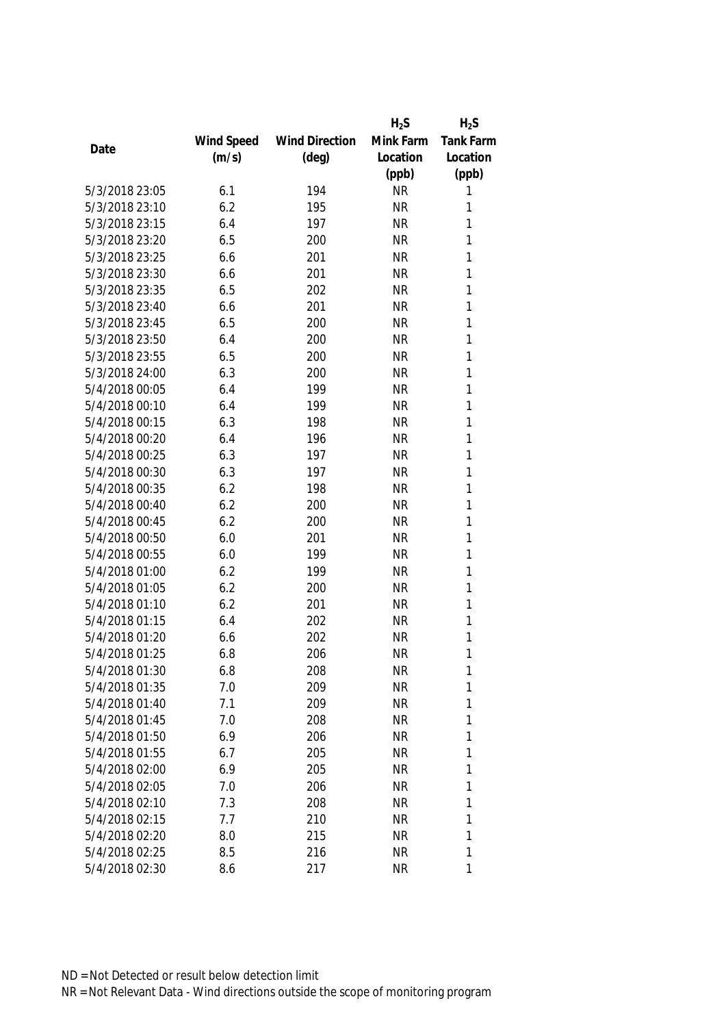| Date | Wind Speed (m/s) | Wind Direction (deg) | $H_2S$ Mink Farm Location (ppb) | $H_2S$ Tank Farm Location (ppb) |
|---|---|---|---|---|
| 5/3/2018 23:05 | 6.1 | 194 | NR | 1 |
| 5/3/2018 23:10 | 6.2 | 195 | NR | 1 |
| 5/3/2018 23:15 | 6.4 | 197 | NR | 1 |
| 5/3/2018 23:20 | 6.5 | 200 | NR | 1 |
| 5/3/2018 23:25 | 6.6 | 201 | NR | 1 |
| 5/3/2018 23:30 | 6.6 | 201 | NR | 1 |
| 5/3/2018 23:35 | 6.5 | 202 | NR | 1 |
| 5/3/2018 23:40 | 6.6 | 201 | NR | 1 |
| 5/3/2018 23:45 | 6.5 | 200 | NR | 1 |
| 5/3/2018 23:50 | 6.4 | 200 | NR | 1 |
| 5/3/2018 23:55 | 6.5 | 200 | NR | 1 |
| 5/3/2018 24:00 | 6.3 | 200 | NR | 1 |
| 5/4/2018 00:05 | 6.4 | 199 | NR | 1 |
| 5/4/2018 00:10 | 6.4 | 199 | NR | 1 |
| 5/4/2018 00:15 | 6.3 | 198 | NR | 1 |
| 5/4/2018 00:20 | 6.4 | 196 | NR | 1 |
| 5/4/2018 00:25 | 6.3 | 197 | NR | 1 |
| 5/4/2018 00:30 | 6.3 | 197 | NR | 1 |
| 5/4/2018 00:35 | 6.2 | 198 | NR | 1 |
| 5/4/2018 00:40 | 6.2 | 200 | NR | 1 |
| 5/4/2018 00:45 | 6.2 | 200 | NR | 1 |
| 5/4/2018 00:50 | 6.0 | 201 | NR | 1 |
| 5/4/2018 00:55 | 6.0 | 199 | NR | 1 |
| 5/4/2018 01:00 | 6.2 | 199 | NR | 1 |
| 5/4/2018 01:05 | 6.2 | 200 | NR | 1 |
| 5/4/2018 01:10 | 6.2 | 201 | NR | 1 |
| 5/4/2018 01:15 | 6.4 | 202 | NR | 1 |
| 5/4/2018 01:20 | 6.6 | 202 | NR | 1 |
| 5/4/2018 01:25 | 6.8 | 206 | NR | 1 |
| 5/4/2018 01:30 | 6.8 | 208 | NR | 1 |
| 5/4/2018 01:35 | 7.0 | 209 | NR | 1 |
| 5/4/2018 01:40 | 7.1 | 209 | NR | 1 |
| 5/4/2018 01:45 | 7.0 | 208 | NR | 1 |
| 5/4/2018 01:50 | 6.9 | 206 | NR | 1 |
| 5/4/2018 01:55 | 6.7 | 205 | NR | 1 |
| 5/4/2018 02:00 | 6.9 | 205 | NR | 1 |
| 5/4/2018 02:05 | 7.0 | 206 | NR | 1 |
| 5/4/2018 02:10 | 7.3 | 208 | NR | 1 |
| 5/4/2018 02:15 | 7.7 | 210 | NR | 1 |
| 5/4/2018 02:20 | 8.0 | 215 | NR | 1 |
| 5/4/2018 02:25 | 8.5 | 216 | NR | 1 |
| 5/4/2018 02:30 | 8.6 | 217 | NR | 1 |

ND = Not Detected or result below detection limit

NR = Not Relevant Data - Wind directions outside the scope of monitoring program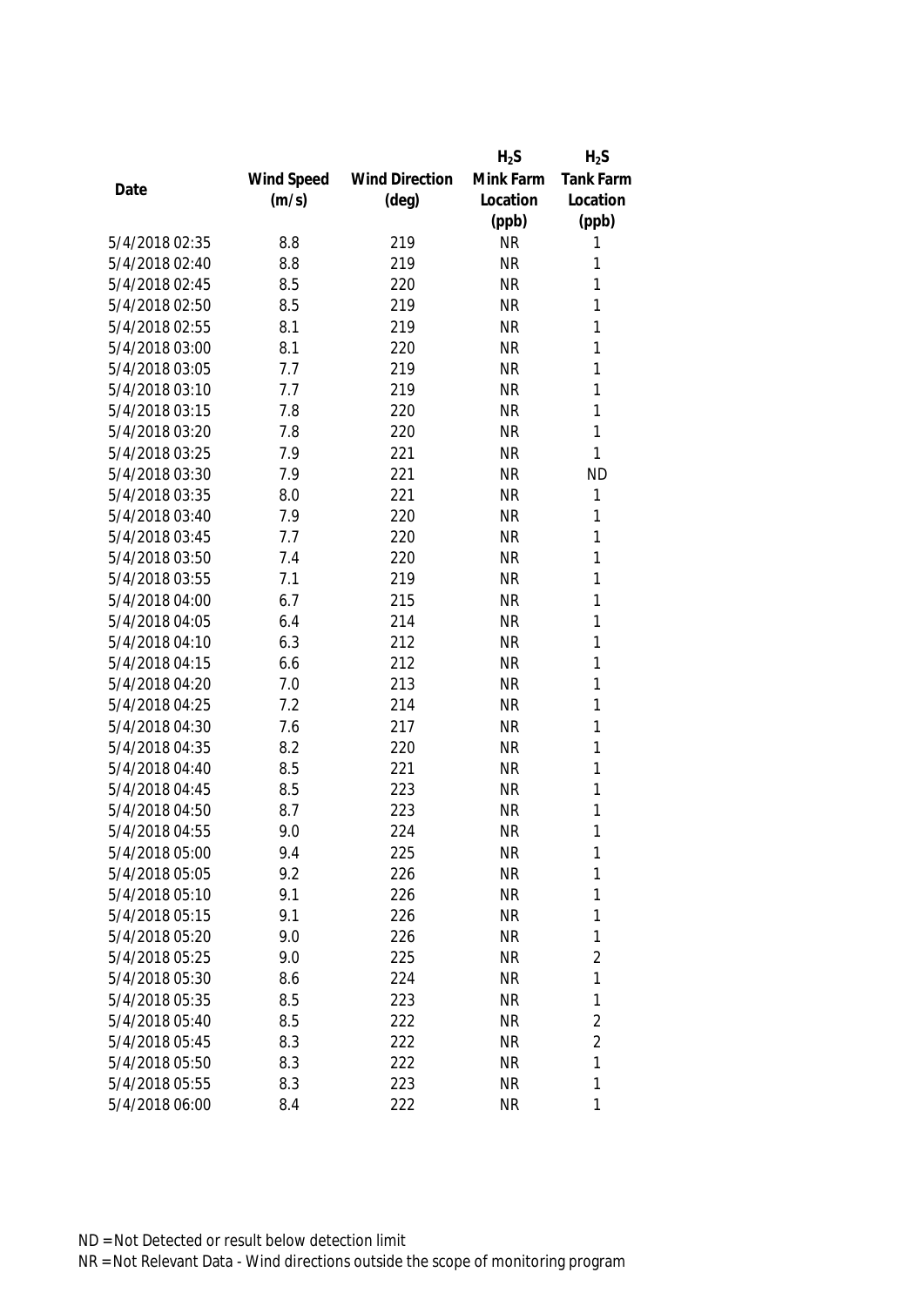| Date | Wind Speed (m/s) | Wind Direction (deg) | $H_2S$ Mink Farm Location (ppb) | $H_2S$ Tank Farm Location (ppb) |
|---|---|---|---|---|
| 5/4/2018 02:35 | 8.8 | 219 | NR | 1 |
| 5/4/2018 02:40 | 8.8 | 219 | NR | 1 |
| 5/4/2018 02:45 | 8.5 | 220 | NR | 1 |
| 5/4/2018 02:50 | 8.5 | 219 | NR | 1 |
| 5/4/2018 02:55 | 8.1 | 219 | NR | 1 |
| 5/4/2018 03:00 | 8.1 | 220 | NR | 1 |
| 5/4/2018 03:05 | 7.7 | 219 | NR | 1 |
| 5/4/2018 03:10 | 7.7 | 219 | NR | 1 |
| 5/4/2018 03:15 | 7.8 | 220 | NR | 1 |
| 5/4/2018 03:20 | 7.8 | 220 | NR | 1 |
| 5/4/2018 03:25 | 7.9 | 221 | NR | 1 |
| 5/4/2018 03:30 | 7.9 | 221 | NR | ND |
| 5/4/2018 03:35 | 8.0 | 221 | NR | 1 |
| 5/4/2018 03:40 | 7.9 | 220 | NR | 1 |
| 5/4/2018 03:45 | 7.7 | 220 | NR | 1 |
| 5/4/2018 03:50 | 7.4 | 220 | NR | 1 |
| 5/4/2018 03:55 | 7.1 | 219 | NR | 1 |
| 5/4/2018 04:00 | 6.7 | 215 | NR | 1 |
| 5/4/2018 04:05 | 6.4 | 214 | NR | 1 |
| 5/4/2018 04:10 | 6.3 | 212 | NR | 1 |
| 5/4/2018 04:15 | 6.6 | 212 | NR | 1 |
| 5/4/2018 04:20 | 7.0 | 213 | NR | 1 |
| 5/4/2018 04:25 | 7.2 | 214 | NR | 1 |
| 5/4/2018 04:30 | 7.6 | 217 | NR | 1 |
| 5/4/2018 04:35 | 8.2 | 220 | NR | 1 |
| 5/4/2018 04:40 | 8.5 | 221 | NR | 1 |
| 5/4/2018 04:45 | 8.5 | 223 | NR | 1 |
| 5/4/2018 04:50 | 8.7 | 223 | NR | 1 |
| 5/4/2018 04:55 | 9.0 | 224 | NR | 1 |
| 5/4/2018 05:00 | 9.4 | 225 | NR | 1 |
| 5/4/2018 05:05 | 9.2 | 226 | NR | 1 |
| 5/4/2018 05:10 | 9.1 | 226 | NR | 1 |
| 5/4/2018 05:15 | 9.1 | 226 | NR | 1 |
| 5/4/2018 05:20 | 9.0 | 226 | NR | 1 |
| 5/4/2018 05:25 | 9.0 | 225 | NR | 2 |
| 5/4/2018 05:30 | 8.6 | 224 | NR | 1 |
| 5/4/2018 05:35 | 8.5 | 223 | NR | 1 |
| 5/4/2018 05:40 | 8.5 | 222 | NR | 2 |
| 5/4/2018 05:45 | 8.3 | 222 | NR | 2 |
| 5/4/2018 05:50 | 8.3 | 222 | NR | 1 |
| 5/4/2018 05:55 | 8.3 | 223 | NR | 1 |
| 5/4/2018 06:00 | 8.4 | 222 | NR | 1 |

ND = Not Detected or result below detection limit

NR = Not Relevant Data - Wind directions outside the scope of monitoring program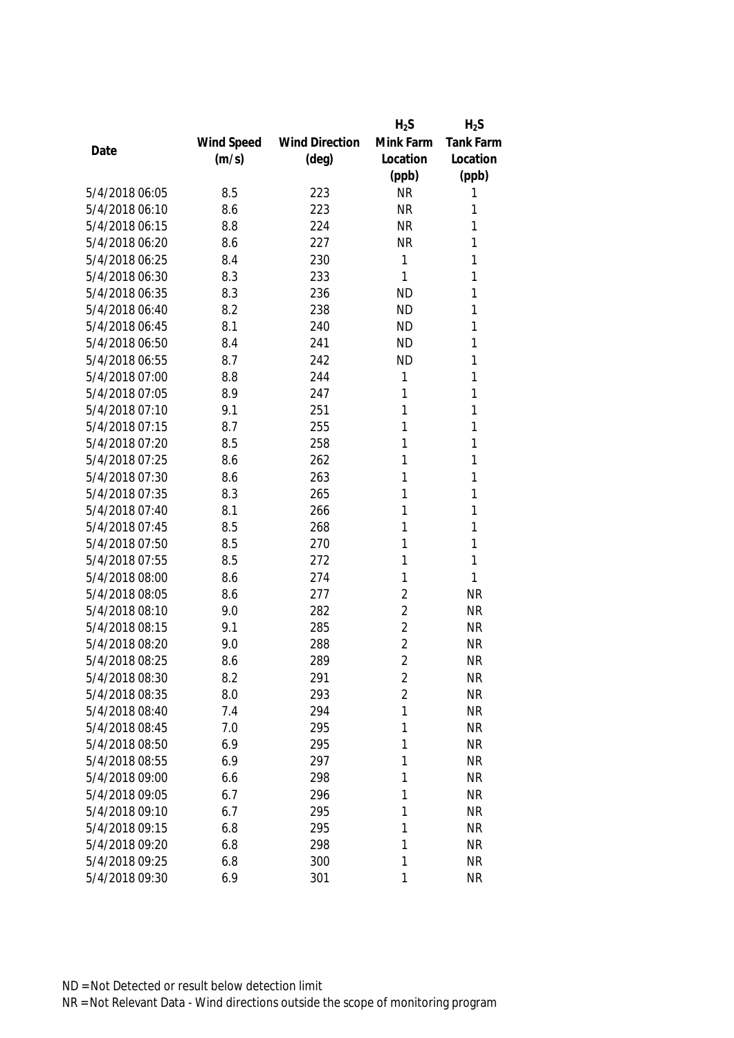| Date | Wind Speed (m/s) | Wind Direction (deg) | $H_2S$ Mink Farm Location (ppb) | $H_2S$ Tank Farm Location (ppb) |
|---|---|---|---|---|
| 5/4/2018 06:05 | 8.5 | 223 | NR | 1 |
| 5/4/2018 06:10 | 8.6 | 223 | NR | 1 |
| 5/4/2018 06:15 | 8.8 | 224 | NR | 1 |
| 5/4/2018 06:20 | 8.6 | 227 | NR | 1 |
| 5/4/2018 06:25 | 8.4 | 230 | 1 | 1 |
| 5/4/2018 06:30 | 8.3 | 233 | 1 | 1 |
| 5/4/2018 06:35 | 8.3 | 236 | ND | 1 |
| 5/4/2018 06:40 | 8.2 | 238 | ND | 1 |
| 5/4/2018 06:45 | 8.1 | 240 | ND | 1 |
| 5/4/2018 06:50 | 8.4 | 241 | ND | 1 |
| 5/4/2018 06:55 | 8.7 | 242 | ND | 1 |
| 5/4/2018 07:00 | 8.8 | 244 | 1 | 1 |
| 5/4/2018 07:05 | 8.9 | 247 | 1 | 1 |
| 5/4/2018 07:10 | 9.1 | 251 | 1 | 1 |
| 5/4/2018 07:15 | 8.7 | 255 | 1 | 1 |
| 5/4/2018 07:20 | 8.5 | 258 | 1 | 1 |
| 5/4/2018 07:25 | 8.6 | 262 | 1 | 1 |
| 5/4/2018 07:30 | 8.6 | 263 | 1 | 1 |
| 5/4/2018 07:35 | 8.3 | 265 | 1 | 1 |
| 5/4/2018 07:40 | 8.1 | 266 | 1 | 1 |
| 5/4/2018 07:45 | 8.5 | 268 | 1 | 1 |
| 5/4/2018 07:50 | 8.5 | 270 | 1 | 1 |
| 5/4/2018 07:55 | 8.5 | 272 | 1 | 1 |
| 5/4/2018 08:00 | 8.6 | 274 | 1 | 1 |
| 5/4/2018 08:05 | 8.6 | 277 | 2 | NR |
| 5/4/2018 08:10 | 9.0 | 282 | 2 | NR |
| 5/4/2018 08:15 | 9.1 | 285 | 2 | NR |
| 5/4/2018 08:20 | 9.0 | 288 | 2 | NR |
| 5/4/2018 08:25 | 8.6 | 289 | 2 | NR |
| 5/4/2018 08:30 | 8.2 | 291 | 2 | NR |
| 5/4/2018 08:35 | 8.0 | 293 | 2 | NR |
| 5/4/2018 08:40 | 7.4 | 294 | 1 | NR |
| 5/4/2018 08:45 | 7.0 | 295 | 1 | NR |
| 5/4/2018 08:50 | 6.9 | 295 | 1 | NR |
| 5/4/2018 08:55 | 6.9 | 297 | 1 | NR |
| 5/4/2018 09:00 | 6.6 | 298 | 1 | NR |
| 5/4/2018 09:05 | 6.7 | 296 | 1 | NR |
| 5/4/2018 09:10 | 6.7 | 295 | 1 | NR |
| 5/4/2018 09:15 | 6.8 | 295 | 1 | NR |
| 5/4/2018 09:20 | 6.8 | 298 | 1 | NR |
| 5/4/2018 09:25 | 6.8 | 300 | 1 | NR |
| 5/4/2018 09:30 | 6.9 | 301 | 1 | NR |

ND = Not Detected or result below detection limit

NR = Not Relevant Data - Wind directions outside the scope of monitoring program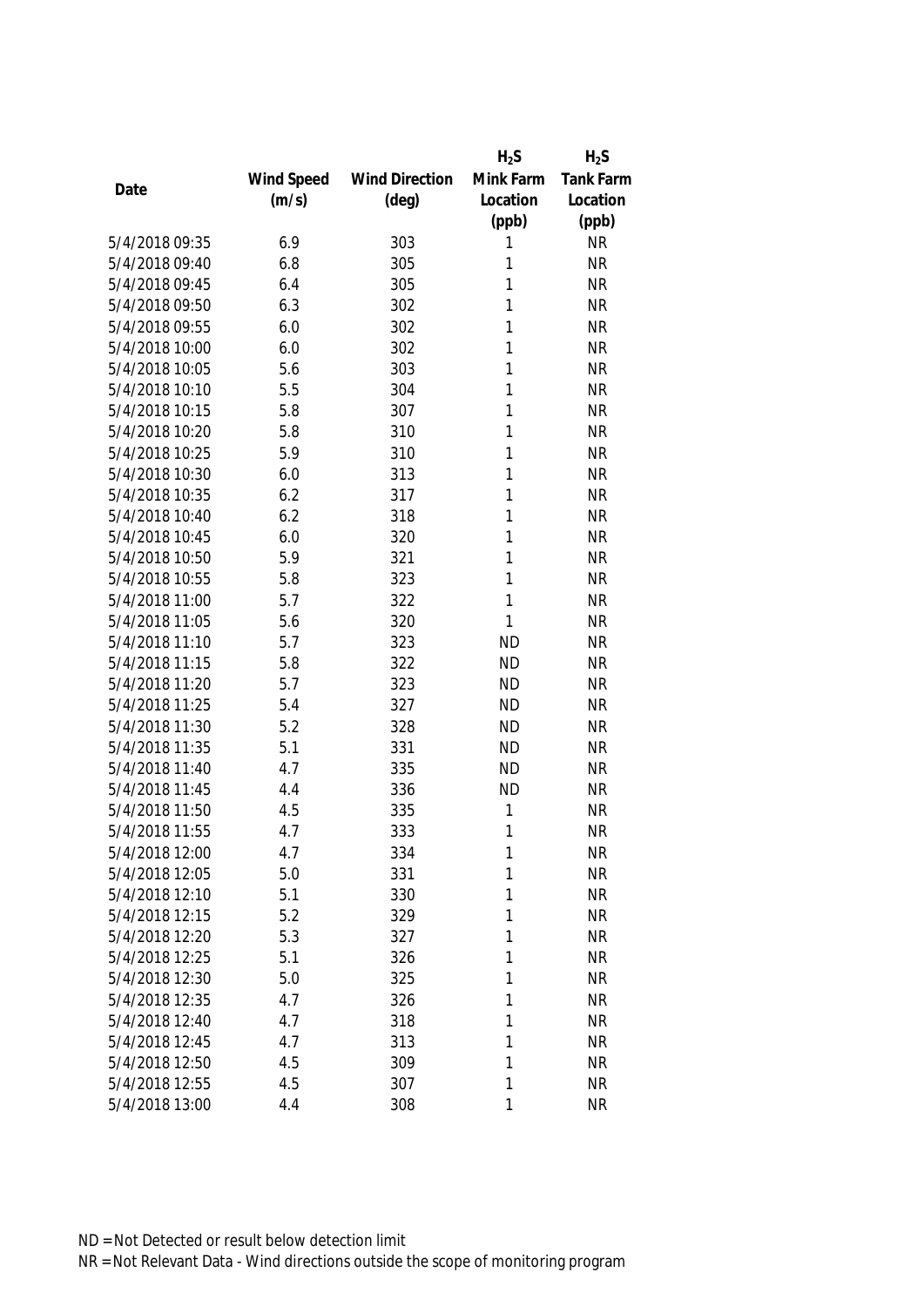| Date | Wind Speed (m/s) | Wind Direction (deg) | $H_2S$ Mink Farm Location (ppb) | $H_2S$ Tank Farm Location (ppb) |
|---|---|---|---|---|
| 5/4/2018 09:35 | 6.9 | 303 | 1 | NR |
| 5/4/2018 09:40 | 6.8 | 305 | 1 | NR |
| 5/4/2018 09:45 | 6.4 | 305 | 1 | NR |
| 5/4/2018 09:50 | 6.3 | 302 | 1 | NR |
| 5/4/2018 09:55 | 6.0 | 302 | 1 | NR |
| 5/4/2018 10:00 | 6.0 | 302 | 1 | NR |
| 5/4/2018 10:05 | 5.6 | 303 | 1 | NR |
| 5/4/2018 10:10 | 5.5 | 304 | 1 | NR |
| 5/4/2018 10:15 | 5.8 | 307 | 1 | NR |
| 5/4/2018 10:20 | 5.8 | 310 | 1 | NR |
| 5/4/2018 10:25 | 5.9 | 310 | 1 | NR |
| 5/4/2018 10:30 | 6.0 | 313 | 1 | NR |
| 5/4/2018 10:35 | 6.2 | 317 | 1 | NR |
| 5/4/2018 10:40 | 6.2 | 318 | 1 | NR |
| 5/4/2018 10:45 | 6.0 | 320 | 1 | NR |
| 5/4/2018 10:50 | 5.9 | 321 | 1 | NR |
| 5/4/2018 10:55 | 5.8 | 323 | 1 | NR |
| 5/4/2018 11:00 | 5.7 | 322 | 1 | NR |
| 5/4/2018 11:05 | 5.6 | 320 | 1 | NR |
| 5/4/2018 11:10 | 5.7 | 323 | ND | NR |
| 5/4/2018 11:15 | 5.8 | 322 | ND | NR |
| 5/4/2018 11:20 | 5.7 | 323 | ND | NR |
| 5/4/2018 11:25 | 5.4 | 327 | ND | NR |
| 5/4/2018 11:30 | 5.2 | 328 | ND | NR |
| 5/4/2018 11:35 | 5.1 | 331 | ND | NR |
| 5/4/2018 11:40 | 4.7 | 335 | ND | NR |
| 5/4/2018 11:45 | 4.4 | 336 | ND | NR |
| 5/4/2018 11:50 | 4.5 | 335 | 1 | NR |
| 5/4/2018 11:55 | 4.7 | 333 | 1 | NR |
| 5/4/2018 12:00 | 4.7 | 334 | 1 | NR |
| 5/4/2018 12:05 | 5.0 | 331 | 1 | NR |
| 5/4/2018 12:10 | 5.1 | 330 | 1 | NR |
| 5/4/2018 12:15 | 5.2 | 329 | 1 | NR |
| 5/4/2018 12:20 | 5.3 | 327 | 1 | NR |
| 5/4/2018 12:25 | 5.1 | 326 | 1 | NR |
| 5/4/2018 12:30 | 5.0 | 325 | 1 | NR |
| 5/4/2018 12:35 | 4.7 | 326 | 1 | NR |
| 5/4/2018 12:40 | 4.7 | 318 | 1 | NR |
| 5/4/2018 12:45 | 4.7 | 313 | 1 | NR |
| 5/4/2018 12:50 | 4.5 | 309 | 1 | NR |
| 5/4/2018 12:55 | 4.5 | 307 | 1 | NR |
| 5/4/2018 13:00 | 4.4 | 308 | 1 | NR |

ND = Not Detected or result below detection limit
NR = Not Relevant Data - Wind directions outside the scope of monitoring program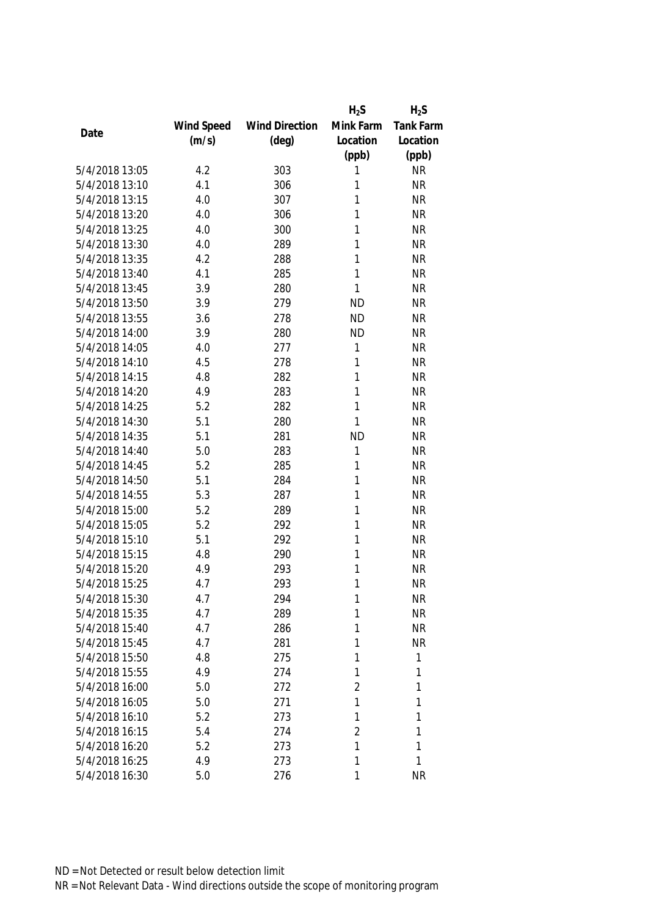| Date | Wind Speed (m/s) | Wind Direction (deg) | $H_2S$ Mink Farm Location (ppb) | $H_2S$ Tank Farm Location (ppb) |
|---|---|---|---|---|
| 5/4/2018 13:05 | 4.2 | 303 | 1 | NR |
| 5/4/2018 13:10 | 4.1 | 306 | 1 | NR |
| 5/4/2018 13:15 | 4.0 | 307 | 1 | NR |
| 5/4/2018 13:20 | 4.0 | 306 | 1 | NR |
| 5/4/2018 13:25 | 4.0 | 300 | 1 | NR |
| 5/4/2018 13:30 | 4.0 | 289 | 1 | NR |
| 5/4/2018 13:35 | 4.2 | 288 | 1 | NR |
| 5/4/2018 13:40 | 4.1 | 285 | 1 | NR |
| 5/4/2018 13:45 | 3.9 | 280 | 1 | NR |
| 5/4/2018 13:50 | 3.9 | 279 | ND | NR |
| 5/4/2018 13:55 | 3.6 | 278 | ND | NR |
| 5/4/2018 14:00 | 3.9 | 280 | ND | NR |
| 5/4/2018 14:05 | 4.0 | 277 | 1 | NR |
| 5/4/2018 14:10 | 4.5 | 278 | 1 | NR |
| 5/4/2018 14:15 | 4.8 | 282 | 1 | NR |
| 5/4/2018 14:20 | 4.9 | 283 | 1 | NR |
| 5/4/2018 14:25 | 5.2 | 282 | 1 | NR |
| 5/4/2018 14:30 | 5.1 | 280 | 1 | NR |
| 5/4/2018 14:35 | 5.1 | 281 | ND | NR |
| 5/4/2018 14:40 | 5.0 | 283 | 1 | NR |
| 5/4/2018 14:45 | 5.2 | 285 | 1 | NR |
| 5/4/2018 14:50 | 5.1 | 284 | 1 | NR |
| 5/4/2018 14:55 | 5.3 | 287 | 1 | NR |
| 5/4/2018 15:00 | 5.2 | 289 | 1 | NR |
| 5/4/2018 15:05 | 5.2 | 292 | 1 | NR |
| 5/4/2018 15:10 | 5.1 | 292 | 1 | NR |
| 5/4/2018 15:15 | 4.8 | 290 | 1 | NR |
| 5/4/2018 15:20 | 4.9 | 293 | 1 | NR |
| 5/4/2018 15:25 | 4.7 | 293 | 1 | NR |
| 5/4/2018 15:30 | 4.7 | 294 | 1 | NR |
| 5/4/2018 15:35 | 4.7 | 289 | 1 | NR |
| 5/4/2018 15:40 | 4.7 | 286 | 1 | NR |
| 5/4/2018 15:45 | 4.7 | 281 | 1 | NR |
| 5/4/2018 15:50 | 4.8 | 275 | 1 | 1 |
| 5/4/2018 15:55 | 4.9 | 274 | 1 | 1 |
| 5/4/2018 16:00 | 5.0 | 272 | 2 | 1 |
| 5/4/2018 16:05 | 5.0 | 271 | 1 | 1 |
| 5/4/2018 16:10 | 5.2 | 273 | 1 | 1 |
| 5/4/2018 16:15 | 5.4 | 274 | 2 | 1 |
| 5/4/2018 16:20 | 5.2 | 273 | 1 | 1 |
| 5/4/2018 16:25 | 4.9 | 273 | 1 | 1 |
| 5/4/2018 16:30 | 5.0 | 276 | 1 | NR |

ND = Not Detected or result below detection limit
NR = Not Relevant Data - Wind directions outside the scope of monitoring program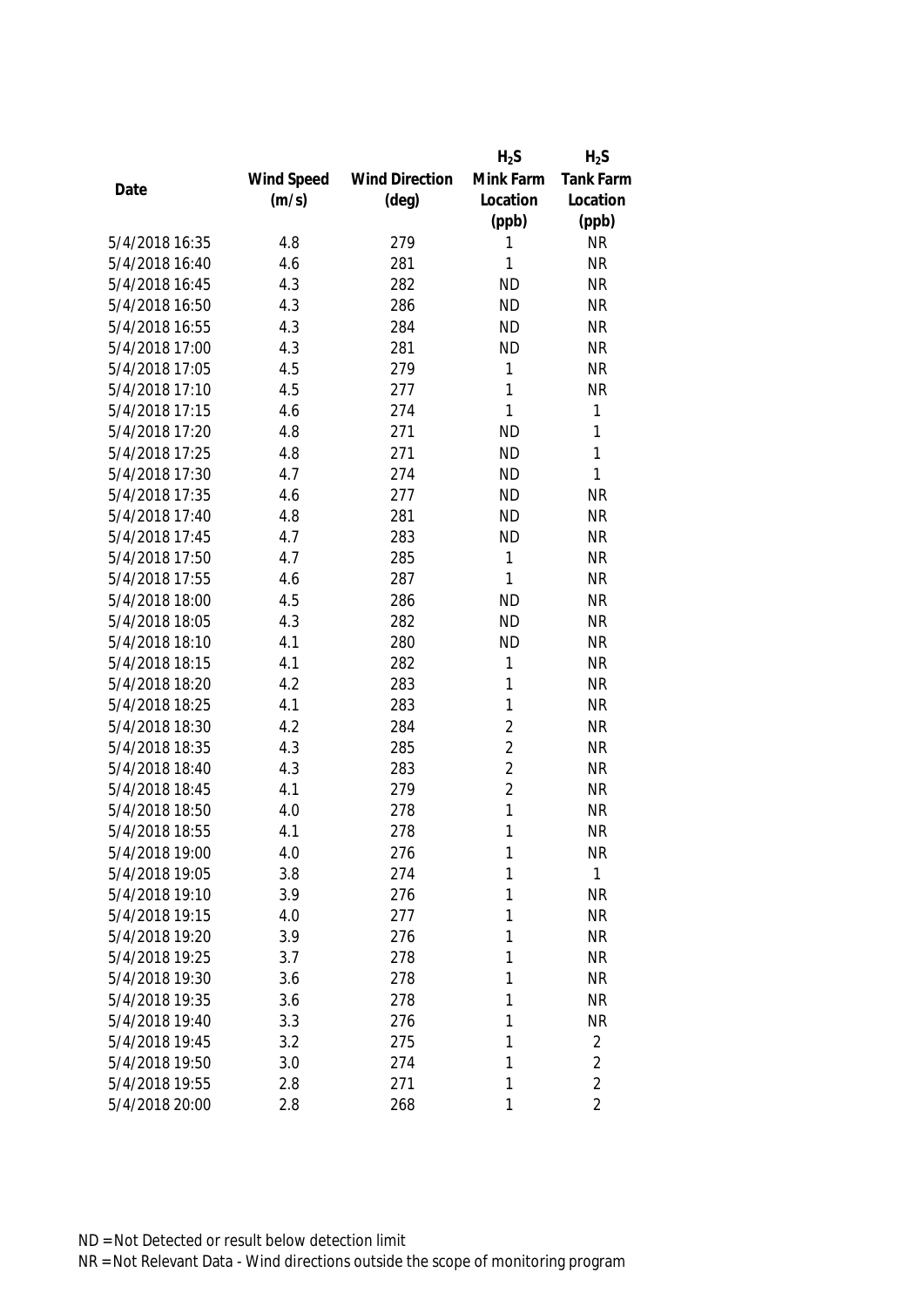| Date | Wind Speed (m/s) | Wind Direction (deg) | $H_2S$ Mink Farm Location (ppb) | $H_2S$ Tank Farm Location (ppb) |
|---|---|---|---|---|
| 5/4/2018 16:35 | 4.8 | 279 | 1 | NR |
| 5/4/2018 16:40 | 4.6 | 281 | 1 | NR |
| 5/4/2018 16:45 | 4.3 | 282 | ND | NR |
| 5/4/2018 16:50 | 4.3 | 286 | ND | NR |
| 5/4/2018 16:55 | 4.3 | 284 | ND | NR |
| 5/4/2018 17:00 | 4.3 | 281 | ND | NR |
| 5/4/2018 17:05 | 4.5 | 279 | 1 | NR |
| 5/4/2018 17:10 | 4.5 | 277 | 1 | NR |
| 5/4/2018 17:15 | 4.6 | 274 | 1 | 1 |
| 5/4/2018 17:20 | 4.8 | 271 | ND | 1 |
| 5/4/2018 17:25 | 4.8 | 271 | ND | 1 |
| 5/4/2018 17:30 | 4.7 | 274 | ND | 1 |
| 5/4/2018 17:35 | 4.6 | 277 | ND | NR |
| 5/4/2018 17:40 | 4.8 | 281 | ND | NR |
| 5/4/2018 17:45 | 4.7 | 283 | ND | NR |
| 5/4/2018 17:50 | 4.7 | 285 | 1 | NR |
| 5/4/2018 17:55 | 4.6 | 287 | 1 | NR |
| 5/4/2018 18:00 | 4.5 | 286 | ND | NR |
| 5/4/2018 18:05 | 4.3 | 282 | ND | NR |
| 5/4/2018 18:10 | 4.1 | 280 | ND | NR |
| 5/4/2018 18:15 | 4.1 | 282 | 1 | NR |
| 5/4/2018 18:20 | 4.2 | 283 | 1 | NR |
| 5/4/2018 18:25 | 4.1 | 283 | 1 | NR |
| 5/4/2018 18:30 | 4.2 | 284 | 2 | NR |
| 5/4/2018 18:35 | 4.3 | 285 | 2 | NR |
| 5/4/2018 18:40 | 4.3 | 283 | 2 | NR |
| 5/4/2018 18:45 | 4.1 | 279 | 2 | NR |
| 5/4/2018 18:50 | 4.0 | 278 | 1 | NR |
| 5/4/2018 18:55 | 4.1 | 278 | 1 | NR |
| 5/4/2018 19:00 | 4.0 | 276 | 1 | NR |
| 5/4/2018 19:05 | 3.8 | 274 | 1 | 1 |
| 5/4/2018 19:10 | 3.9 | 276 | 1 | NR |
| 5/4/2018 19:15 | 4.0 | 277 | 1 | NR |
| 5/4/2018 19:20 | 3.9 | 276 | 1 | NR |
| 5/4/2018 19:25 | 3.7 | 278 | 1 | NR |
| 5/4/2018 19:30 | 3.6 | 278 | 1 | NR |
| 5/4/2018 19:35 | 3.6 | 278 | 1 | NR |
| 5/4/2018 19:40 | 3.3 | 276 | 1 | NR |
| 5/4/2018 19:45 | 3.2 | 275 | 1 | 2 |
| 5/4/2018 19:50 | 3.0 | 274 | 1 | 2 |
| 5/4/2018 19:55 | 2.8 | 271 | 1 | 2 |
| 5/4/2018 20:00 | 2.8 | 268 | 1 | 2 |

ND = Not Detected or result below detection limit

NR = Not Relevant Data - Wind directions outside the scope of monitoring program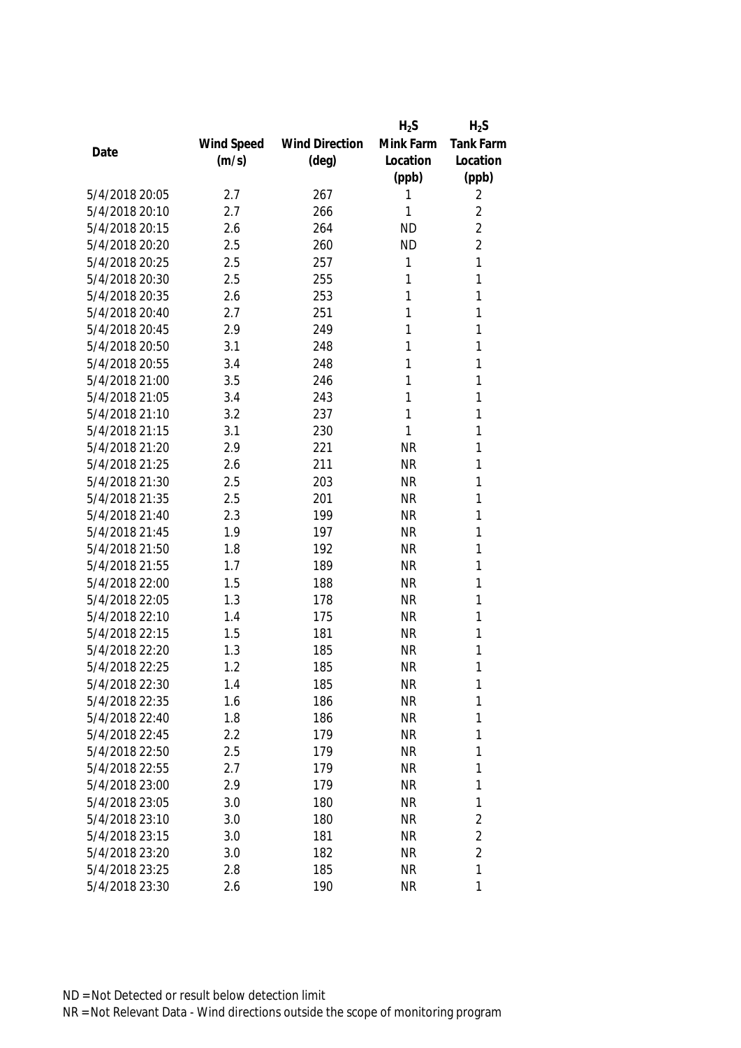| Date | Wind Speed (m/s) | Wind Direction (deg) | $H_2S$ Mink Farm Location (ppb) | $H_2S$ Tank Farm Location (ppb) |
|---|---|---|---|---|
| 5/4/2018 20:05 | 2.7 | 267 | 1 | 2 |
| 5/4/2018 20:10 | 2.7 | 266 | 1 | 2 |
| 5/4/2018 20:15 | 2.6 | 264 | ND | 2 |
| 5/4/2018 20:20 | 2.5 | 260 | ND | 2 |
| 5/4/2018 20:25 | 2.5 | 257 | 1 | 1 |
| 5/4/2018 20:30 | 2.5 | 255 | 1 | 1 |
| 5/4/2018 20:35 | 2.6 | 253 | 1 | 1 |
| 5/4/2018 20:40 | 2.7 | 251 | 1 | 1 |
| 5/4/2018 20:45 | 2.9 | 249 | 1 | 1 |
| 5/4/2018 20:50 | 3.1 | 248 | 1 | 1 |
| 5/4/2018 20:55 | 3.4 | 248 | 1 | 1 |
| 5/4/2018 21:00 | 3.5 | 246 | 1 | 1 |
| 5/4/2018 21:05 | 3.4 | 243 | 1 | 1 |
| 5/4/2018 21:10 | 3.2 | 237 | 1 | 1 |
| 5/4/2018 21:15 | 3.1 | 230 | 1 | 1 |
| 5/4/2018 21:20 | 2.9 | 221 | NR | 1 |
| 5/4/2018 21:25 | 2.6 | 211 | NR | 1 |
| 5/4/2018 21:30 | 2.5 | 203 | NR | 1 |
| 5/4/2018 21:35 | 2.5 | 201 | NR | 1 |
| 5/4/2018 21:40 | 2.3 | 199 | NR | 1 |
| 5/4/2018 21:45 | 1.9 | 197 | NR | 1 |
| 5/4/2018 21:50 | 1.8 | 192 | NR | 1 |
| 5/4/2018 21:55 | 1.7 | 189 | NR | 1 |
| 5/4/2018 22:00 | 1.5 | 188 | NR | 1 |
| 5/4/2018 22:05 | 1.3 | 178 | NR | 1 |
| 5/4/2018 22:10 | 1.4 | 175 | NR | 1 |
| 5/4/2018 22:15 | 1.5 | 181 | NR | 1 |
| 5/4/2018 22:20 | 1.3 | 185 | NR | 1 |
| 5/4/2018 22:25 | 1.2 | 185 | NR | 1 |
| 5/4/2018 22:30 | 1.4 | 185 | NR | 1 |
| 5/4/2018 22:35 | 1.6 | 186 | NR | 1 |
| 5/4/2018 22:40 | 1.8 | 186 | NR | 1 |
| 5/4/2018 22:45 | 2.2 | 179 | NR | 1 |
| 5/4/2018 22:50 | 2.5 | 179 | NR | 1 |
| 5/4/2018 22:55 | 2.7 | 179 | NR | 1 |
| 5/4/2018 23:00 | 2.9 | 179 | NR | 1 |
| 5/4/2018 23:05 | 3.0 | 180 | NR | 1 |
| 5/4/2018 23:10 | 3.0 | 180 | NR | 2 |
| 5/4/2018 23:15 | 3.0 | 181 | NR | 2 |
| 5/4/2018 23:20 | 3.0 | 182 | NR | 2 |
| 5/4/2018 23:25 | 2.8 | 185 | NR | 1 |
| 5/4/2018 23:30 | 2.6 | 190 | NR | 1 |

ND = Not Detected or result below detection limit
NR = Not Relevant Data - Wind directions outside the scope of monitoring program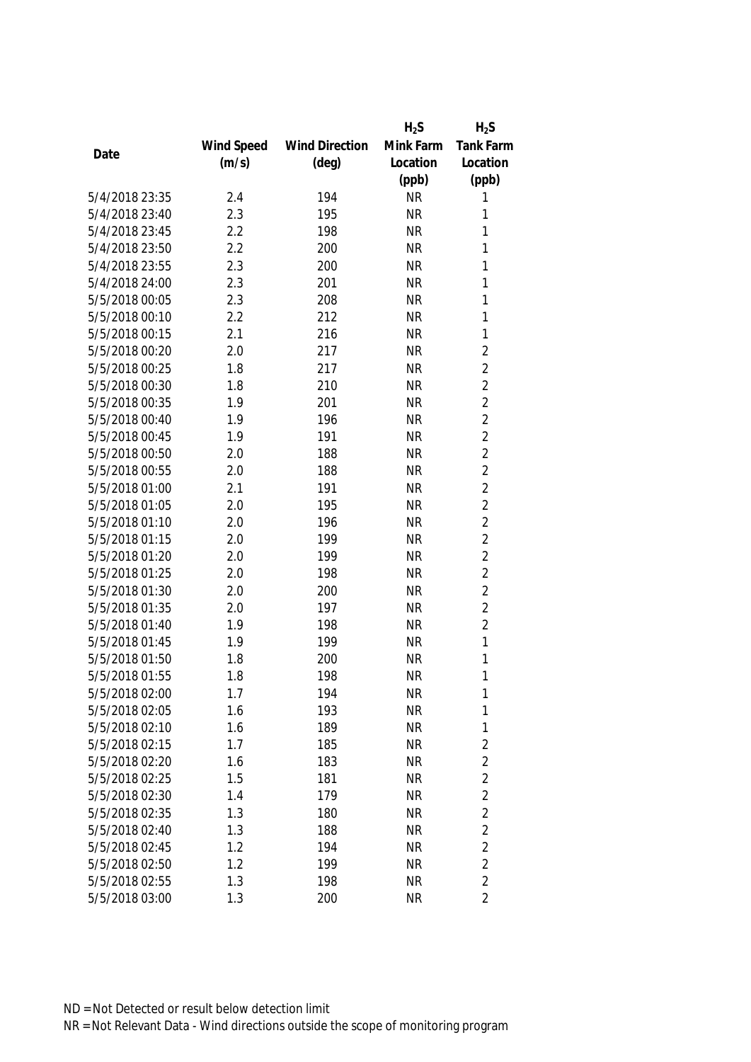| Date | Wind Speed (m/s) | Wind Direction (deg) | $H_2S$ Mink Farm Location (ppb) | $H_2S$ Tank Farm Location (ppb) |
|---|---|---|---|---|
| 5/4/2018 23:35 | 2.4 | 194 | NR | 1 |
| 5/4/2018 23:40 | 2.3 | 195 | NR | 1 |
| 5/4/2018 23:45 | 2.2 | 198 | NR | 1 |
| 5/4/2018 23:50 | 2.2 | 200 | NR | 1 |
| 5/4/2018 23:55 | 2.3 | 200 | NR | 1 |
| 5/4/2018 24:00 | 2.3 | 201 | NR | 1 |
| 5/5/2018 00:05 | 2.3 | 208 | NR | 1 |
| 5/5/2018 00:10 | 2.2 | 212 | NR | 1 |
| 5/5/2018 00:15 | 2.1 | 216 | NR | 1 |
| 5/5/2018 00:20 | 2.0 | 217 | NR | 2 |
| 5/5/2018 00:25 | 1.8 | 217 | NR | 2 |
| 5/5/2018 00:30 | 1.8 | 210 | NR | 2 |
| 5/5/2018 00:35 | 1.9 | 201 | NR | 2 |
| 5/5/2018 00:40 | 1.9 | 196 | NR | 2 |
| 5/5/2018 00:45 | 1.9 | 191 | NR | 2 |
| 5/5/2018 00:50 | 2.0 | 188 | NR | 2 |
| 5/5/2018 00:55 | 2.0 | 188 | NR | 2 |
| 5/5/2018 01:00 | 2.1 | 191 | NR | 2 |
| 5/5/2018 01:05 | 2.0 | 195 | NR | 2 |
| 5/5/2018 01:10 | 2.0 | 196 | NR | 2 |
| 5/5/2018 01:15 | 2.0 | 199 | NR | 2 |
| 5/5/2018 01:20 | 2.0 | 199 | NR | 2 |
| 5/5/2018 01:25 | 2.0 | 198 | NR | 2 |
| 5/5/2018 01:30 | 2.0 | 200 | NR | 2 |
| 5/5/2018 01:35 | 2.0 | 197 | NR | 2 |
| 5/5/2018 01:40 | 1.9 | 198 | NR | 2 |
| 5/5/2018 01:45 | 1.9 | 199 | NR | 1 |
| 5/5/2018 01:50 | 1.8 | 200 | NR | 1 |
| 5/5/2018 01:55 | 1.8 | 198 | NR | 1 |
| 5/5/2018 02:00 | 1.7 | 194 | NR | 1 |
| 5/5/2018 02:05 | 1.6 | 193 | NR | 1 |
| 5/5/2018 02:10 | 1.6 | 189 | NR | 1 |
| 5/5/2018 02:15 | 1.7 | 185 | NR | 2 |
| 5/5/2018 02:20 | 1.6 | 183 | NR | 2 |
| 5/5/2018 02:25 | 1.5 | 181 | NR | 2 |
| 5/5/2018 02:30 | 1.4 | 179 | NR | 2 |
| 5/5/2018 02:35 | 1.3 | 180 | NR | 2 |
| 5/5/2018 02:40 | 1.3 | 188 | NR | 2 |
| 5/5/2018 02:45 | 1.2 | 194 | NR | 2 |
| 5/5/2018 02:50 | 1.2 | 199 | NR | 2 |
| 5/5/2018 02:55 | 1.3 | 198 | NR | 2 |
| 5/5/2018 03:00 | 1.3 | 200 | NR | 2 |

ND = Not Detected or result below detection limit

NR = Not Relevant Data - Wind directions outside the scope of monitoring program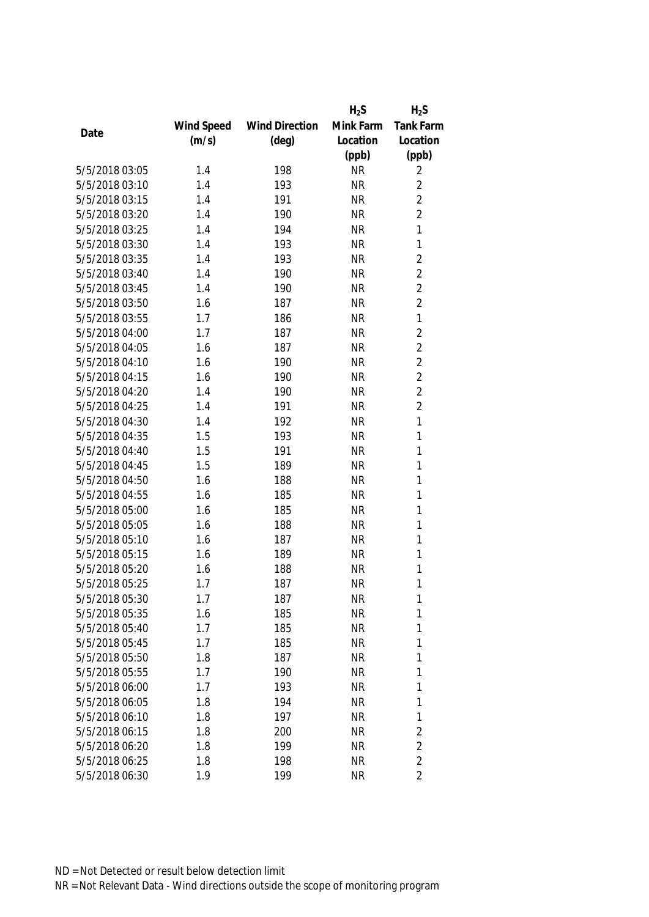| Date | Wind Speed (m/s) | Wind Direction (deg) | $H_2S$ Mink Farm Location (ppb) | $H_2S$ Tank Farm Location (ppb) |
|---|---|---|---|---|
| 5/5/2018 03:05 | 1.4 | 198 | NR | 2 |
| 5/5/2018 03:10 | 1.4 | 193 | NR | 2 |
| 5/5/2018 03:15 | 1.4 | 191 | NR | 2 |
| 5/5/2018 03:20 | 1.4 | 190 | NR | 2 |
| 5/5/2018 03:25 | 1.4 | 194 | NR | 1 |
| 5/5/2018 03:30 | 1.4 | 193 | NR | 1 |
| 5/5/2018 03:35 | 1.4 | 193 | NR | 2 |
| 5/5/2018 03:40 | 1.4 | 190 | NR | 2 |
| 5/5/2018 03:45 | 1.4 | 190 | NR | 2 |
| 5/5/2018 03:50 | 1.6 | 187 | NR | 2 |
| 5/5/2018 03:55 | 1.7 | 186 | NR | 1 |
| 5/5/2018 04:00 | 1.7 | 187 | NR | 2 |
| 5/5/2018 04:05 | 1.6 | 187 | NR | 2 |
| 5/5/2018 04:10 | 1.6 | 190 | NR | 2 |
| 5/5/2018 04:15 | 1.6 | 190 | NR | 2 |
| 5/5/2018 04:20 | 1.4 | 190 | NR | 2 |
| 5/5/2018 04:25 | 1.4 | 191 | NR | 2 |
| 5/5/2018 04:30 | 1.4 | 192 | NR | 1 |
| 5/5/2018 04:35 | 1.5 | 193 | NR | 1 |
| 5/5/2018 04:40 | 1.5 | 191 | NR | 1 |
| 5/5/2018 04:45 | 1.5 | 189 | NR | 1 |
| 5/5/2018 04:50 | 1.6 | 188 | NR | 1 |
| 5/5/2018 04:55 | 1.6 | 185 | NR | 1 |
| 5/5/2018 05:00 | 1.6 | 185 | NR | 1 |
| 5/5/2018 05:05 | 1.6 | 188 | NR | 1 |
| 5/5/2018 05:10 | 1.6 | 187 | NR | 1 |
| 5/5/2018 05:15 | 1.6 | 189 | NR | 1 |
| 5/5/2018 05:20 | 1.6 | 188 | NR | 1 |
| 5/5/2018 05:25 | 1.7 | 187 | NR | 1 |
| 5/5/2018 05:30 | 1.7 | 187 | NR | 1 |
| 5/5/2018 05:35 | 1.6 | 185 | NR | 1 |
| 5/5/2018 05:40 | 1.7 | 185 | NR | 1 |
| 5/5/2018 05:45 | 1.7 | 185 | NR | 1 |
| 5/5/2018 05:50 | 1.8 | 187 | NR | 1 |
| 5/5/2018 05:55 | 1.7 | 190 | NR | 1 |
| 5/5/2018 06:00 | 1.7 | 193 | NR | 1 |
| 5/5/2018 06:05 | 1.8 | 194 | NR | 1 |
| 5/5/2018 06:10 | 1.8 | 197 | NR | 1 |
| 5/5/2018 06:15 | 1.8 | 200 | NR | 2 |
| 5/5/2018 06:20 | 1.8 | 199 | NR | 2 |
| 5/5/2018 06:25 | 1.8 | 198 | NR | 2 |
| 5/5/2018 06:30 | 1.9 | 199 | NR | 2 |

ND = Not Detected or result below detection limit

NR = Not Relevant Data - Wind directions outside the scope of monitoring program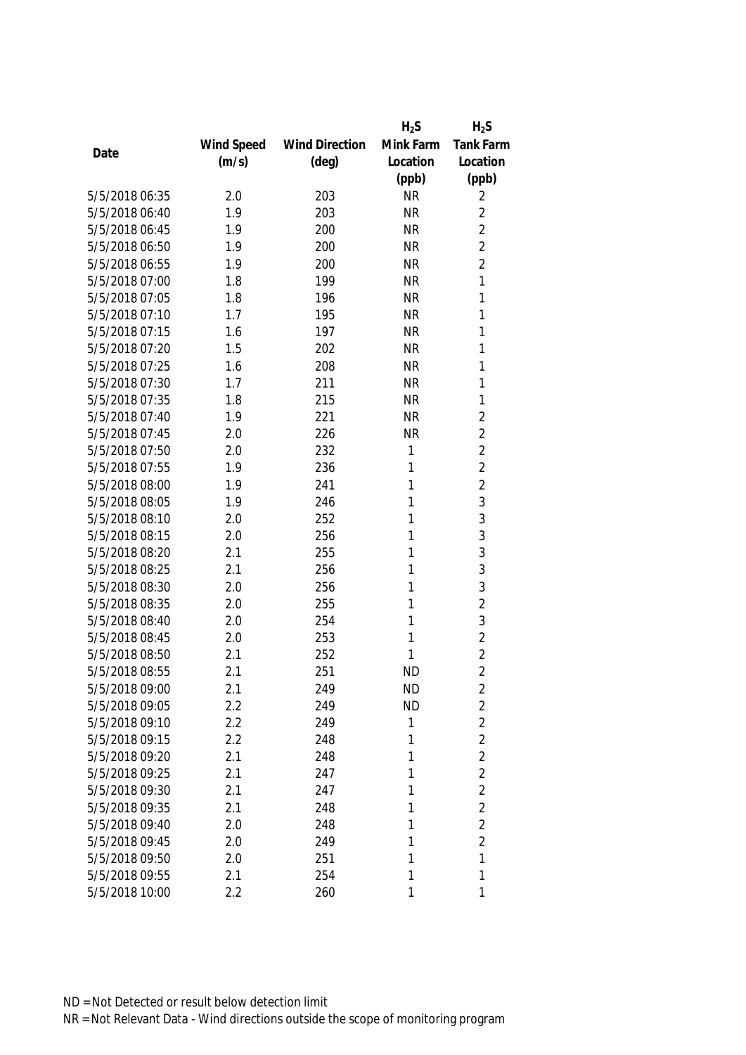| Date | Wind Speed (m/s) | Wind Direction (deg) | $H_2S$ Mink Farm Location (ppb) | $H_2S$ Tank Farm Location (ppb) |
|---|---|---|---|---|
| 5/5/2018 06:35 | 2.0 | 203 | NR | 2 |
| 5/5/2018 06:40 | 1.9 | 203 | NR | 2 |
| 5/5/2018 06:45 | 1.9 | 200 | NR | 2 |
| 5/5/2018 06:50 | 1.9 | 200 | NR | 2 |
| 5/5/2018 06:55 | 1.9 | 200 | NR | 2 |
| 5/5/2018 07:00 | 1.8 | 199 | NR | 1 |
| 5/5/2018 07:05 | 1.8 | 196 | NR | 1 |
| 5/5/2018 07:10 | 1.7 | 195 | NR | 1 |
| 5/5/2018 07:15 | 1.6 | 197 | NR | 1 |
| 5/5/2018 07:20 | 1.5 | 202 | NR | 1 |
| 5/5/2018 07:25 | 1.6 | 208 | NR | 1 |
| 5/5/2018 07:30 | 1.7 | 211 | NR | 1 |
| 5/5/2018 07:35 | 1.8 | 215 | NR | 1 |
| 5/5/2018 07:40 | 1.9 | 221 | NR | 2 |
| 5/5/2018 07:45 | 2.0 | 226 | NR | 2 |
| 5/5/2018 07:50 | 2.0 | 232 | 1 | 2 |
| 5/5/2018 07:55 | 1.9 | 236 | 1 | 2 |
| 5/5/2018 08:00 | 1.9 | 241 | 1 | 2 |
| 5/5/2018 08:05 | 1.9 | 246 | 1 | 3 |
| 5/5/2018 08:10 | 2.0 | 252 | 1 | 3 |
| 5/5/2018 08:15 | 2.0 | 256 | 1 | 3 |
| 5/5/2018 08:20 | 2.1 | 255 | 1 | 3 |
| 5/5/2018 08:25 | 2.1 | 256 | 1 | 3 |
| 5/5/2018 08:30 | 2.0 | 256 | 1 | 3 |
| 5/5/2018 08:35 | 2.0 | 255 | 1 | 2 |
| 5/5/2018 08:40 | 2.0 | 254 | 1 | 3 |
| 5/5/2018 08:45 | 2.0 | 253 | 1 | 2 |
| 5/5/2018 08:50 | 2.1 | 252 | 1 | 2 |
| 5/5/2018 08:55 | 2.1 | 251 | ND | 2 |
| 5/5/2018 09:00 | 2.1 | 249 | ND | 2 |
| 5/5/2018 09:05 | 2.2 | 249 | ND | 2 |
| 5/5/2018 09:10 | 2.2 | 249 | 1 | 2 |
| 5/5/2018 09:15 | 2.2 | 248 | 1 | 2 |
| 5/5/2018 09:20 | 2.1 | 248 | 1 | 2 |
| 5/5/2018 09:25 | 2.1 | 247 | 1 | 2 |
| 5/5/2018 09:30 | 2.1 | 247 | 1 | 2 |
| 5/5/2018 09:35 | 2.1 | 248 | 1 | 2 |
| 5/5/2018 09:40 | 2.0 | 248 | 1 | 2 |
| 5/5/2018 09:45 | 2.0 | 249 | 1 | 2 |
| 5/5/2018 09:50 | 2.0 | 251 | 1 | 1 |
| 5/5/2018 09:55 | 2.1 | 254 | 1 | 1 |
| 5/5/2018 10:00 | 2.2 | 260 | 1 | 1 |

ND = Not Detected or result below detection limit
NR = Not Relevant Data - Wind directions outside the scope of monitoring program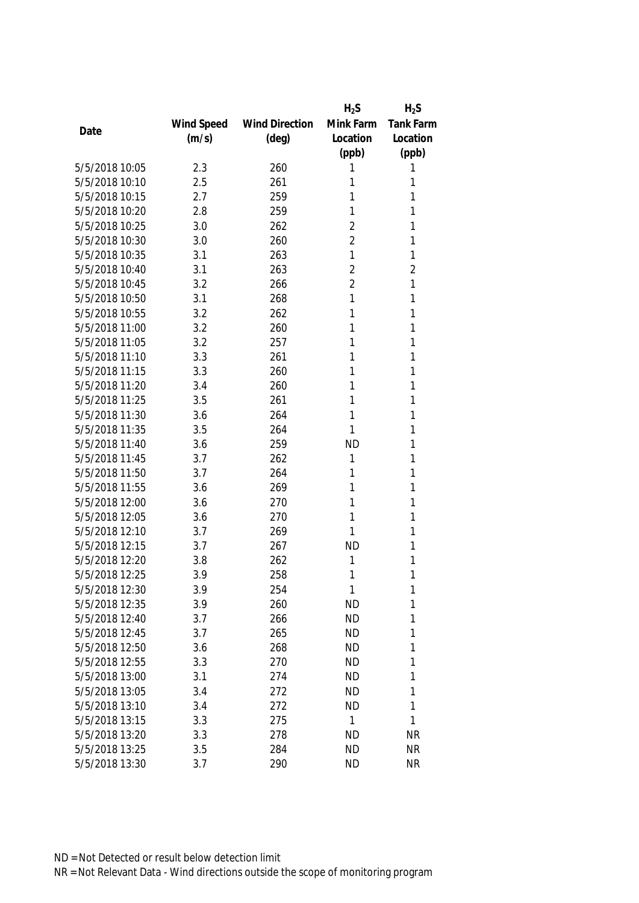| Date | Wind Speed (m/s) | Wind Direction (deg) | $H_2S$ Mink Farm Location (ppb) | $H_2S$ Tank Farm Location (ppb) |
|---|---|---|---|---|
| 5/5/2018 10:05 | 2.3 | 260 | 1 | 1 |
| 5/5/2018 10:10 | 2.5 | 261 | 1 | 1 |
| 5/5/2018 10:15 | 2.7 | 259 | 1 | 1 |
| 5/5/2018 10:20 | 2.8 | 259 | 1 | 1 |
| 5/5/2018 10:25 | 3.0 | 262 | 2 | 1 |
| 5/5/2018 10:30 | 3.0 | 260 | 2 | 1 |
| 5/5/2018 10:35 | 3.1 | 263 | 1 | 1 |
| 5/5/2018 10:40 | 3.1 | 263 | 2 | 2 |
| 5/5/2018 10:45 | 3.2 | 266 | 2 | 1 |
| 5/5/2018 10:50 | 3.1 | 268 | 1 | 1 |
| 5/5/2018 10:55 | 3.2 | 262 | 1 | 1 |
| 5/5/2018 11:00 | 3.2 | 260 | 1 | 1 |
| 5/5/2018 11:05 | 3.2 | 257 | 1 | 1 |
| 5/5/2018 11:10 | 3.3 | 261 | 1 | 1 |
| 5/5/2018 11:15 | 3.3 | 260 | 1 | 1 |
| 5/5/2018 11:20 | 3.4 | 260 | 1 | 1 |
| 5/5/2018 11:25 | 3.5 | 261 | 1 | 1 |
| 5/5/2018 11:30 | 3.6 | 264 | 1 | 1 |
| 5/5/2018 11:35 | 3.5 | 264 | 1 | 1 |
| 5/5/2018 11:40 | 3.6 | 259 | ND | 1 |
| 5/5/2018 11:45 | 3.7 | 262 | 1 | 1 |
| 5/5/2018 11:50 | 3.7 | 264 | 1 | 1 |
| 5/5/2018 11:55 | 3.6 | 269 | 1 | 1 |
| 5/5/2018 12:00 | 3.6 | 270 | 1 | 1 |
| 5/5/2018 12:05 | 3.6 | 270 | 1 | 1 |
| 5/5/2018 12:10 | 3.7 | 269 | 1 | 1 |
| 5/5/2018 12:15 | 3.7 | 267 | ND | 1 |
| 5/5/2018 12:20 | 3.8 | 262 | 1 | 1 |
| 5/5/2018 12:25 | 3.9 | 258 | 1 | 1 |
| 5/5/2018 12:30 | 3.9 | 254 | 1 | 1 |
| 5/5/2018 12:35 | 3.9 | 260 | ND | 1 |
| 5/5/2018 12:40 | 3.7 | 266 | ND | 1 |
| 5/5/2018 12:45 | 3.7 | 265 | ND | 1 |
| 5/5/2018 12:50 | 3.6 | 268 | ND | 1 |
| 5/5/2018 12:55 | 3.3 | 270 | ND | 1 |
| 5/5/2018 13:00 | 3.1 | 274 | ND | 1 |
| 5/5/2018 13:05 | 3.4 | 272 | ND | 1 |
| 5/5/2018 13:10 | 3.4 | 272 | ND | 1 |
| 5/5/2018 13:15 | 3.3 | 275 | 1 | 1 |
| 5/5/2018 13:20 | 3.3 | 278 | ND | NR |
| 5/5/2018 13:25 | 3.5 | 284 | ND | NR |
| 5/5/2018 13:30 | 3.7 | 290 | ND | NR |

ND = Not Detected or result below detection limit
NR = Not Relevant Data - Wind directions outside the scope of monitoring program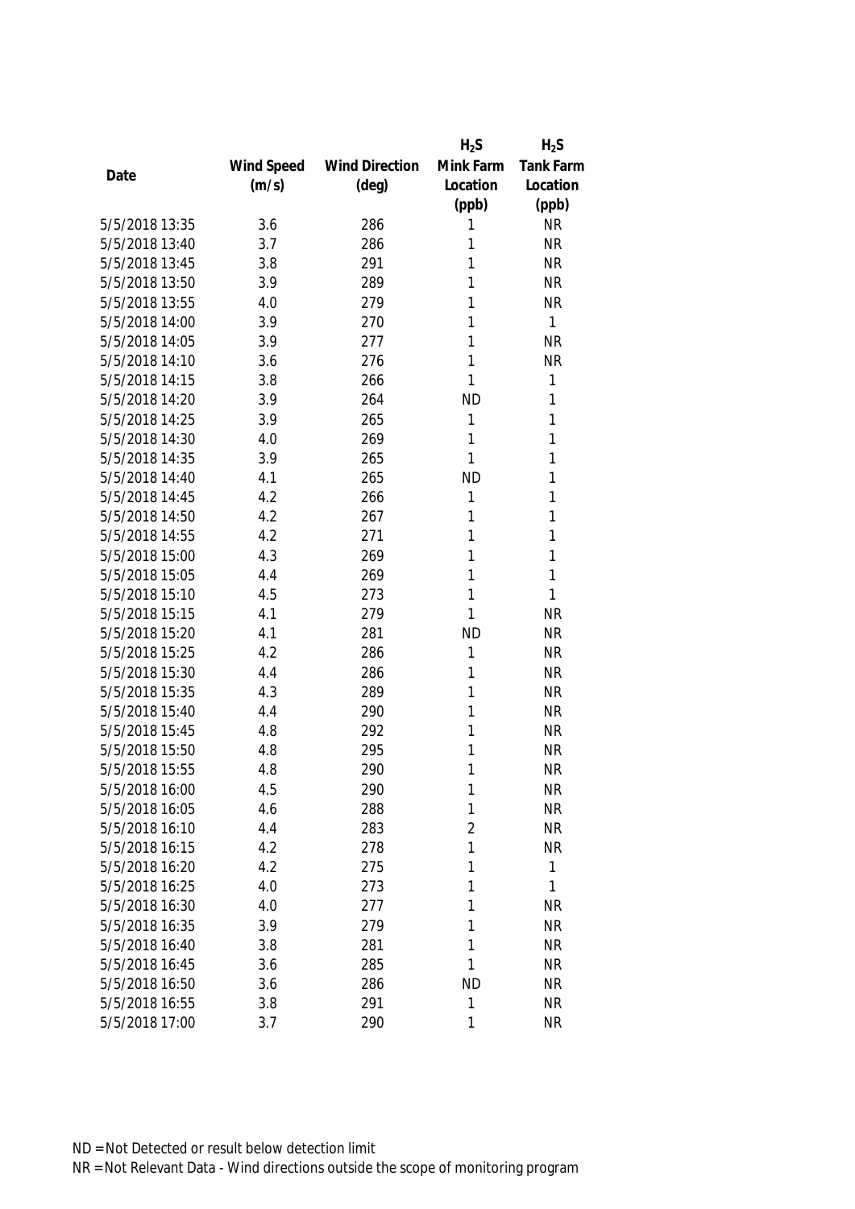| Date | Wind Speed (m/s) | Wind Direction (deg) | $H_2S$ Mink Farm Location (ppb) | $H_2S$ Tank Farm Location (ppb) |
|---|---|---|---|---|
| 5/5/2018 13:35 | 3.6 | 286 | 1 | NR |
| 5/5/2018 13:40 | 3.7 | 286 | 1 | NR |
| 5/5/2018 13:45 | 3.8 | 291 | 1 | NR |
| 5/5/2018 13:50 | 3.9 | 289 | 1 | NR |
| 5/5/2018 13:55 | 4.0 | 279 | 1 | NR |
| 5/5/2018 14:00 | 3.9 | 270 | 1 | 1 |
| 5/5/2018 14:05 | 3.9 | 277 | 1 | NR |
| 5/5/2018 14:10 | 3.6 | 276 | 1 | NR |
| 5/5/2018 14:15 | 3.8 | 266 | 1 | 1 |
| 5/5/2018 14:20 | 3.9 | 264 | ND | 1 |
| 5/5/2018 14:25 | 3.9 | 265 | 1 | 1 |
| 5/5/2018 14:30 | 4.0 | 269 | 1 | 1 |
| 5/5/2018 14:35 | 3.9 | 265 | 1 | 1 |
| 5/5/2018 14:40 | 4.1 | 265 | ND | 1 |
| 5/5/2018 14:45 | 4.2 | 266 | 1 | 1 |
| 5/5/2018 14:50 | 4.2 | 267 | 1 | 1 |
| 5/5/2018 14:55 | 4.2 | 271 | 1 | 1 |
| 5/5/2018 15:00 | 4.3 | 269 | 1 | 1 |
| 5/5/2018 15:05 | 4.4 | 269 | 1 | 1 |
| 5/5/2018 15:10 | 4.5 | 273 | 1 | 1 |
| 5/5/2018 15:15 | 4.1 | 279 | 1 | NR |
| 5/5/2018 15:20 | 4.1 | 281 | ND | NR |
| 5/5/2018 15:25 | 4.2 | 286 | 1 | NR |
| 5/5/2018 15:30 | 4.4 | 286 | 1 | NR |
| 5/5/2018 15:35 | 4.3 | 289 | 1 | NR |
| 5/5/2018 15:40 | 4.4 | 290 | 1 | NR |
| 5/5/2018 15:45 | 4.8 | 292 | 1 | NR |
| 5/5/2018 15:50 | 4.8 | 295 | 1 | NR |
| 5/5/2018 15:55 | 4.8 | 290 | 1 | NR |
| 5/5/2018 16:00 | 4.5 | 290 | 1 | NR |
| 5/5/2018 16:05 | 4.6 | 288 | 1 | NR |
| 5/5/2018 16:10 | 4.4 | 283 | 2 | NR |
| 5/5/2018 16:15 | 4.2 | 278 | 1 | NR |
| 5/5/2018 16:20 | 4.2 | 275 | 1 | 1 |
| 5/5/2018 16:25 | 4.0 | 273 | 1 | 1 |
| 5/5/2018 16:30 | 4.0 | 277 | 1 | NR |
| 5/5/2018 16:35 | 3.9 | 279 | 1 | NR |
| 5/5/2018 16:40 | 3.8 | 281 | 1 | NR |
| 5/5/2018 16:45 | 3.6 | 285 | 1 | NR |
| 5/5/2018 16:50 | 3.6 | 286 | ND | NR |
| 5/5/2018 16:55 | 3.8 | 291 | 1 | NR |
| 5/5/2018 17:00 | 3.7 | 290 | 1 | NR |

ND = Not Detected or result below detection limit

NR = Not Relevant Data - Wind directions outside the scope of monitoring program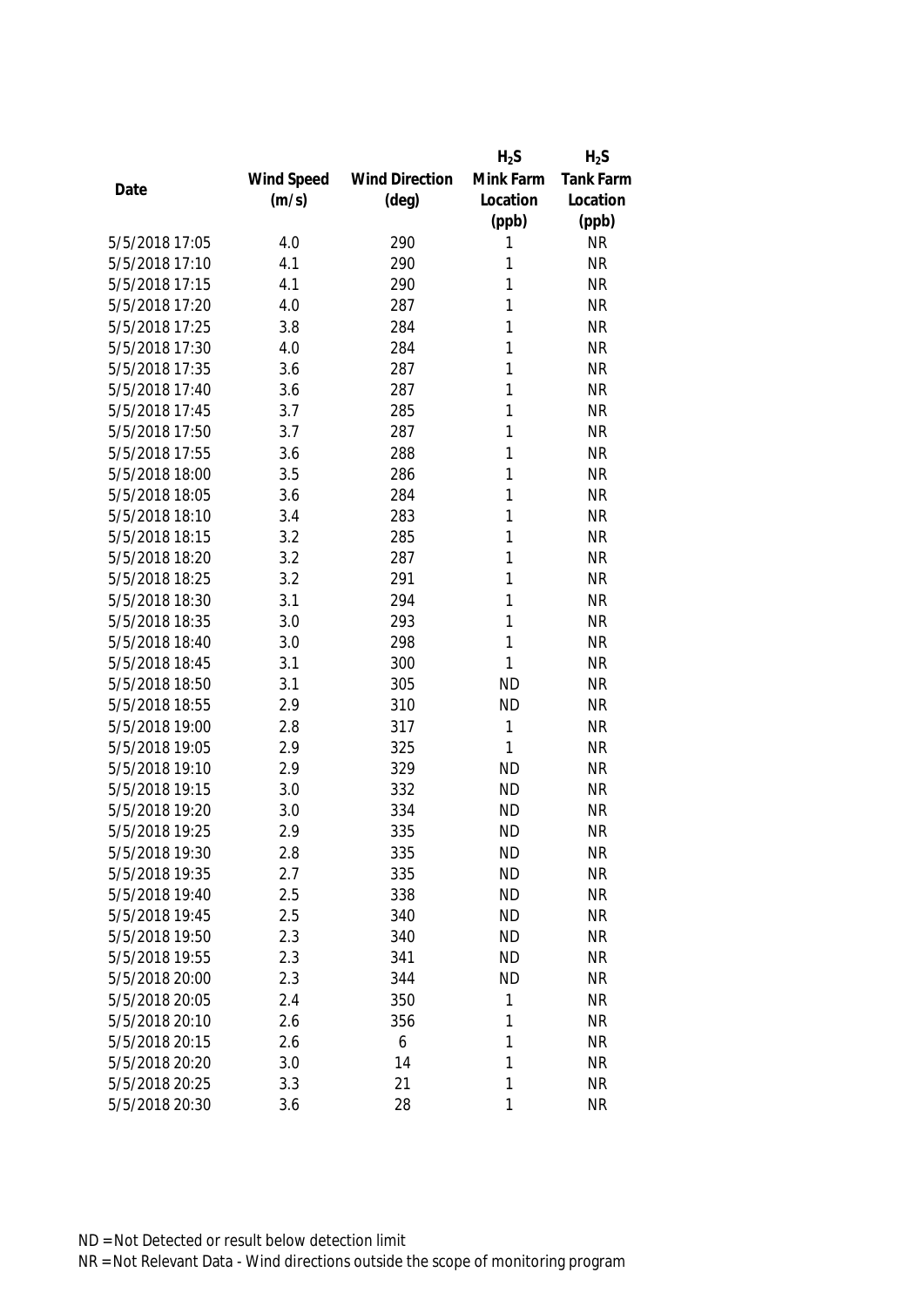| Date | Wind Speed (m/s) | Wind Direction (deg) | $H_2S$ Mink Farm Location (ppb) | $H_2S$ Tank Farm Location (ppb) |
|---|---|---|---|---|
| 5/5/2018 17:05 | 4.0 | 290 | 1 | NR |
| 5/5/2018 17:10 | 4.1 | 290 | 1 | NR |
| 5/5/2018 17:15 | 4.1 | 290 | 1 | NR |
| 5/5/2018 17:20 | 4.0 | 287 | 1 | NR |
| 5/5/2018 17:25 | 3.8 | 284 | 1 | NR |
| 5/5/2018 17:30 | 4.0 | 284 | 1 | NR |
| 5/5/2018 17:35 | 3.6 | 287 | 1 | NR |
| 5/5/2018 17:40 | 3.6 | 287 | 1 | NR |
| 5/5/2018 17:45 | 3.7 | 285 | 1 | NR |
| 5/5/2018 17:50 | 3.7 | 287 | 1 | NR |
| 5/5/2018 17:55 | 3.6 | 288 | 1 | NR |
| 5/5/2018 18:00 | 3.5 | 286 | 1 | NR |
| 5/5/2018 18:05 | 3.6 | 284 | 1 | NR |
| 5/5/2018 18:10 | 3.4 | 283 | 1 | NR |
| 5/5/2018 18:15 | 3.2 | 285 | 1 | NR |
| 5/5/2018 18:20 | 3.2 | 287 | 1 | NR |
| 5/5/2018 18:25 | 3.2 | 291 | 1 | NR |
| 5/5/2018 18:30 | 3.1 | 294 | 1 | NR |
| 5/5/2018 18:35 | 3.0 | 293 | 1 | NR |
| 5/5/2018 18:40 | 3.0 | 298 | 1 | NR |
| 5/5/2018 18:45 | 3.1 | 300 | 1 | NR |
| 5/5/2018 18:50 | 3.1 | 305 | ND | NR |
| 5/5/2018 18:55 | 2.9 | 310 | ND | NR |
| 5/5/2018 19:00 | 2.8 | 317 | 1 | NR |
| 5/5/2018 19:05 | 2.9 | 325 | 1 | NR |
| 5/5/2018 19:10 | 2.9 | 329 | ND | NR |
| 5/5/2018 19:15 | 3.0 | 332 | ND | NR |
| 5/5/2018 19:20 | 3.0 | 334 | ND | NR |
| 5/5/2018 19:25 | 2.9 | 335 | ND | NR |
| 5/5/2018 19:30 | 2.8 | 335 | ND | NR |
| 5/5/2018 19:35 | 2.7 | 335 | ND | NR |
| 5/5/2018 19:40 | 2.5 | 338 | ND | NR |
| 5/5/2018 19:45 | 2.5 | 340 | ND | NR |
| 5/5/2018 19:50 | 2.3 | 340 | ND | NR |
| 5/5/2018 19:55 | 2.3 | 341 | ND | NR |
| 5/5/2018 20:00 | 2.3 | 344 | ND | NR |
| 5/5/2018 20:05 | 2.4 | 350 | 1 | NR |
| 5/5/2018 20:10 | 2.6 | 356 | 1 | NR |
| 5/5/2018 20:15 | 2.6 | 6 | 1 | NR |
| 5/5/2018 20:20 | 3.0 | 14 | 1 | NR |
| 5/5/2018 20:25 | 3.3 | 21 | 1 | NR |
| 5/5/2018 20:30 | 3.6 | 28 | 1 | NR |

ND = Not Detected or result below detection limit

NR = Not Relevant Data - Wind directions outside the scope of monitoring program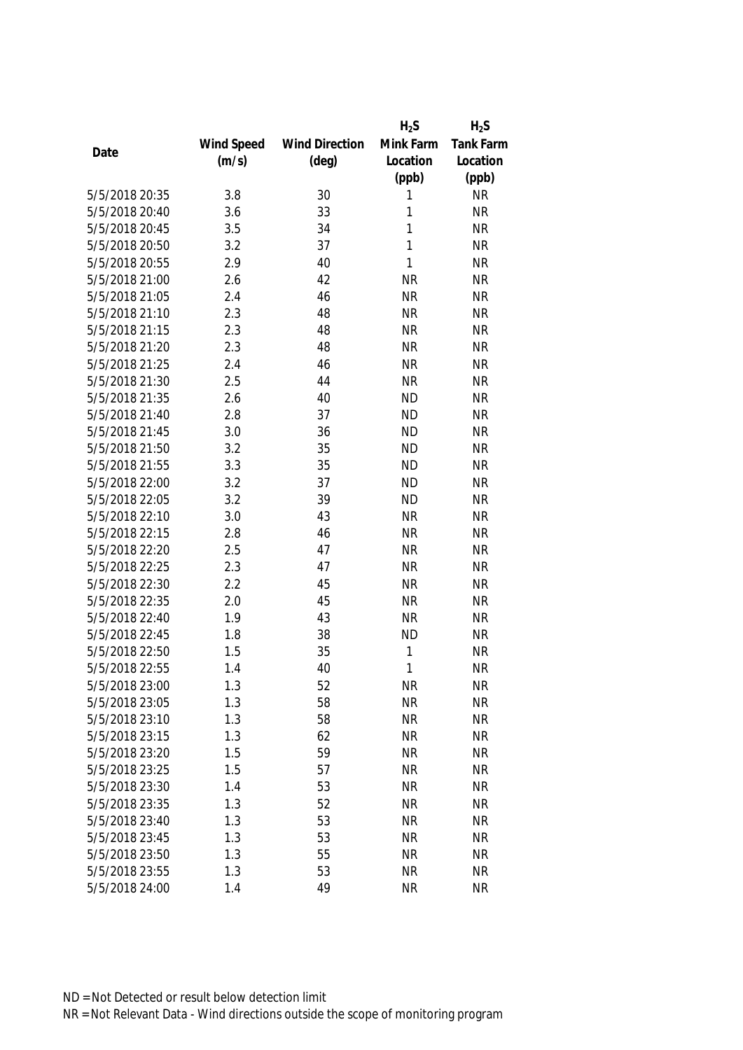| Date | Wind Speed (m/s) | Wind Direction (deg) | $H_2S$ Mink Farm Location (ppb) | $H_2S$ Tank Farm Location (ppb) |
|---|---|---|---|---|
| 5/5/2018 20:35 | 3.8 | 30 | 1 | NR |
| 5/5/2018 20:40 | 3.6 | 33 | 1 | NR |
| 5/5/2018 20:45 | 3.5 | 34 | 1 | NR |
| 5/5/2018 20:50 | 3.2 | 37 | 1 | NR |
| 5/5/2018 20:55 | 2.9 | 40 | 1 | NR |
| 5/5/2018 21:00 | 2.6 | 42 | NR | NR |
| 5/5/2018 21:05 | 2.4 | 46 | NR | NR |
| 5/5/2018 21:10 | 2.3 | 48 | NR | NR |
| 5/5/2018 21:15 | 2.3 | 48 | NR | NR |
| 5/5/2018 21:20 | 2.3 | 48 | NR | NR |
| 5/5/2018 21:25 | 2.4 | 46 | NR | NR |
| 5/5/2018 21:30 | 2.5 | 44 | NR | NR |
| 5/5/2018 21:35 | 2.6 | 40 | ND | NR |
| 5/5/2018 21:40 | 2.8 | 37 | ND | NR |
| 5/5/2018 21:45 | 3.0 | 36 | ND | NR |
| 5/5/2018 21:50 | 3.2 | 35 | ND | NR |
| 5/5/2018 21:55 | 3.3 | 35 | ND | NR |
| 5/5/2018 22:00 | 3.2 | 37 | ND | NR |
| 5/5/2018 22:05 | 3.2 | 39 | ND | NR |
| 5/5/2018 22:10 | 3.0 | 43 | NR | NR |
| 5/5/2018 22:15 | 2.8 | 46 | NR | NR |
| 5/5/2018 22:20 | 2.5 | 47 | NR | NR |
| 5/5/2018 22:25 | 2.3 | 47 | NR | NR |
| 5/5/2018 22:30 | 2.2 | 45 | NR | NR |
| 5/5/2018 22:35 | 2.0 | 45 | NR | NR |
| 5/5/2018 22:40 | 1.9 | 43 | NR | NR |
| 5/5/2018 22:45 | 1.8 | 38 | ND | NR |
| 5/5/2018 22:50 | 1.5 | 35 | 1 | NR |
| 5/5/2018 22:55 | 1.4 | 40 | 1 | NR |
| 5/5/2018 23:00 | 1.3 | 52 | NR | NR |
| 5/5/2018 23:05 | 1.3 | 58 | NR | NR |
| 5/5/2018 23:10 | 1.3 | 58 | NR | NR |
| 5/5/2018 23:15 | 1.3 | 62 | NR | NR |
| 5/5/2018 23:20 | 1.5 | 59 | NR | NR |
| 5/5/2018 23:25 | 1.5 | 57 | NR | NR |
| 5/5/2018 23:30 | 1.4 | 53 | NR | NR |
| 5/5/2018 23:35 | 1.3 | 52 | NR | NR |
| 5/5/2018 23:40 | 1.3 | 53 | NR | NR |
| 5/5/2018 23:45 | 1.3 | 53 | NR | NR |
| 5/5/2018 23:50 | 1.3 | 55 | NR | NR |
| 5/5/2018 23:55 | 1.3 | 53 | NR | NR |
| 5/5/2018 24:00 | 1.4 | 49 | NR | NR |

ND = Not Detected or result below detection limit
NR = Not Relevant Data - Wind directions outside the scope of monitoring program